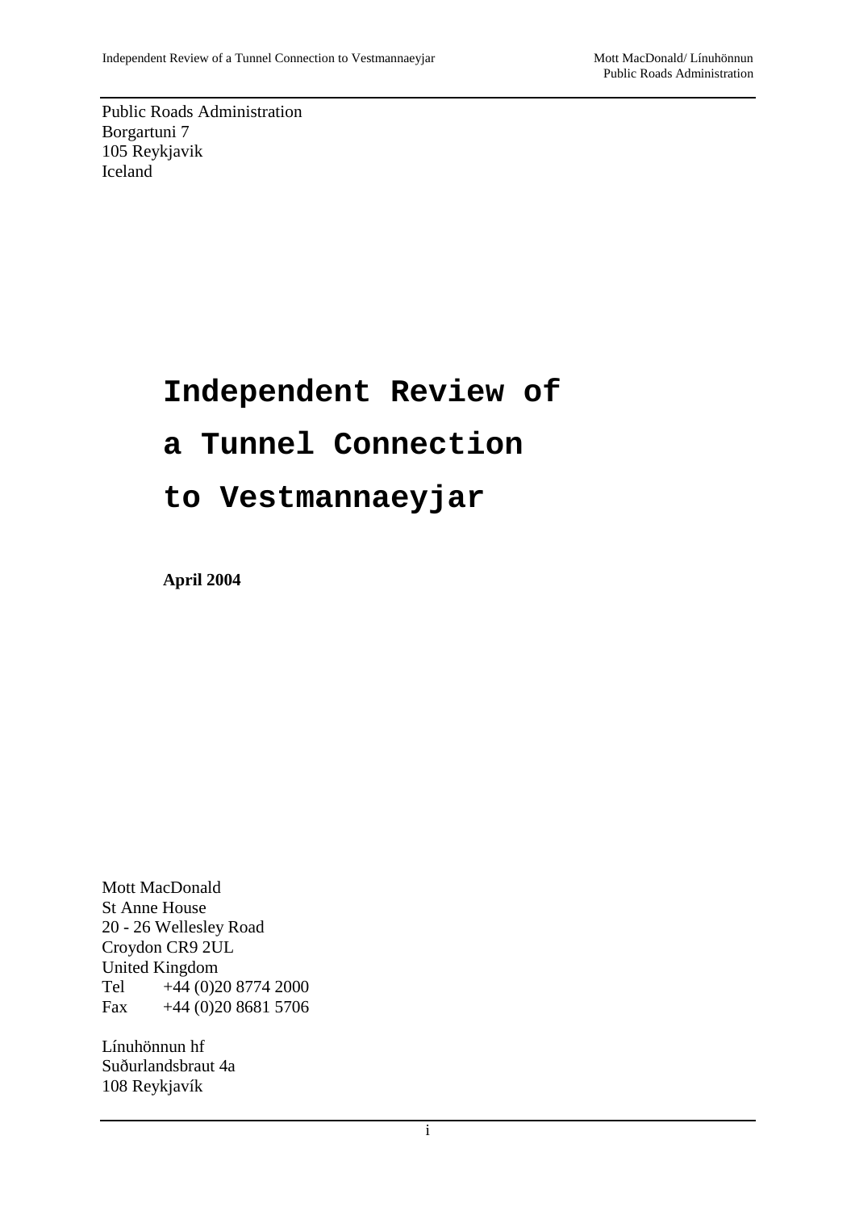Public Roads Administration
Borgartuni 7
105 Reykjavik
Iceland

# Independent Review of a Tunnel Connection to Vestmannaeyjar

**April 2004**

Mott MacDonald
St Anne House
20 - 26 Wellesley Road
Croydon CR9 2UL
United Kingdom
Tel +44 (0)20 8774 2000
Fax +44 (0)20 8681 5706

Línuhönnun hf
Suðurlandsbraut 4a
108 Reykjavík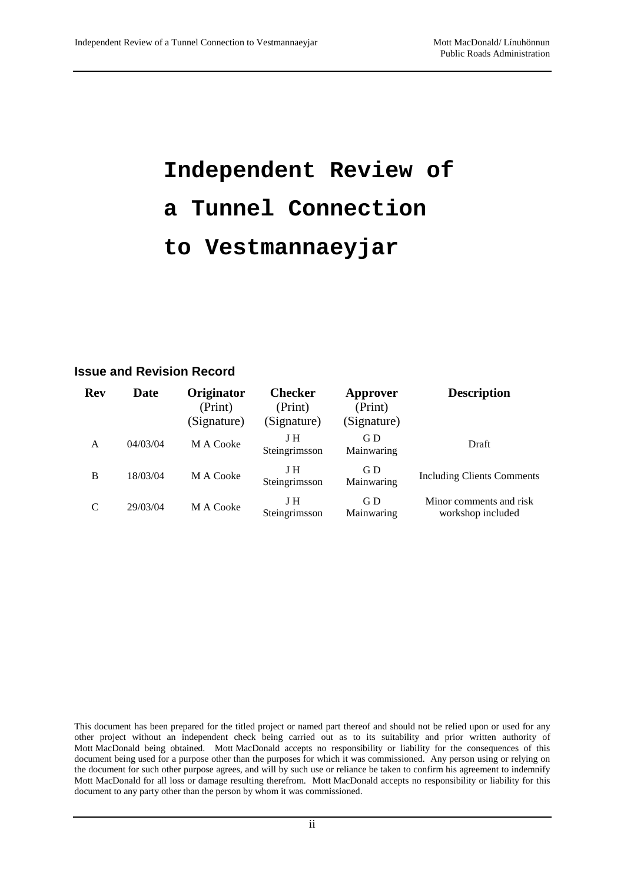# Independent Review of a Tunnel Connection to Vestmannaeyjar

## Issue and Revision Record

| Rev | Date | Originator (Print) (Signature) | Checker (Print) (Signature) | Approver (Print) (Signature) | Description |
|---|---|---|---|---|---|
| A | 04/03/04 | M A Cooke | J H Steingrimsson | G D Mainwaring | Draft |
| B | 18/03/04 | M A Cooke | J H Steingrimsson | G D Mainwaring | Including Clients Comments |
| C | 29/03/04 | M A Cooke | J H Steingrimsson | G D Mainwaring | Minor comments and risk workshop included |

This document has been prepared for the titled project or named part thereof and should not be relied upon or used for any other project without an independent check being carried out as to its suitability and prior written authority of Mott MacDonald being obtained. Mott MacDonald accepts no responsibility or liability for the consequences of this document being used for a purpose other than the purposes for which it was commissioned. Any person using or relying on the document for such other purpose agrees, and will by such use or reliance be taken to confirm his agreement to indemnify Mott MacDonald for all loss or damage resulting therefrom. Mott MacDonald accepts no responsibility or liability for this document to any party other than the person by whom it was commissioned.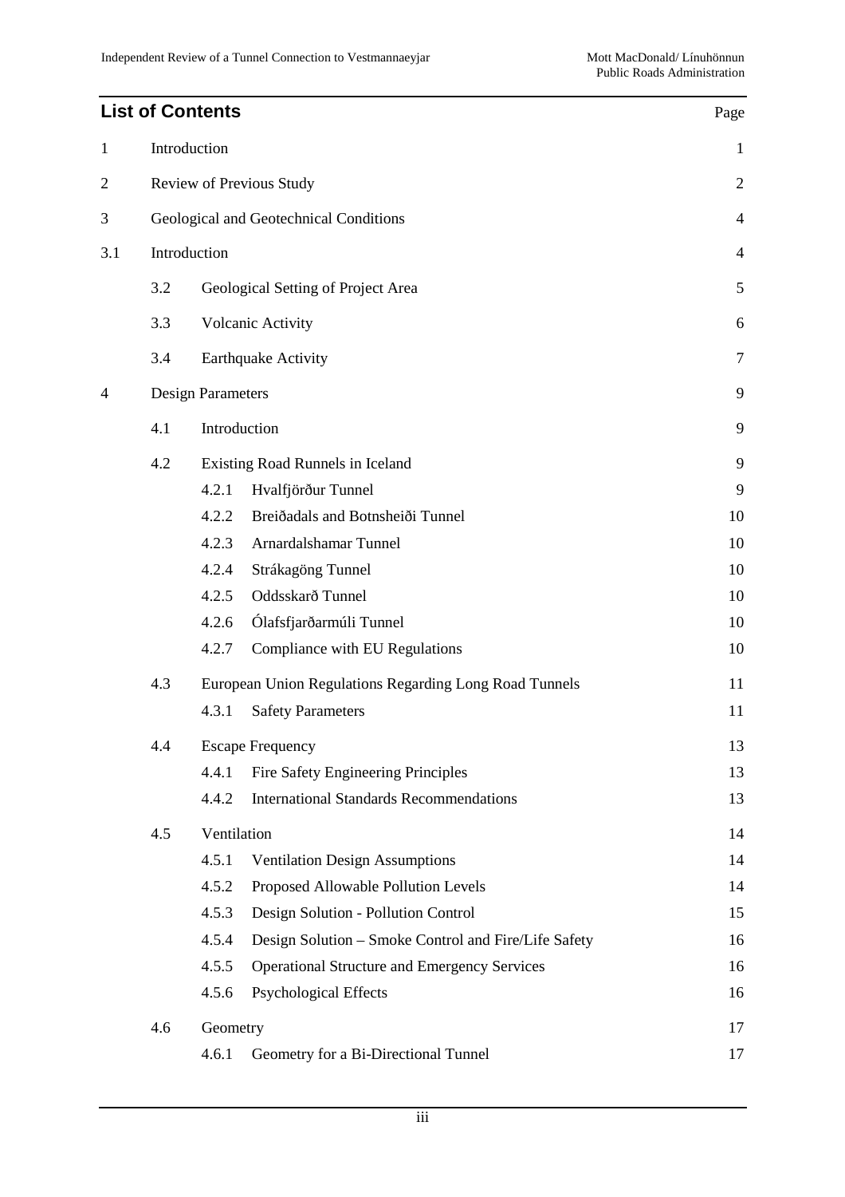## List of Contents

| | | | Page |
|---|---|---|---|
| 1 | Introduction | | 1 |
| 2 | Review of Previous Study | | 2 |
| 3 | Geological and Geotechnical Conditions | | 4 |
| 3.1 | Introduction | | 4 |
| | 3.2 | Geological Setting of Project Area | 5 |
| | 3.3 | Volcanic Activity | 6 |
| | 3.4 | Earthquake Activity | 7 |
| 4 | Design Parameters | | 9 |
| | 4.1 | Introduction | 9 |
| | 4.2 | Existing Road Runnels in Iceland | 9 |
| | | 4.2.1 Hvalfjörður Tunnel | 9 |
| | | 4.2.2 Breiðadals and Botnsheiði Tunnel | 10 |
| | | 4.2.3 Arnardalshamar Tunnel | 10 |
| | | 4.2.4 Strákagöng Tunnel | 10 |
| | | 4.2.5 Oddsskarð Tunnel | 10 |
| | | 4.2.6 Ólafsfjarðarmúli Tunnel | 10 |
| | | 4.2.7 Compliance with EU Regulations | 10 |
| | 4.3 | European Union Regulations Regarding Long Road Tunnels | 11 |
| | | 4.3.1 Safety Parameters | 11 |
| | 4.4 | Escape Frequency | 13 |
| | | 4.4.1 Fire Safety Engineering Principles | 13 |
| | | 4.4.2 International Standards Recommendations | 13 |
| | 4.5 | Ventilation | 14 |
| | | 4.5.1 Ventilation Design Assumptions | 14 |
| | | 4.5.2 Proposed Allowable Pollution Levels | 14 |
| | | 4.5.3 Design Solution - Pollution Control | 15 |
| | | 4.5.4 Design Solution – Smoke Control and Fire/Life Safety | 16 |
| | | 4.5.5 Operational Structure and Emergency Services | 16 |
| | | 4.5.6 Psychological Effects | 16 |
| | 4.6 | Geometry | 17 |
| | | 4.6.1 Geometry for a Bi-Directional Tunnel | 17 |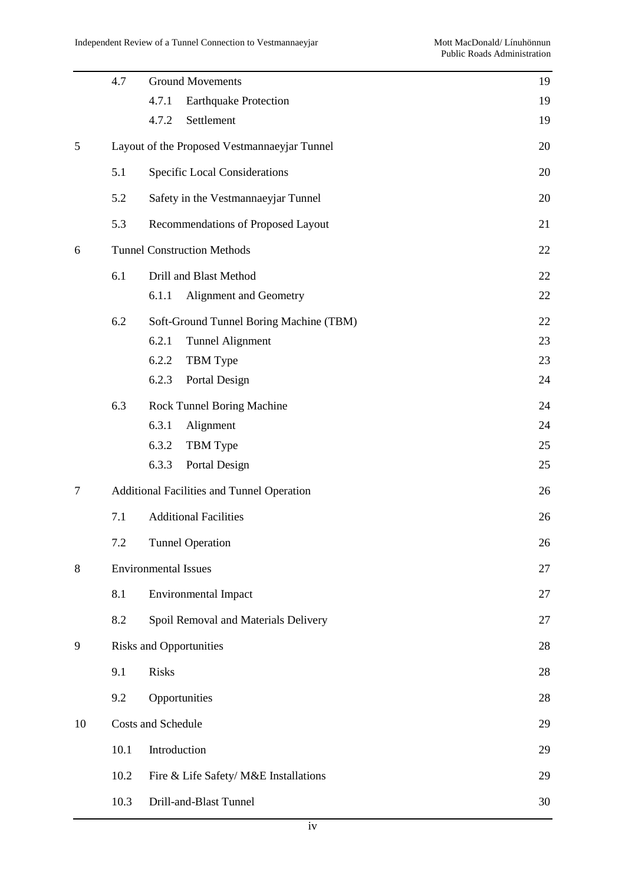| | | | |
|---|---|---|---|
| | 4.7 | Ground Movements | 19 |
| | | 4.7.1 Earthquake Protection | 19 |
| | | 4.7.2 Settlement | 19 |
| 5 | | Layout of the Proposed Vestmannaeyjar Tunnel | 20 |
| | 5.1 | Specific Local Considerations | 20 |
| | 5.2 | Safety in the Vestmannaeyjar Tunnel | 20 |
| | 5.3 | Recommendations of Proposed Layout | 21 |
| 6 | | Tunnel Construction Methods | 22 |
| | 6.1 | Drill and Blast Method | 22 |
| | | 6.1.1 Alignment and Geometry | 22 |
| | 6.2 | Soft-Ground Tunnel Boring Machine (TBM) | 22 |
| | | 6.2.1 Tunnel Alignment | 23 |
| | | 6.2.2 TBM Type | 23 |
| | | 6.2.3 Portal Design | 24 |
| | 6.3 | Rock Tunnel Boring Machine | 24 |
| | | 6.3.1 Alignment | 24 |
| | | 6.3.2 TBM Type | 25 |
| | | 6.3.3 Portal Design | 25 |
| 7 | | Additional Facilities and Tunnel Operation | 26 |
| | 7.1 | Additional Facilities | 26 |
| | 7.2 | Tunnel Operation | 26 |
| 8 | | Environmental Issues | 27 |
| | 8.1 | Environmental Impact | 27 |
| | 8.2 | Spoil Removal and Materials Delivery | 27 |
| 9 | | Risks and Opportunities | 28 |
| | 9.1 | Risks | 28 |
| | 9.2 | Opportunities | 28 |
| 10 | | Costs and Schedule | 29 |
| | 10.1 | Introduction | 29 |
| | 10.2 | Fire & Life Safety/ M&E Installations | 29 |
| | 10.3 | Drill-and-Blast Tunnel | 30 |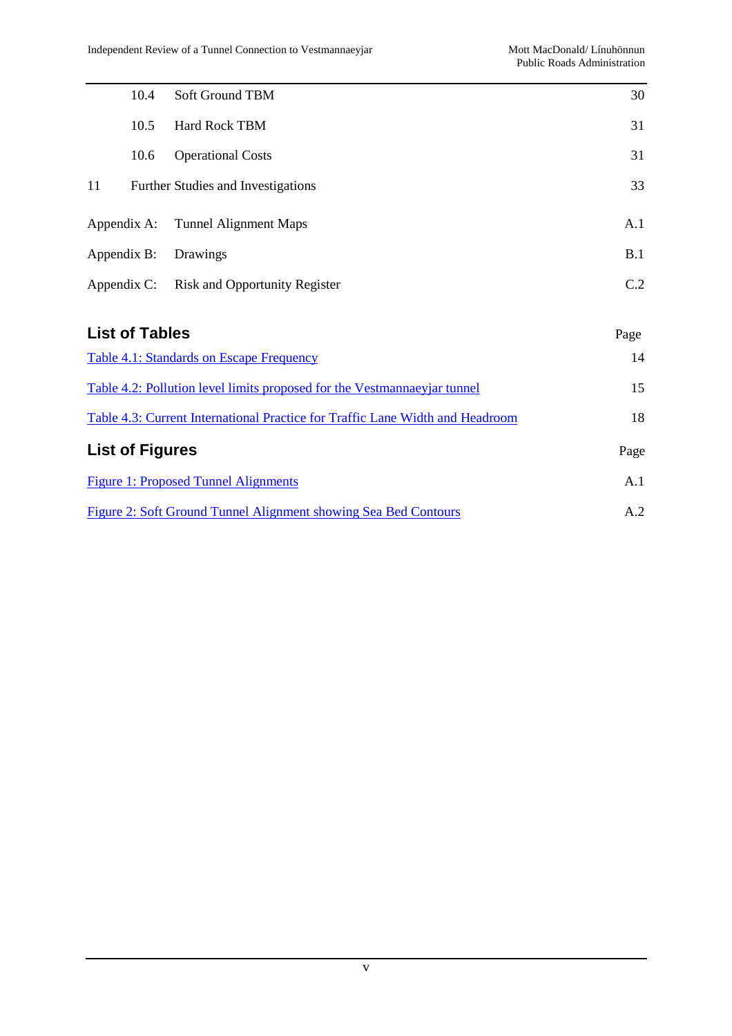| | | |
|---|---|---|
| 10.4 | Soft Ground TBM | 30 |
| 10.5 | Hard Rock TBM | 31 |
| 10.6 | Operational Costs | 31 |
| 11 | Further Studies and Investigations | 33 |
| Appendix A: | Tunnel Alignment Maps | A.1 |
| Appendix B: | Drawings | B.1 |
| Appendix C: | Risk and Opportunity Register | C.2 |

## List of Tables

| | Page |
|---|---|
| Table 4.1: Standards on Escape Frequency | 14 |
| Table 4.2: Pollution level limits proposed for the Vestmannaeyjar tunnel | 15 |
| Table 4.3: Current International Practice for Traffic Lane Width and Headroom | 18 |

## List of Figures

| | Page |
|---|---|
| Figure 1: Proposed Tunnel Alignments | A.1 |
| Figure 2: Soft Ground Tunnel Alignment showing Sea Bed Contours | A.2 |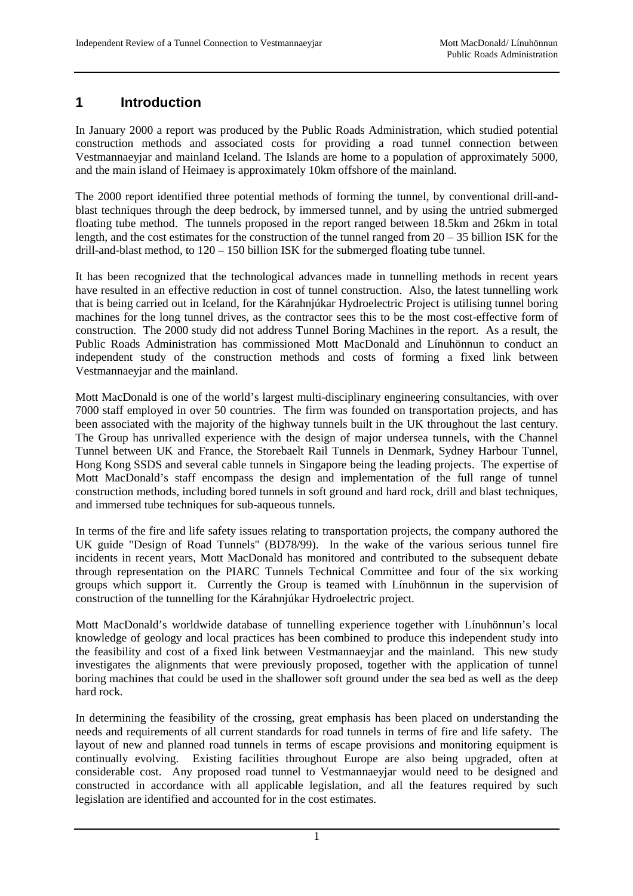# 1 Introduction

In January 2000 a report was produced by the Public Roads Administration, which studied potential construction methods and associated costs for providing a road tunnel connection between Vestmannaeyjar and mainland Iceland. The Islands are home to a population of approximately 5000, and the main island of Heimaey is approximately 10km offshore of the mainland.

The 2000 report identified three potential methods of forming the tunnel, by conventional drill-and-blast techniques through the deep bedrock, by immersed tunnel, and by using the untried submerged floating tube method. The tunnels proposed in the report ranged between 18.5km and 26km in total length, and the cost estimates for the construction of the tunnel ranged from 20 – 35 billion ISK for the drill-and-blast method, to 120 – 150 billion ISK for the submerged floating tube tunnel.

It has been recognized that the technological advances made in tunnelling methods in recent years have resulted in an effective reduction in cost of tunnel construction. Also, the latest tunnelling work that is being carried out in Iceland, for the Kárahnjúkar Hydroelectric Project is utilising tunnel boring machines for the long tunnel drives, as the contractor sees this to be the most cost-effective form of construction. The 2000 study did not address Tunnel Boring Machines in the report. As a result, the Public Roads Administration has commissioned Mott MacDonald and Línuhönnun to conduct an independent study of the construction methods and costs of forming a fixed link between Vestmannaeyjar and the mainland.

Mott MacDonald is one of the world's largest multi-disciplinary engineering consultancies, with over 7000 staff employed in over 50 countries. The firm was founded on transportation projects, and has been associated with the majority of the highway tunnels built in the UK throughout the last century. The Group has unrivalled experience with the design of major undersea tunnels, with the Channel Tunnel between UK and France, the Storebaelt Rail Tunnels in Denmark, Sydney Harbour Tunnel, Hong Kong SSDS and several cable tunnels in Singapore being the leading projects. The expertise of Mott MacDonald's staff encompass the design and implementation of the full range of tunnel construction methods, including bored tunnels in soft ground and hard rock, drill and blast techniques, and immersed tube techniques for sub-aqueous tunnels.

In terms of the fire and life safety issues relating to transportation projects, the company authored the UK guide "Design of Road Tunnels" (BD78/99). In the wake of the various serious tunnel fire incidents in recent years, Mott MacDonald has monitored and contributed to the subsequent debate through representation on the PIARC Tunnels Technical Committee and four of the six working groups which support it. Currently the Group is teamed with Línuhönnun in the supervision of construction of the tunnelling for the Kárahnjúkar Hydroelectric project.

Mott MacDonald's worldwide database of tunnelling experience together with Línuhönnun's local knowledge of geology and local practices has been combined to produce this independent study into the feasibility and cost of a fixed link between Vestmannaeyjar and the mainland. This new study investigates the alignments that were previously proposed, together with the application of tunnel boring machines that could be used in the shallower soft ground under the sea bed as well as the deep hard rock.

In determining the feasibility of the crossing, great emphasis has been placed on understanding the needs and requirements of all current standards for road tunnels in terms of fire and life safety. The layout of new and planned road tunnels in terms of escape provisions and monitoring equipment is continually evolving. Existing facilities throughout Europe are also being upgraded, often at considerable cost. Any proposed road tunnel to Vestmannaeyjar would need to be designed and constructed in accordance with all applicable legislation, and all the features required by such legislation are identified and accounted for in the cost estimates.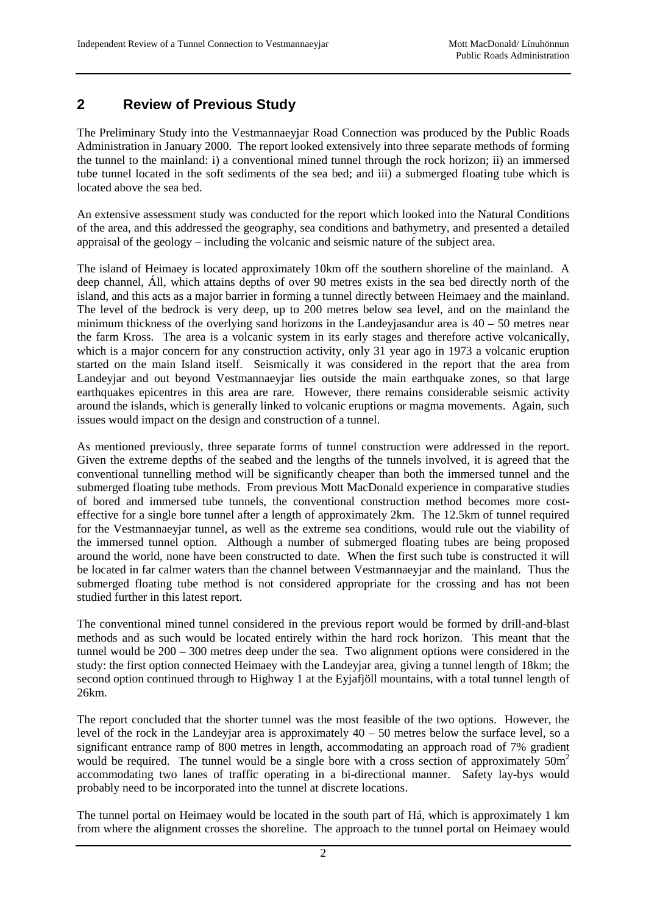## 2 Review of Previous Study

The Preliminary Study into the Vestmannaeyjar Road Connection was produced by the Public Roads Administration in January 2000. The report looked extensively into three separate methods of forming the tunnel to the mainland: i) a conventional mined tunnel through the rock horizon; ii) an immersed tube tunnel located in the soft sediments of the sea bed; and iii) a submerged floating tube which is located above the sea bed.

An extensive assessment study was conducted for the report which looked into the Natural Conditions of the area, and this addressed the geography, sea conditions and bathymetry, and presented a detailed appraisal of the geology – including the volcanic and seismic nature of the subject area.

The island of Heimaey is located approximately 10km off the southern shoreline of the mainland. A deep channel, Áll, which attains depths of over 90 metres exists in the sea bed directly north of the island, and this acts as a major barrier in forming a tunnel directly between Heimaey and the mainland. The level of the bedrock is very deep, up to 200 metres below sea level, and on the mainland the minimum thickness of the overlying sand horizons in the Landeyjasandur area is 40 – 50 metres near the farm Kross. The area is a volcanic system in its early stages and therefore active volcanically, which is a major concern for any construction activity, only 31 year ago in 1973 a volcanic eruption started on the main Island itself. Seismically it was considered in the report that the area from Landeyjar and out beyond Vestmannaeyjar lies outside the main earthquake zones, so that large earthquakes epicentres in this area are rare. However, there remains considerable seismic activity around the islands, which is generally linked to volcanic eruptions or magma movements. Again, such issues would impact on the design and construction of a tunnel.

As mentioned previously, three separate forms of tunnel construction were addressed in the report. Given the extreme depths of the seabed and the lengths of the tunnels involved, it is agreed that the conventional tunnelling method will be significantly cheaper than both the immersed tunnel and the submerged floating tube methods. From previous Mott MacDonald experience in comparative studies of bored and immersed tube tunnels, the conventional construction method becomes more cost-effective for a single bore tunnel after a length of approximately 2km. The 12.5km of tunnel required for the Vestmannaeyjar tunnel, as well as the extreme sea conditions, would rule out the viability of the immersed tunnel option. Although a number of submerged floating tubes are being proposed around the world, none have been constructed to date. When the first such tube is constructed it will be located in far calmer waters than the channel between Vestmannaeyjar and the mainland. Thus the submerged floating tube method is not considered appropriate for the crossing and has not been studied further in this latest report.

The conventional mined tunnel considered in the previous report would be formed by drill-and-blast methods and as such would be located entirely within the hard rock horizon. This meant that the tunnel would be 200 – 300 metres deep under the sea. Two alignment options were considered in the study: the first option connected Heimaey with the Landeyjar area, giving a tunnel length of 18km; the second option continued through to Highway 1 at the Eyjafjöll mountains, with a total tunnel length of 26km.

The report concluded that the shorter tunnel was the most feasible of the two options. However, the level of the rock in the Landeyjar area is approximately 40 – 50 metres below the surface level, so a significant entrance ramp of 800 metres in length, accommodating an approach road of 7% gradient would be required. The tunnel would be a single bore with a cross section of approximately 50m$^2$ accommodating two lanes of traffic operating in a bi-directional manner. Safety lay-bys would probably need to be incorporated into the tunnel at discrete locations.

The tunnel portal on Heimaey would be located in the south part of Há, which is approximately 1 km from where the alignment crosses the shoreline. The approach to the tunnel portal on Heimaey would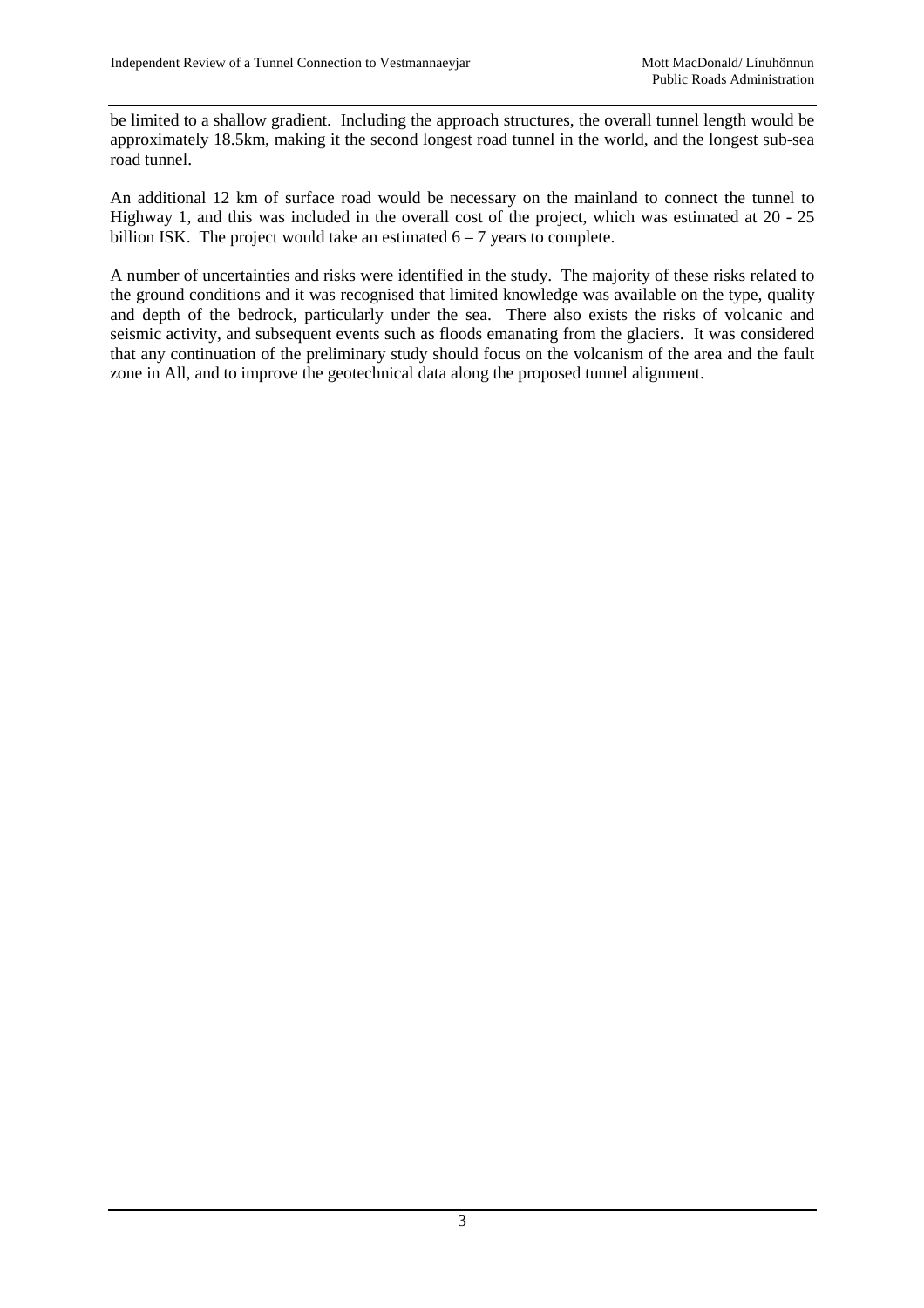be limited to a shallow gradient. Including the approach structures, the overall tunnel length would be approximately 18.5km, making it the second longest road tunnel in the world, and the longest sub-sea road tunnel.

An additional 12 km of surface road would be necessary on the mainland to connect the tunnel to Highway 1, and this was included in the overall cost of the project, which was estimated at 20 - 25 billion ISK. The project would take an estimated 6 – 7 years to complete.

A number of uncertainties and risks were identified in the study. The majority of these risks related to the ground conditions and it was recognised that limited knowledge was available on the type, quality and depth of the bedrock, particularly under the sea. There also exists the risks of volcanic and seismic activity, and subsequent events such as floods emanating from the glaciers. It was considered that any continuation of the preliminary study should focus on the volcanism of the area and the fault zone in All, and to improve the geotechnical data along the proposed tunnel alignment.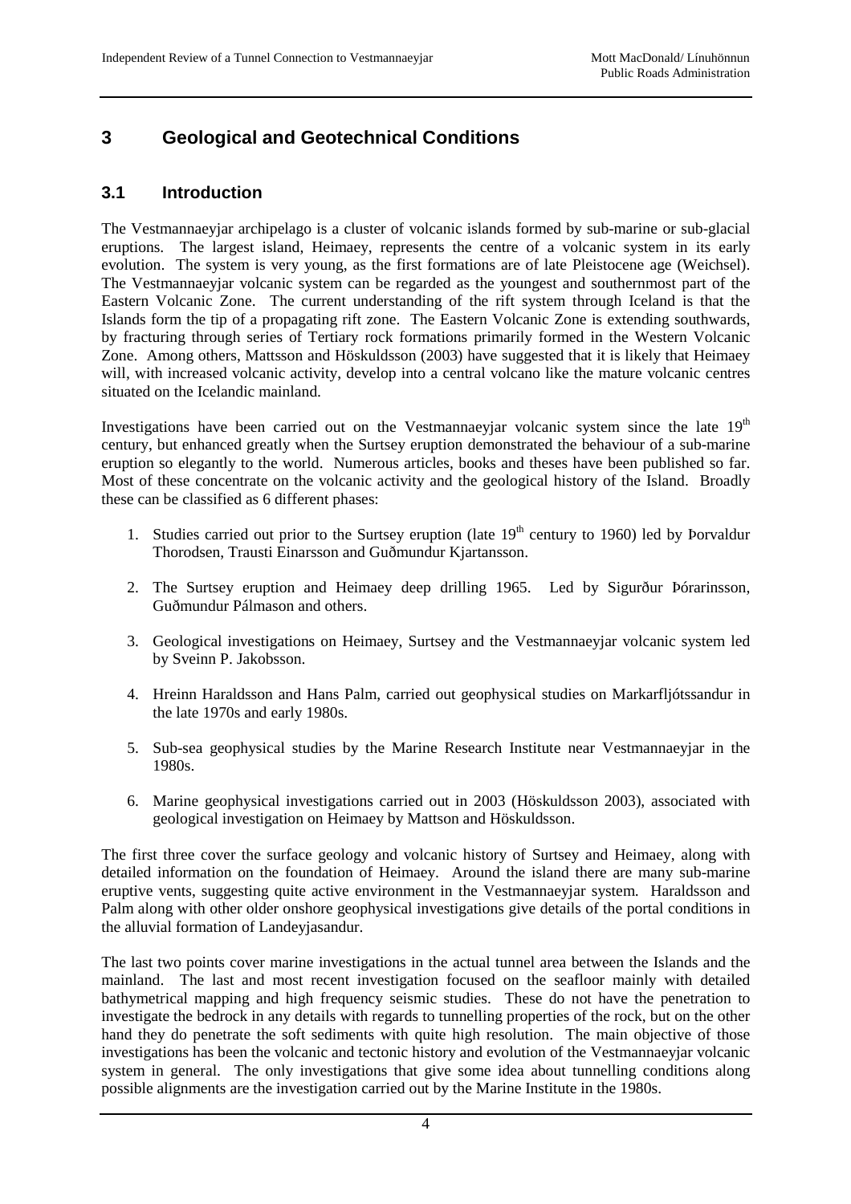## 3 Geological and Geotechnical Conditions

### 3.1 Introduction

The Vestmannaeyjar archipelago is a cluster of volcanic islands formed by sub-marine or sub-glacial eruptions. The largest island, Heimaey, represents the centre of a volcanic system in its early evolution. The system is very young, as the first formations are of late Pleistocene age (Weichsel). The Vestmannaeyjar volcanic system can be regarded as the youngest and southernmost part of the Eastern Volcanic Zone. The current understanding of the rift system through Iceland is that the Islands form the tip of a propagating rift zone. The Eastern Volcanic Zone is extending southwards, by fracturing through series of Tertiary rock formations primarily formed in the Western Volcanic Zone. Among others, Mattsson and Höskuldsson (2003) have suggested that it is likely that Heimaey will, with increased volcanic activity, develop into a central volcano like the mature volcanic centres situated on the Icelandic mainland.

Investigations have been carried out on the Vestmannaeyjar volcanic system since the late 19th century, but enhanced greatly when the Surtsey eruption demonstrated the behaviour of a sub-marine eruption so elegantly to the world. Numerous articles, books and theses have been published so far. Most of these concentrate on the volcanic activity and the geological history of the Island. Broadly these can be classified as 6 different phases:

1. Studies carried out prior to the Surtsey eruption (late 19th century to 1960) led by Þorvaldur Thorodsen, Trausti Einarsson and Guðmundur Kjartansson.
2. The Surtsey eruption and Heimaey deep drilling 1965. Led by Sigurður Þórarinsson, Guðmundur Pálmason and others.
3. Geological investigations on Heimaey, Surtsey and the Vestmannaeyjar volcanic system led by Sveinn P. Jakobsson.
4. Hreinn Haraldsson and Hans Palm, carried out geophysical studies on Markarfljótssandur in the late 1970s and early 1980s.
5. Sub-sea geophysical studies by the Marine Research Institute near Vestmannaeyjar in the 1980s.
6. Marine geophysical investigations carried out in 2003 (Höskuldsson 2003), associated with geological investigation on Heimaey by Mattson and Höskuldsson.

The first three cover the surface geology and volcanic history of Surtsey and Heimaey, along with detailed information on the foundation of Heimaey. Around the island there are many sub-marine eruptive vents, suggesting quite active environment in the Vestmannaeyjar system. Haraldsson and Palm along with other older onshore geophysical investigations give details of the portal conditions in the alluvial formation of Landeyjasandur.

The last two points cover marine investigations in the actual tunnel area between the Islands and the mainland. The last and most recent investigation focused on the seafloor mainly with detailed bathymetrical mapping and high frequency seismic studies. These do not have the penetration to investigate the bedrock in any details with regards to tunnelling properties of the rock, but on the other hand they do penetrate the soft sediments with quite high resolution. The main objective of those investigations has been the volcanic and tectonic history and evolution of the Vestmannaeyjar volcanic system in general. The only investigations that give some idea about tunnelling conditions along possible alignments are the investigation carried out by the Marine Institute in the 1980s.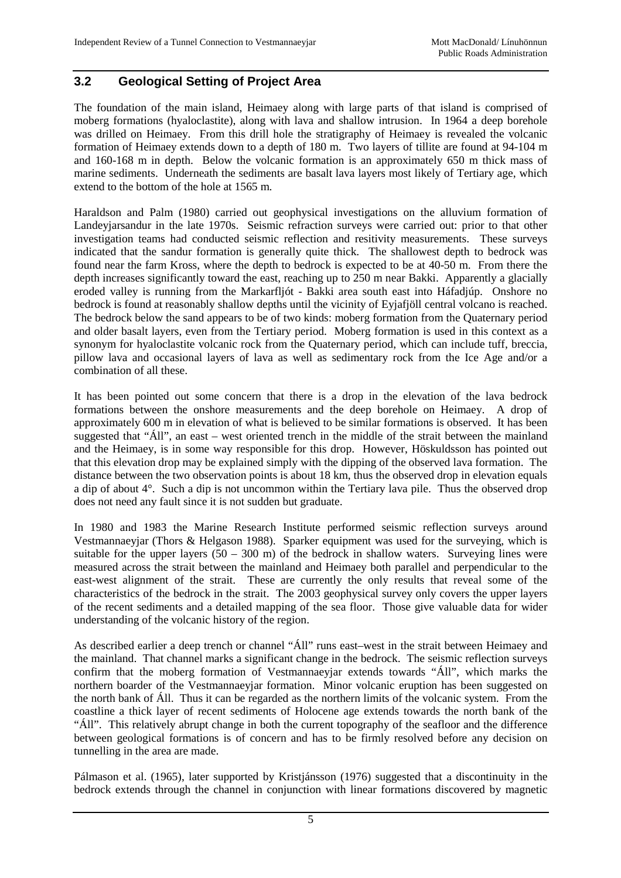## 3.2 Geological Setting of Project Area

The foundation of the main island, Heimaey along with large parts of that island is comprised of moberg formations (hyaloclastite), along with lava and shallow intrusion. In 1964 a deep borehole was drilled on Heimaey. From this drill hole the stratigraphy of Heimaey is revealed the volcanic formation of Heimaey extends down to a depth of 180 m. Two layers of tillite are found at 94-104 m and 160-168 m in depth. Below the volcanic formation is an approximately 650 m thick mass of marine sediments. Underneath the sediments are basalt lava layers most likely of Tertiary age, which extend to the bottom of the hole at 1565 m.

Haraldson and Palm (1980) carried out geophysical investigations on the alluvium formation of Landeyjarsandur in the late 1970s. Seismic refraction surveys were carried out: prior to that other investigation teams had conducted seismic reflection and resitivity measurements. These surveys indicated that the sandur formation is generally quite thick. The shallowest depth to bedrock was found near the farm Kross, where the depth to bedrock is expected to be at 40-50 m. From there the depth increases significantly toward the east, reaching up to 250 m near Bakki. Apparently a glacially eroded valley is running from the Markarfljót - Bakki area south east into Háfadjúp. Onshore no bedrock is found at reasonably shallow depths until the vicinity of Eyjafjöll central volcano is reached. The bedrock below the sand appears to be of two kinds: moberg formation from the Quaternary period and older basalt layers, even from the Tertiary period. Moberg formation is used in this context as a synonym for hyaloclastite volcanic rock from the Quaternary period, which can include tuff, breccia, pillow lava and occasional layers of lava as well as sedimentary rock from the Ice Age and/or a combination of all these.

It has been pointed out some concern that there is a drop in the elevation of the lava bedrock formations between the onshore measurements and the deep borehole on Heimaey. A drop of approximately 600 m in elevation of what is believed to be similar formations is observed. It has been suggested that "Áll", an east – west oriented trench in the middle of the strait between the mainland and the Heimaey, is in some way responsible for this drop. However, Höskuldsson has pointed out that this elevation drop may be explained simply with the dipping of the observed lava formation. The distance between the two observation points is about 18 km, thus the observed drop in elevation equals a dip of about 4°. Such a dip is not uncommon within the Tertiary lava pile. Thus the observed drop does not need any fault since it is not sudden but graduate.

In 1980 and 1983 the Marine Research Institute performed seismic reflection surveys around Vestmannaeyjar (Thors & Helgason 1988). Sparker equipment was used for the surveying, which is suitable for the upper layers (50 – 300 m) of the bedrock in shallow waters. Surveying lines were measured across the strait between the mainland and Heimaey both parallel and perpendicular to the east-west alignment of the strait. These are currently the only results that reveal some of the characteristics of the bedrock in the strait. The 2003 geophysical survey only covers the upper layers of the recent sediments and a detailed mapping of the sea floor. Those give valuable data for wider understanding of the volcanic history of the region.

As described earlier a deep trench or channel "Áll" runs east–west in the strait between Heimaey and the mainland. That channel marks a significant change in the bedrock. The seismic reflection surveys confirm that the moberg formation of Vestmannaeyjar extends towards "Áll", which marks the northern boarder of the Vestmannaeyjar formation. Minor volcanic eruption has been suggested on the north bank of Áll. Thus it can be regarded as the northern limits of the volcanic system. From the coastline a thick layer of recent sediments of Holocene age extends towards the north bank of the "Áll". This relatively abrupt change in both the current topography of the seafloor and the difference between geological formations is of concern and has to be firmly resolved before any decision on tunnelling in the area are made.

Pálmason et al. (1965), later supported by Kristjánsson (1976) suggested that a discontinuity in the bedrock extends through the channel in conjunction with linear formations discovered by magnetic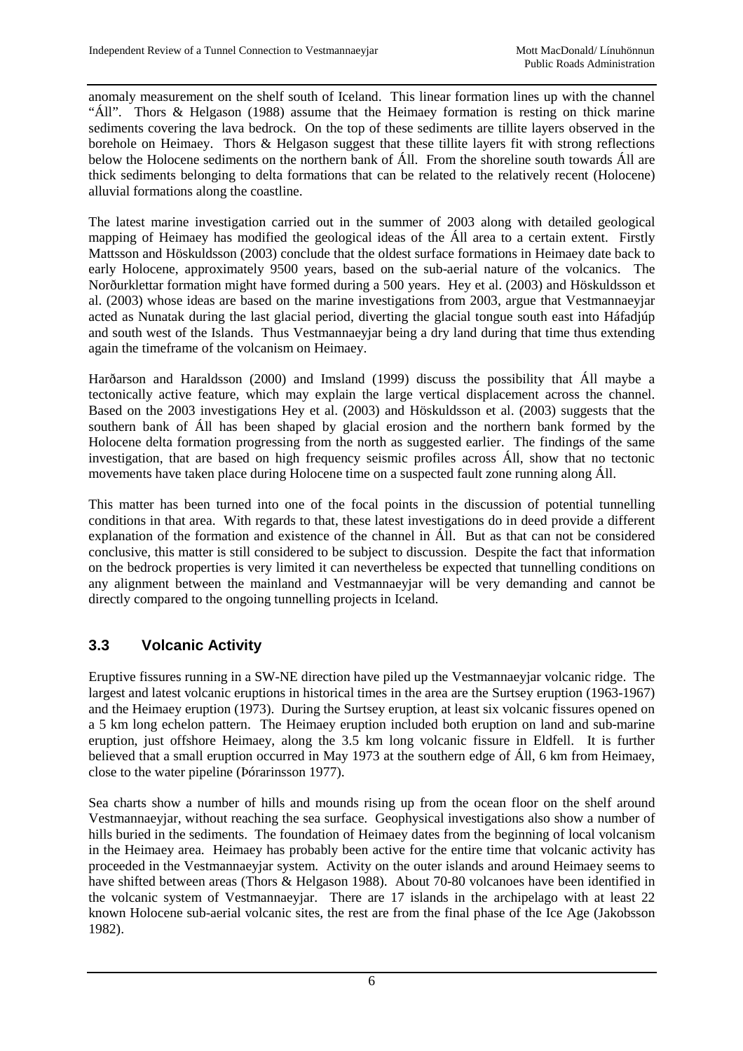anomaly measurement on the shelf south of Iceland. This linear formation lines up with the channel "Áll". Thors & Helgason (1988) assume that the Heimaey formation is resting on thick marine sediments covering the lava bedrock. On the top of these sediments are tillite layers observed in the borehole on Heimaey. Thors & Helgason suggest that these tillite layers fit with strong reflections below the Holocene sediments on the northern bank of Áll. From the shoreline south towards Áll are thick sediments belonging to delta formations that can be related to the relatively recent (Holocene) alluvial formations along the coastline.

The latest marine investigation carried out in the summer of 2003 along with detailed geological mapping of Heimaey has modified the geological ideas of the Áll area to a certain extent. Firstly Mattsson and Höskuldsson (2003) conclude that the oldest surface formations in Heimaey date back to early Holocene, approximately 9500 years, based on the sub-aerial nature of the volcanics. The Norðurklettar formation might have formed during a 500 years. Hey et al. (2003) and Höskuldsson et al. (2003) whose ideas are based on the marine investigations from 2003, argue that Vestmannaeyjar acted as Nunatak during the last glacial period, diverting the glacial tongue south east into Háfadjúp and south west of the Islands. Thus Vestmannaeyjar being a dry land during that time thus extending again the timeframe of the volcanism on Heimaey.

Harðarson and Haraldsson (2000) and Imsland (1999) discuss the possibility that Áll maybe a tectonically active feature, which may explain the large vertical displacement across the channel. Based on the 2003 investigations Hey et al. (2003) and Höskuldsson et al. (2003) suggests that the southern bank of Áll has been shaped by glacial erosion and the northern bank formed by the Holocene delta formation progressing from the north as suggested earlier. The findings of the same investigation, that are based on high frequency seismic profiles across Áll, show that no tectonic movements have taken place during Holocene time on a suspected fault zone running along Áll.

This matter has been turned into one of the focal points in the discussion of potential tunnelling conditions in that area. With regards to that, these latest investigations do in deed provide a different explanation of the formation and existence of the channel in Áll. But as that can not be considered conclusive, this matter is still considered to be subject to discussion. Despite the fact that information on the bedrock properties is very limited it can nevertheless be expected that tunnelling conditions on any alignment between the mainland and Vestmannaeyjar will be very demanding and cannot be directly compared to the ongoing tunnelling projects in Iceland.

## 3.3 Volcanic Activity

Eruptive fissures running in a SW-NE direction have piled up the Vestmannaeyjar volcanic ridge. The largest and latest volcanic eruptions in historical times in the area are the Surtsey eruption (1963-1967) and the Heimaey eruption (1973). During the Surtsey eruption, at least six volcanic fissures opened on a 5 km long echelon pattern. The Heimaey eruption included both eruption on land and sub-marine eruption, just offshore Heimaey, along the 3.5 km long volcanic fissure in Eldfell. It is further believed that a small eruption occurred in May 1973 at the southern edge of Áll, 6 km from Heimaey, close to the water pipeline (Þórarinsson 1977).

Sea charts show a number of hills and mounds rising up from the ocean floor on the shelf around Vestmannaeyjar, without reaching the sea surface. Geophysical investigations also show a number of hills buried in the sediments. The foundation of Heimaey dates from the beginning of local volcanism in the Heimaey area. Heimaey has probably been active for the entire time that volcanic activity has proceeded in the Vestmannaeyjar system. Activity on the outer islands and around Heimaey seems to have shifted between areas (Thors & Helgason 1988). About 70-80 volcanoes have been identified in the volcanic system of Vestmannaeyjar. There are 17 islands in the archipelago with at least 22 known Holocene sub-aerial volcanic sites, the rest are from the final phase of the Ice Age (Jakobsson 1982).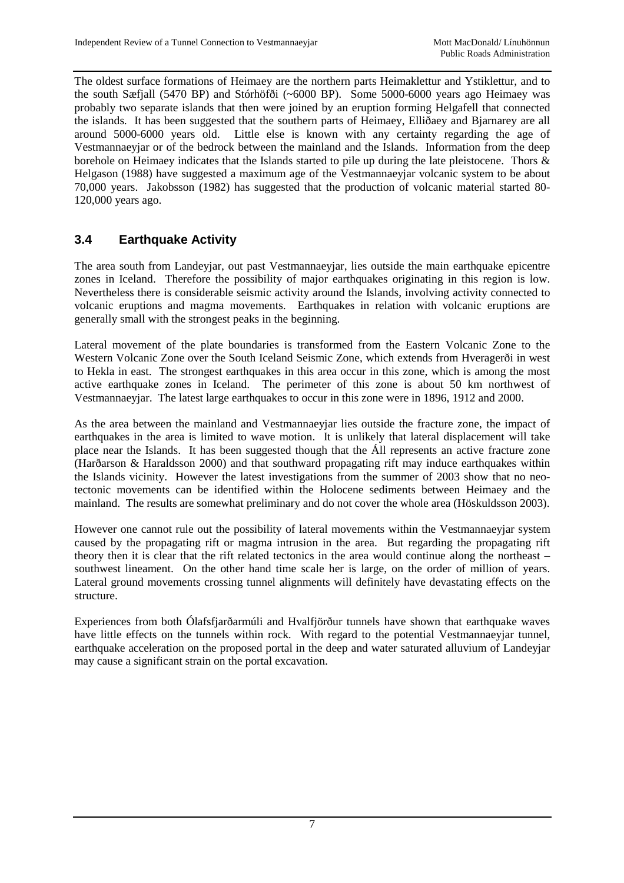The oldest surface formations of Heimaey are the northern parts Heimaklettur and Ystiklettur, and to the south Sæfjall (5470 BP) and Stórhöfði (~6000 BP). Some 5000-6000 years ago Heimaey was probably two separate islands that then were joined by an eruption forming Helgafell that connected the islands. It has been suggested that the southern parts of Heimaey, Elliðaey and Bjarnarey are all around 5000-6000 years old. Little else is known with any certainty regarding the age of Vestmannaeyjar or of the bedrock between the mainland and the Islands. Information from the deep borehole on Heimaey indicates that the Islands started to pile up during the late pleistocene. Thors & Helgason (1988) have suggested a maximum age of the Vestmannaeyjar volcanic system to be about 70,000 years. Jakobsson (1982) has suggested that the production of volcanic material started 80-120,000 years ago.

## 3.4 Earthquake Activity

The area south from Landeyjar, out past Vestmannaeyjar, lies outside the main earthquake epicentre zones in Iceland. Therefore the possibility of major earthquakes originating in this region is low. Nevertheless there is considerable seismic activity around the Islands, involving activity connected to volcanic eruptions and magma movements. Earthquakes in relation with volcanic eruptions are generally small with the strongest peaks in the beginning.

Lateral movement of the plate boundaries is transformed from the Eastern Volcanic Zone to the Western Volcanic Zone over the South Iceland Seismic Zone, which extends from Hveragerði in west to Hekla in east. The strongest earthquakes in this area occur in this zone, which is among the most active earthquake zones in Iceland. The perimeter of this zone is about 50 km northwest of Vestmannaeyjar. The latest large earthquakes to occur in this zone were in 1896, 1912 and 2000.

As the area between the mainland and Vestmannaeyjar lies outside the fracture zone, the impact of earthquakes in the area is limited to wave motion. It is unlikely that lateral displacement will take place near the Islands. It has been suggested though that the Áll represents an active fracture zone (Harðarson & Haraldsson 2000) and that southward propagating rift may induce earthquakes within the Islands vicinity. However the latest investigations from the summer of 2003 show that no neo-tectonic movements can be identified within the Holocene sediments between Heimaey and the mainland. The results are somewhat preliminary and do not cover the whole area (Höskuldsson 2003).

However one cannot rule out the possibility of lateral movements within the Vestmannaeyjar system caused by the propagating rift or magma intrusion in the area. But regarding the propagating rift theory then it is clear that the rift related tectonics in the area would continue along the northeast – southwest lineament. On the other hand time scale her is large, on the order of million of years. Lateral ground movements crossing tunnel alignments will definitely have devastating effects on the structure.

Experiences from both Ólafsfjarðarmúli and Hvalfjörður tunnels have shown that earthquake waves have little effects on the tunnels within rock. With regard to the potential Vestmannaeyjar tunnel, earthquake acceleration on the proposed portal in the deep and water saturated alluvium of Landeyjar may cause a significant strain on the portal excavation.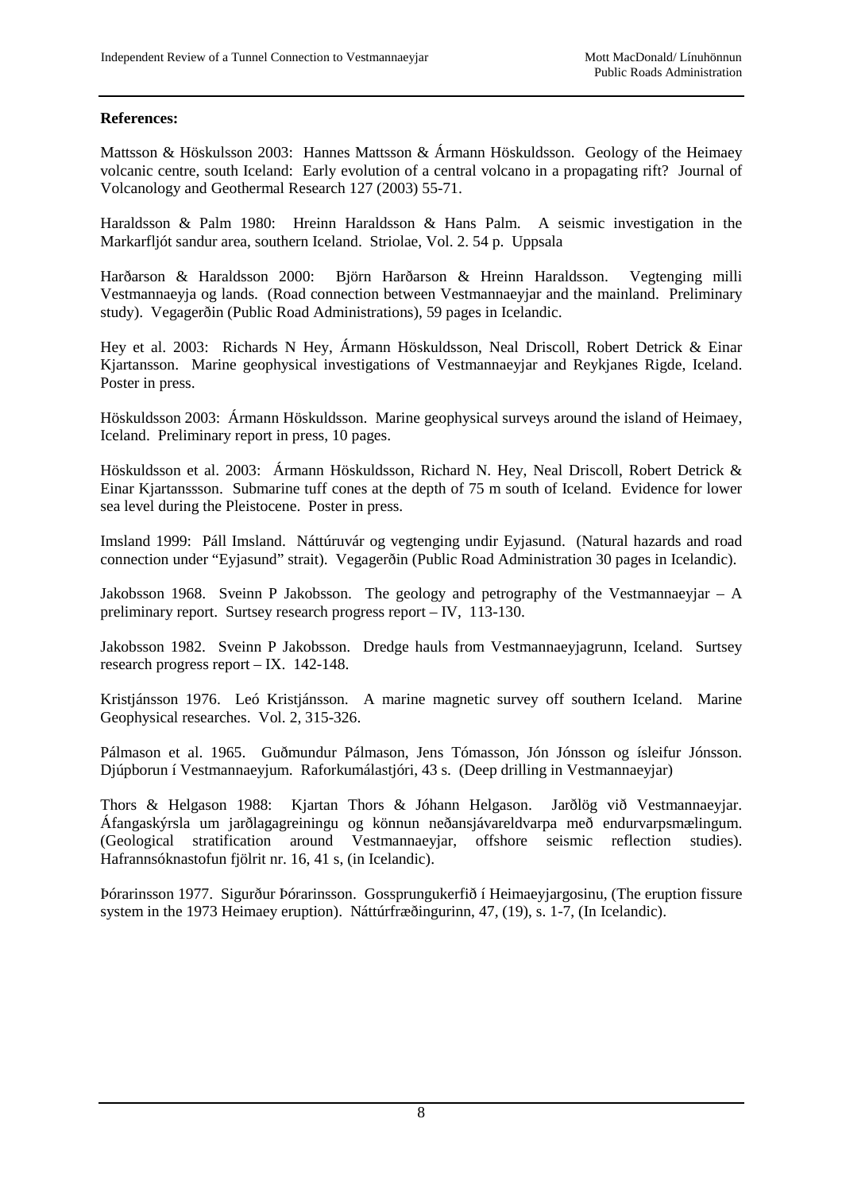**References:**

Mattsson & Höskulsson 2003: Hannes Mattsson & Ármann Höskuldsson. Geology of the Heimaey volcanic centre, south Iceland: Early evolution of a central volcano in a propagating rift? Journal of Volcanology and Geothermal Research 127 (2003) 55-71.

Haraldsson & Palm 1980: Hreinn Haraldsson & Hans Palm. A seismic investigation in the Markarfljót sandur area, southern Iceland. Striolae, Vol. 2. 54 p. Uppsala

Harðarson & Haraldsson 2000: Björn Harðarson & Hreinn Haraldsson. Vegtenging milli Vestmannaeyja og lands. (Road connection between Vestmannaeyjar and the mainland. Preliminary study). Vegagerðin (Public Road Administrations), 59 pages in Icelandic.

Hey et al. 2003: Richards N Hey, Ármann Höskuldsson, Neal Driscoll, Robert Detrick & Einar Kjartansson. Marine geophysical investigations of Vestmannaeyjar and Reykjanes Rigde, Iceland. Poster in press.

Höskuldsson 2003: Ármann Höskuldsson. Marine geophysical surveys around the island of Heimaey, Iceland. Preliminary report in press, 10 pages.

Höskuldsson et al. 2003: Ármann Höskuldsson, Richard N. Hey, Neal Driscoll, Robert Detrick & Einar Kjartanssson. Submarine tuff cones at the depth of 75 m south of Iceland. Evidence for lower sea level during the Pleistocene. Poster in press.

Imsland 1999: Páll Imsland. Náttúruvár og vegtenging undir Eyjasund. (Natural hazards and road connection under "Eyjasund" strait). Vegagerðin (Public Road Administration 30 pages in Icelandic).

Jakobsson 1968. Sveinn P Jakobsson. The geology and petrography of the Vestmannaeyjar – A preliminary report. Surtsey research progress report – IV, 113-130.

Jakobsson 1982. Sveinn P Jakobsson. Dredge hauls from Vestmannaeyjagrunn, Iceland. Surtsey research progress report – IX. 142-148.

Kristjánsson 1976. Leó Kristjánsson. A marine magnetic survey off southern Iceland. Marine Geophysical researches. Vol. 2, 315-326.

Pálmason et al. 1965. Guðmundur Pálmason, Jens Tómasson, Jón Jónsson og ísleifur Jónsson. Djúpborun í Vestmannaeyjum. Raforkumálastjóri, 43 s. (Deep drilling in Vestmannaeyjar)

Thors & Helgason 1988: Kjartan Thors & Jóhann Helgason. Jarðlög við Vestmannaeyjar. Áfangaskýrsla um jarðlagagreiningu og könnun neðansjávareldvarpa með endurvarpsmælingum. (Geological stratification around Vestmannaeyjar, offshore seismic reflection studies). Hafrannsóknastofun fjölrit nr. 16, 41 s, (in Icelandic).

Þórarinsson 1977. Sigurður Þórarinsson. Gossprungukerfið í Heimaeyjargosinu, (The eruption fissure system in the 1973 Heimaey eruption). Náttúrfræðingurinn, 47, (19), s. 1-7, (In Icelandic).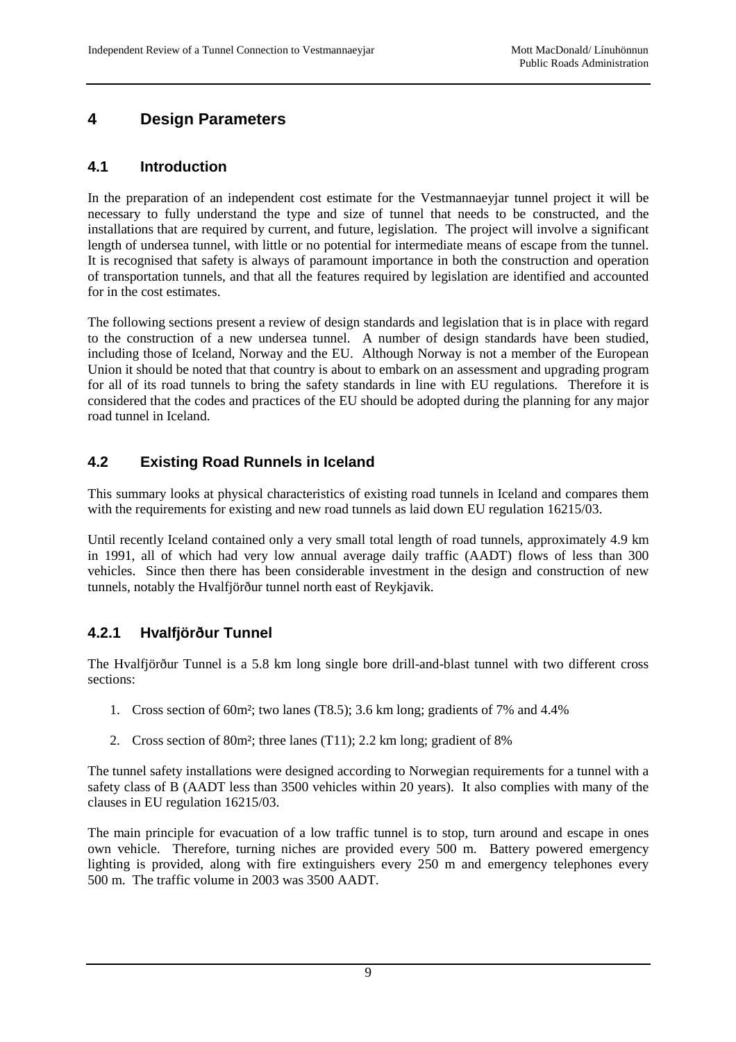## 4 Design Parameters

### 4.1 Introduction

In the preparation of an independent cost estimate for the Vestmannaeyjar tunnel project it will be necessary to fully understand the type and size of tunnel that needs to be constructed, and the installations that are required by current, and future, legislation. The project will involve a significant length of undersea tunnel, with little or no potential for intermediate means of escape from the tunnel. It is recognised that safety is always of paramount importance in both the construction and operation of transportation tunnels, and that all the features required by legislation are identified and accounted for in the cost estimates.

The following sections present a review of design standards and legislation that is in place with regard to the construction of a new undersea tunnel. A number of design standards have been studied, including those of Iceland, Norway and the EU. Although Norway is not a member of the European Union it should be noted that that country is about to embark on an assessment and upgrading program for all of its road tunnels to bring the safety standards in line with EU regulations. Therefore it is considered that the codes and practices of the EU should be adopted during the planning for any major road tunnel in Iceland.

### 4.2 Existing Road Runnels in Iceland

This summary looks at physical characteristics of existing road tunnels in Iceland and compares them with the requirements for existing and new road tunnels as laid down EU regulation 16215/03.

Until recently Iceland contained only a very small total length of road tunnels, approximately 4.9 km in 1991, all of which had very low annual average daily traffic (AADT) flows of less than 300 vehicles. Since then there has been considerable investment in the design and construction of new tunnels, notably the Hvalfjörður tunnel north east of Reykjavik.

#### 4.2.1 Hvalfjörður Tunnel

The Hvalfjörður Tunnel is a 5.8 km long single bore drill-and-blast tunnel with two different cross sections:

1. Cross section of 60m²; two lanes (T8.5); 3.6 km long; gradients of 7% and 4.4%
2. Cross section of 80m²; three lanes (T11); 2.2 km long; gradient of 8%

The tunnel safety installations were designed according to Norwegian requirements for a tunnel with a safety class of B (AADT less than 3500 vehicles within 20 years). It also complies with many of the clauses in EU regulation 16215/03.

The main principle for evacuation of a low traffic tunnel is to stop, turn around and escape in ones own vehicle. Therefore, turning niches are provided every 500 m. Battery powered emergency lighting is provided, along with fire extinguishers every 250 m and emergency telephones every 500 m. The traffic volume in 2003 was 3500 AADT.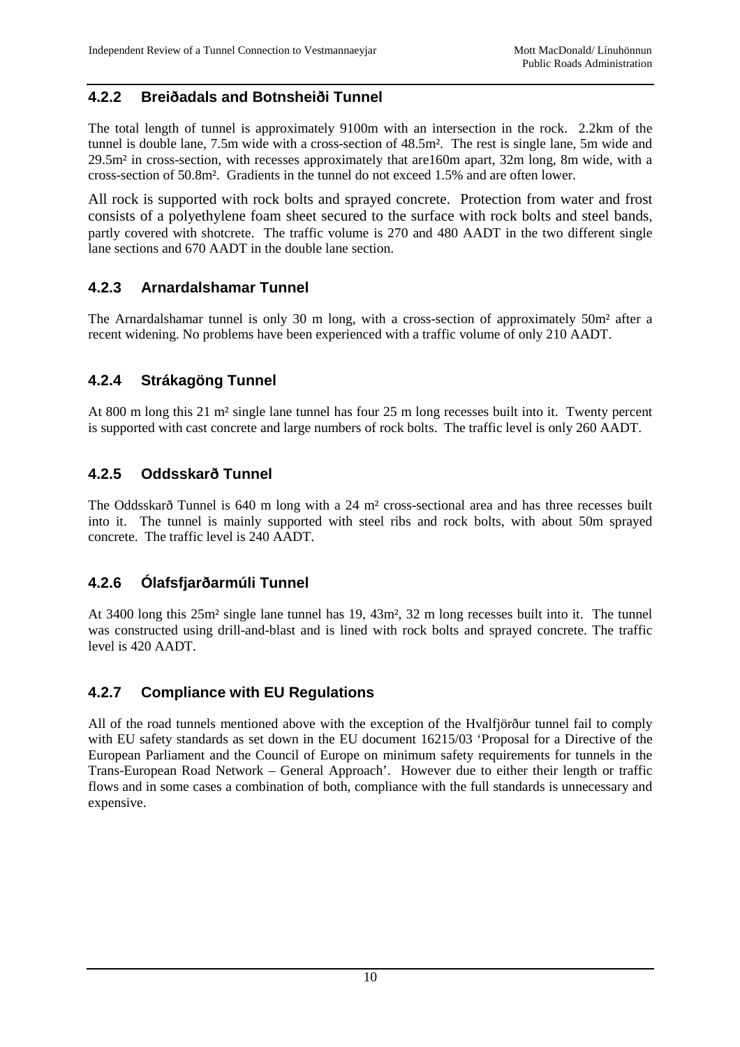### 4.2.2 Breiðadals and Botnsheiði Tunnel

The total length of tunnel is approximately 9100m with an intersection in the rock. 2.2km of the tunnel is double lane, 7.5m wide with a cross-section of 48.5m². The rest is single lane, 5m wide and 29.5m² in cross-section, with recesses approximately that are160m apart, 32m long, 8m wide, with a cross-section of 50.8m². Gradients in the tunnel do not exceed 1.5% and are often lower.

All rock is supported with rock bolts and sprayed concrete. Protection from water and frost consists of a polyethylene foam sheet secured to the surface with rock bolts and steel bands, partly covered with shotcrete. The traffic volume is 270 and 480 AADT in the two different single lane sections and 670 AADT in the double lane section.

### 4.2.3 Arnardalshamar Tunnel

The Arnardalshamar tunnel is only 30 m long, with a cross-section of approximately 50m² after a recent widening. No problems have been experienced with a traffic volume of only 210 AADT.

### 4.2.4 Strákagöng Tunnel

At 800 m long this 21 m² single lane tunnel has four 25 m long recesses built into it. Twenty percent is supported with cast concrete and large numbers of rock bolts. The traffic level is only 260 AADT.

### 4.2.5 Oddsskarð Tunnel

The Oddsskarð Tunnel is 640 m long with a 24 m² cross-sectional area and has three recesses built into it. The tunnel is mainly supported with steel ribs and rock bolts, with about 50m sprayed concrete. The traffic level is 240 AADT.

### 4.2.6 Ólafsfjarðarmúli Tunnel

At 3400 long this 25m² single lane tunnel has 19, 43m², 32 m long recesses built into it. The tunnel was constructed using drill-and-blast and is lined with rock bolts and sprayed concrete. The traffic level is 420 AADT.

### 4.2.7 Compliance with EU Regulations

All of the road tunnels mentioned above with the exception of the Hvalfjörður tunnel fail to comply with EU safety standards as set down in the EU document 16215/03 'Proposal for a Directive of the European Parliament and the Council of Europe on minimum safety requirements for tunnels in the Trans-European Road Network – General Approach'. However due to either their length or traffic flows and in some cases a combination of both, compliance with the full standards is unnecessary and expensive.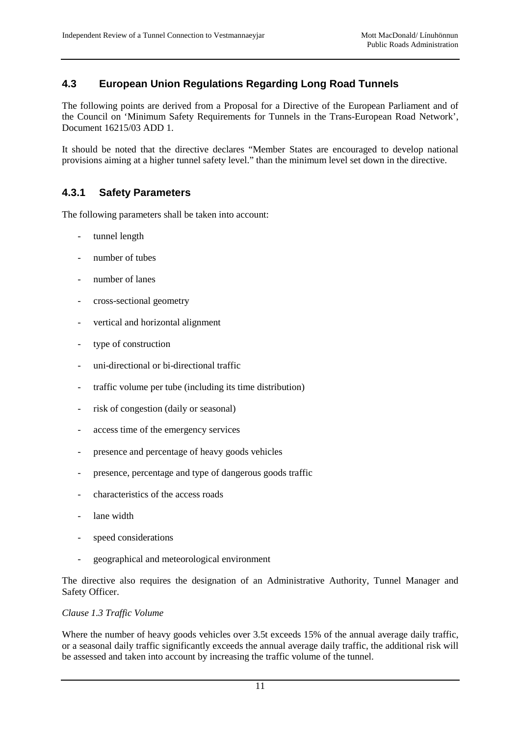## 4.3 European Union Regulations Regarding Long Road Tunnels

The following points are derived from a Proposal for a Directive of the European Parliament and of the Council on 'Minimum Safety Requirements for Tunnels in the Trans-European Road Network', Document 16215/03 ADD 1.

It should be noted that the directive declares "Member States are encouraged to develop national provisions aiming at a higher tunnel safety level." than the minimum level set down in the directive.

### 4.3.1 Safety Parameters

The following parameters shall be taken into account:

- tunnel length
- number of tubes
- number of lanes
- cross-sectional geometry
- vertical and horizontal alignment
- type of construction
- uni-directional or bi-directional traffic
- traffic volume per tube (including its time distribution)
- risk of congestion (daily or seasonal)
- access time of the emergency services
- presence and percentage of heavy goods vehicles
- presence, percentage and type of dangerous goods traffic
- characteristics of the access roads
- lane width
- speed considerations
- geographical and meteorological environment

The directive also requires the designation of an Administrative Authority, Tunnel Manager and Safety Officer.

*Clause 1.3 Traffic Volume*

Where the number of heavy goods vehicles over 3.5t exceeds 15% of the annual average daily traffic, or a seasonal daily traffic significantly exceeds the annual average daily traffic, the additional risk will be assessed and taken into account by increasing the traffic volume of the tunnel.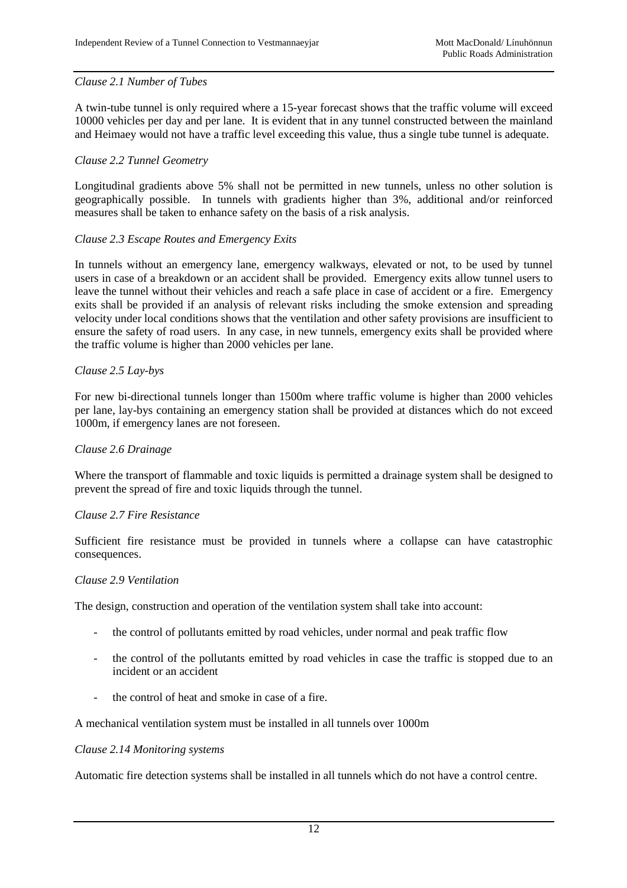*Clause 2.1 Number of Tubes*

A twin-tube tunnel is only required where a 15-year forecast shows that the traffic volume will exceed 10000 vehicles per day and per lane. It is evident that in any tunnel constructed between the mainland and Heimaey would not have a traffic level exceeding this value, thus a single tube tunnel is adequate.

*Clause 2.2 Tunnel Geometry*

Longitudinal gradients above 5% shall not be permitted in new tunnels, unless no other solution is geographically possible. In tunnels with gradients higher than 3%, additional and/or reinforced measures shall be taken to enhance safety on the basis of a risk analysis.

*Clause 2.3 Escape Routes and Emergency Exits*

In tunnels without an emergency lane, emergency walkways, elevated or not, to be used by tunnel users in case of a breakdown or an accident shall be provided. Emergency exits allow tunnel users to leave the tunnel without their vehicles and reach a safe place in case of accident or a fire. Emergency exits shall be provided if an analysis of relevant risks including the smoke extension and spreading velocity under local conditions shows that the ventilation and other safety provisions are insufficient to ensure the safety of road users. In any case, in new tunnels, emergency exits shall be provided where the traffic volume is higher than 2000 vehicles per lane.

*Clause 2.5 Lay-bys*

For new bi-directional tunnels longer than 1500m where traffic volume is higher than 2000 vehicles per lane, lay-bys containing an emergency station shall be provided at distances which do not exceed 1000m, if emergency lanes are not foreseen.

*Clause 2.6 Drainage*

Where the transport of flammable and toxic liquids is permitted a drainage system shall be designed to prevent the spread of fire and toxic liquids through the tunnel.

*Clause 2.7 Fire Resistance*

Sufficient fire resistance must be provided in tunnels where a collapse can have catastrophic consequences.

*Clause 2.9 Ventilation*

The design, construction and operation of the ventilation system shall take into account:

- the control of pollutants emitted by road vehicles, under normal and peak traffic flow
- the control of the pollutants emitted by road vehicles in case the traffic is stopped due to an incident or an accident
- the control of heat and smoke in case of a fire.

A mechanical ventilation system must be installed in all tunnels over 1000m

*Clause 2.14 Monitoring systems*

Automatic fire detection systems shall be installed in all tunnels which do not have a control centre.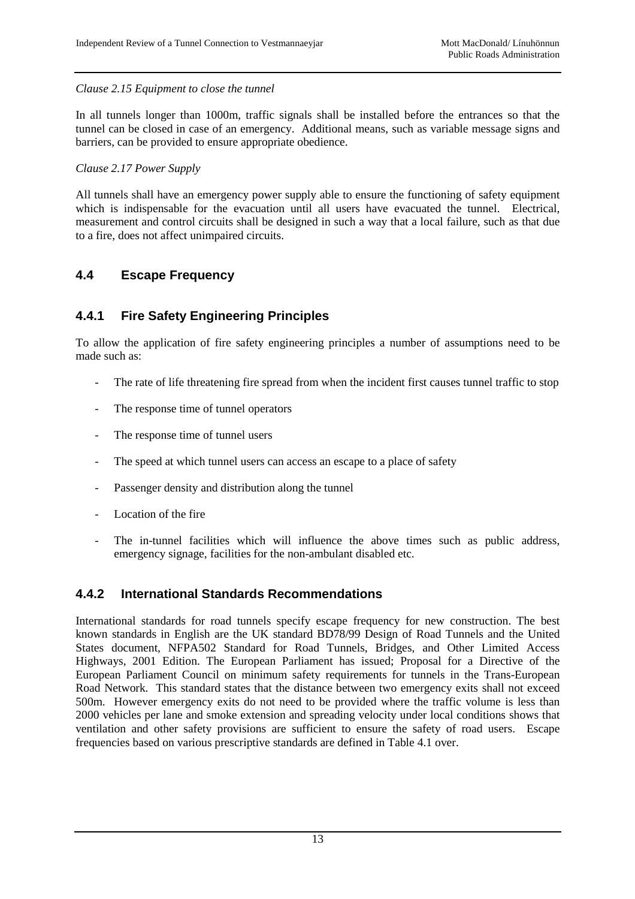*Clause 2.15 Equipment to close the tunnel*

In all tunnels longer than 1000m, traffic signals shall be installed before the entrances so that the tunnel can be closed in case of an emergency. Additional means, such as variable message signs and barriers, can be provided to ensure appropriate obedience.

*Clause 2.17 Power Supply*

All tunnels shall have an emergency power supply able to ensure the functioning of safety equipment which is indispensable for the evacuation until all users have evacuated the tunnel. Electrical, measurement and control circuits shall be designed in such a way that a local failure, such as that due to a fire, does not affect unimpaired circuits.

## 4.4 Escape Frequency

### 4.4.1 Fire Safety Engineering Principles

To allow the application of fire safety engineering principles a number of assumptions need to be made such as:

- The rate of life threatening fire spread from when the incident first causes tunnel traffic to stop
- The response time of tunnel operators
- The response time of tunnel users
- The speed at which tunnel users can access an escape to a place of safety
- Passenger density and distribution along the tunnel
- Location of the fire
- The in-tunnel facilities which will influence the above times such as public address, emergency signage, facilities for the non-ambulant disabled etc.

### 4.4.2 International Standards Recommendations

International standards for road tunnels specify escape frequency for new construction. The best known standards in English are the UK standard BD78/99 Design of Road Tunnels and the United States document, NFPA502 Standard for Road Tunnels, Bridges, and Other Limited Access Highways, 2001 Edition. The European Parliament has issued; Proposal for a Directive of the European Parliament Council on minimum safety requirements for tunnels in the Trans-European Road Network. This standard states that the distance between two emergency exits shall not exceed 500m. However emergency exits do not need to be provided where the traffic volume is less than 2000 vehicles per lane and smoke extension and spreading velocity under local conditions shows that ventilation and other safety provisions are sufficient to ensure the safety of road users. Escape frequencies based on various prescriptive standards are defined in Table 4.1 over.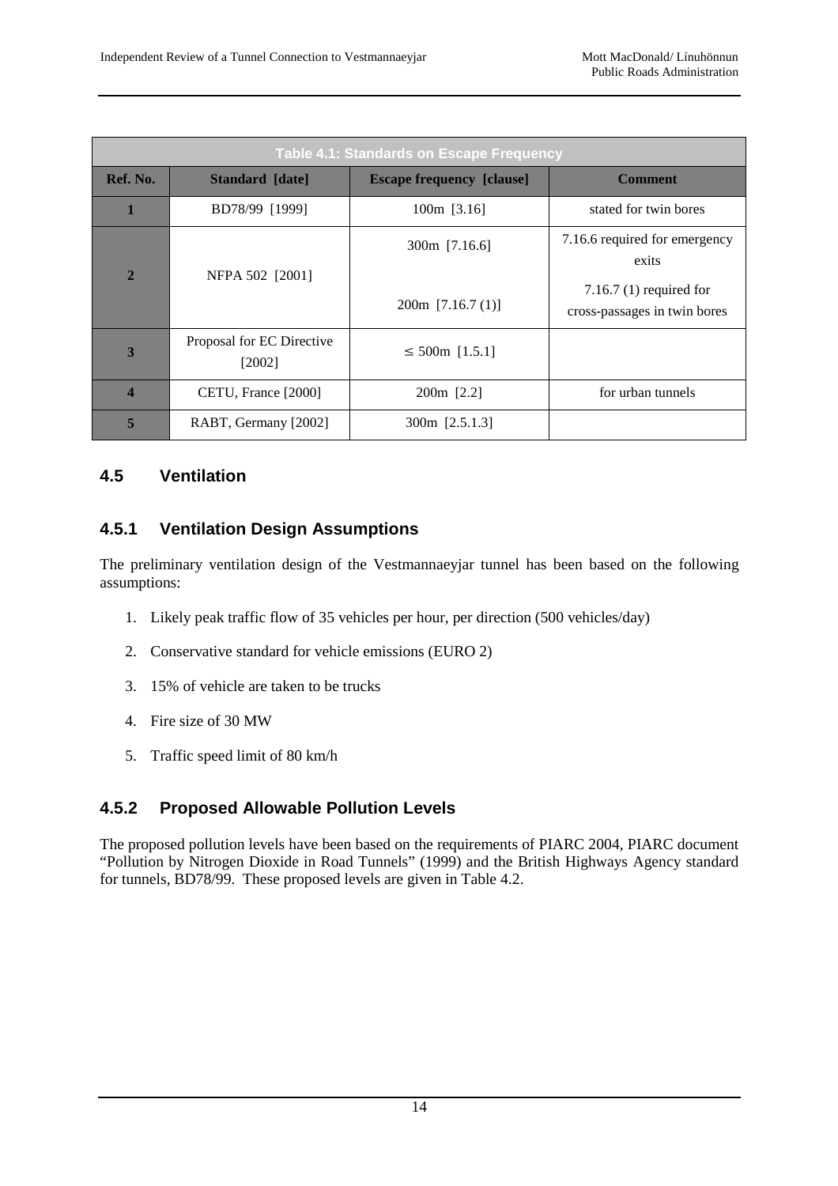**Table 4.1: Standards on Escape Frequency**

| Ref. No. | Standard [date] | Escape frequency [clause] | Comment |
|---|---|---|---|
| 1 | BD78/99 [1999] | 100m [3.16] | stated for twin bores |
| 2 | NFPA 502 [2001] | 300m [7.16.6]<br><br>200m [7.16.7 (1)] | 7.16.6 required for emergency exits<br><br>7.16.7 (1) required for cross-passages in twin bores |
| 3 | Proposal for EC Directive [2002] | ≤ 500m [1.5.1] | |
| 4 | CETU, France [2000] | 200m [2.2] | for urban tunnels |
| 5 | RABT, Germany [2002] | 300m [2.5.1.3] | |

## 4.5 Ventilation

### 4.5.1 Ventilation Design Assumptions

The preliminary ventilation design of the Vestmannaeyjar tunnel has been based on the following assumptions:

1. Likely peak traffic flow of 35 vehicles per hour, per direction (500 vehicles/day)
2. Conservative standard for vehicle emissions (EURO 2)
3. 15% of vehicle are taken to be trucks
4. Fire size of 30 MW
5. Traffic speed limit of 80 km/h

### 4.5.2 Proposed Allowable Pollution Levels

The proposed pollution levels have been based on the requirements of PIARC 2004, PIARC document "Pollution by Nitrogen Dioxide in Road Tunnels" (1999) and the British Highways Agency standard for tunnels, BD78/99. These proposed levels are given in Table 4.2.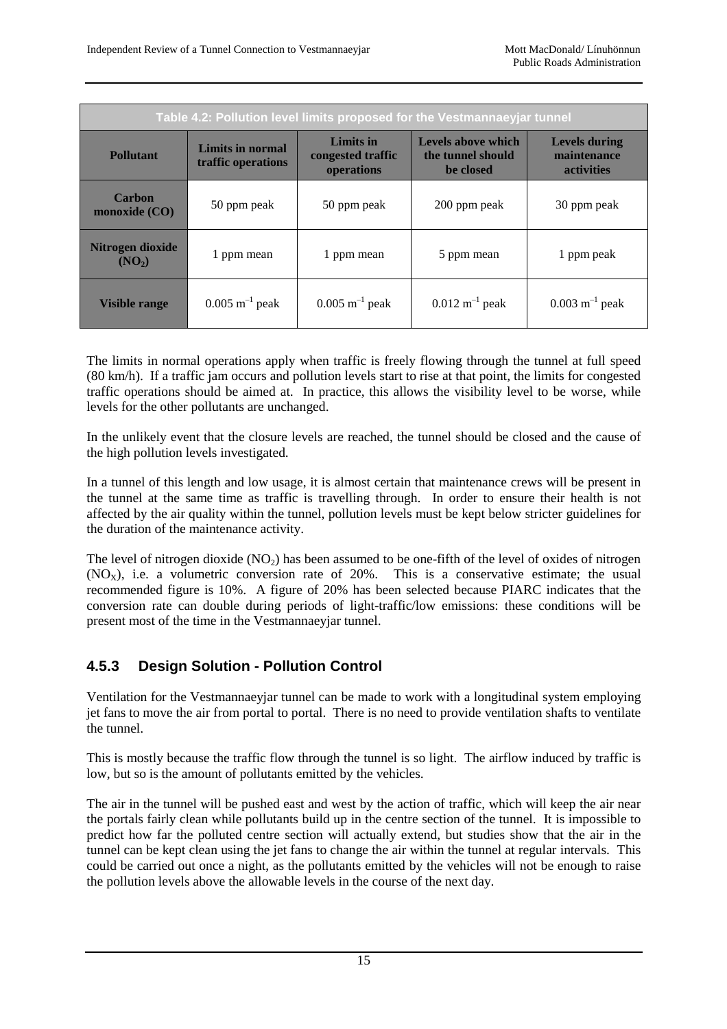Table 4.2: Pollution level limits proposed for the Vestmannaeyjar tunnel

| Pollutant | Limits in normal traffic operations | Limits in congested traffic operations | Levels above which the tunnel should be closed | Levels during maintenance activities |
|---|---|---|---|---|
| **Carbon monoxide (CO)** | 50 ppm peak | 50 ppm peak | 200 ppm peak | 30 ppm peak |
| **Nitrogen dioxide ($NO_2$)** | 1 ppm mean | 1 ppm mean | 5 ppm mean | 1 ppm peak |
| **Visible range** | 0.005 $m^{-1}$ peak | 0.005 $m^{-1}$ peak | 0.012 $m^{-1}$ peak | 0.003 $m^{-1}$ peak |

The limits in normal operations apply when traffic is freely flowing through the tunnel at full speed (80 km/h). If a traffic jam occurs and pollution levels start to rise at that point, the limits for congested traffic operations should be aimed at. In practice, this allows the visibility level to be worse, while levels for the other pollutants are unchanged.

In the unlikely event that the closure levels are reached, the tunnel should be closed and the cause of the high pollution levels investigated.

In a tunnel of this length and low usage, it is almost certain that maintenance crews will be present in the tunnel at the same time as traffic is travelling through. In order to ensure their health is not affected by the air quality within the tunnel, pollution levels must be kept below stricter guidelines for the duration of the maintenance activity.

The level of nitrogen dioxide ($NO_2$) has been assumed to be one-fifth of the level of oxides of nitrogen ($NO_X$), i.e. a volumetric conversion rate of 20%. This is a conservative estimate; the usual recommended figure is 10%. A figure of 20% has been selected because PIARC indicates that the conversion rate can double during periods of light-traffic/low emissions: these conditions will be present most of the time in the Vestmannaeyjar tunnel.

### 4.5.3 Design Solution - Pollution Control

Ventilation for the Vestmannaeyjar tunnel can be made to work with a longitudinal system employing jet fans to move the air from portal to portal. There is no need to provide ventilation shafts to ventilate the tunnel.

This is mostly because the traffic flow through the tunnel is so light. The airflow induced by traffic is low, but so is the amount of pollutants emitted by the vehicles.

The air in the tunnel will be pushed east and west by the action of traffic, which will keep the air near the portals fairly clean while pollutants build up in the centre section of the tunnel. It is impossible to predict how far the polluted centre section will actually extend, but studies show that the air in the tunnel can be kept clean using the jet fans to change the air within the tunnel at regular intervals. This could be carried out once a night, as the pollutants emitted by the vehicles will not be enough to raise the pollution levels above the allowable levels in the course of the next day.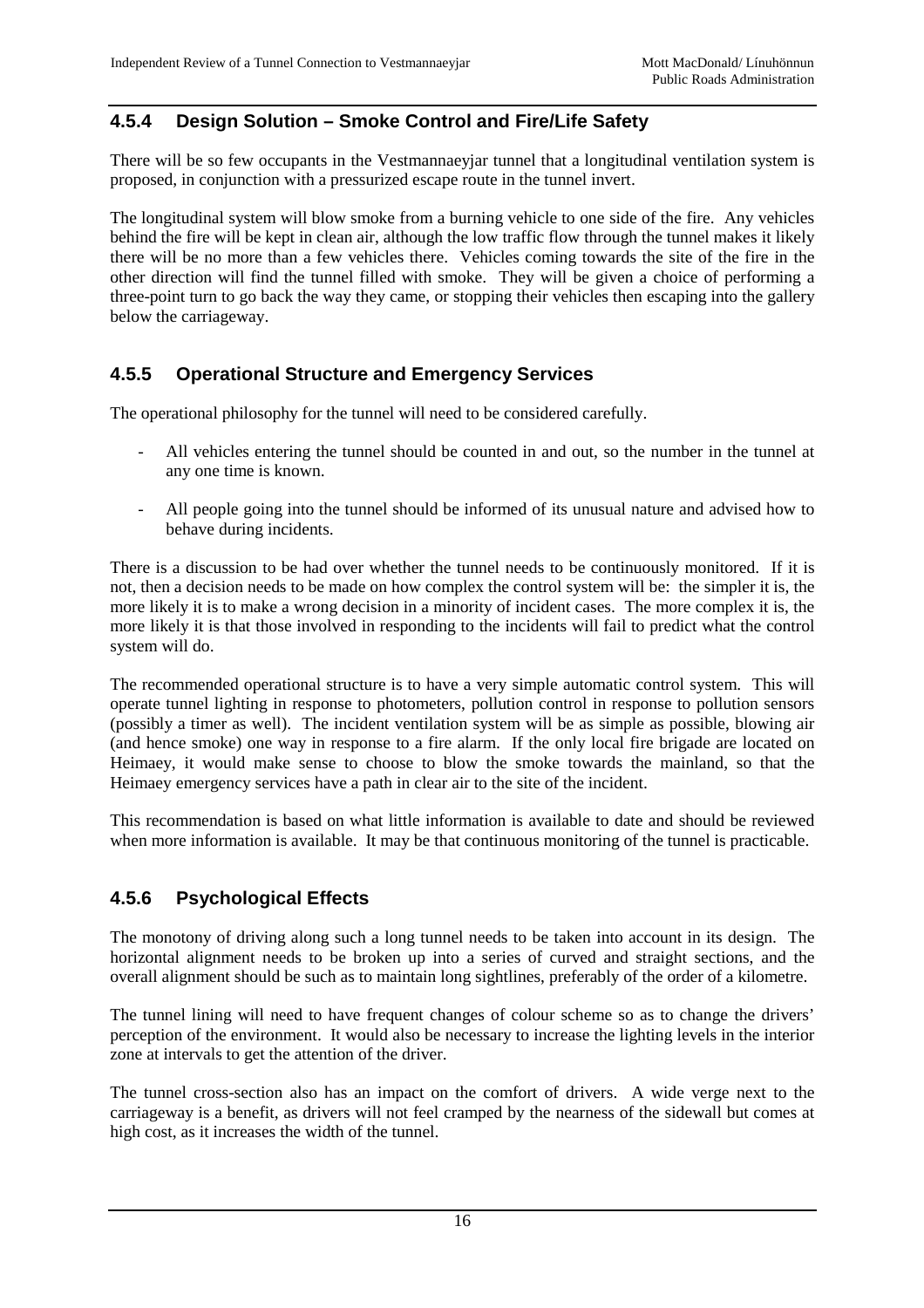### 4.5.4 Design Solution – Smoke Control and Fire/Life Safety

There will be so few occupants in the Vestmannaeyjar tunnel that a longitudinal ventilation system is proposed, in conjunction with a pressurized escape route in the tunnel invert.

The longitudinal system will blow smoke from a burning vehicle to one side of the fire. Any vehicles behind the fire will be kept in clean air, although the low traffic flow through the tunnel makes it likely there will be no more than a few vehicles there. Vehicles coming towards the site of the fire in the other direction will find the tunnel filled with smoke. They will be given a choice of performing a three-point turn to go back the way they came, or stopping their vehicles then escaping into the gallery below the carriageway.

### 4.5.5 Operational Structure and Emergency Services

The operational philosophy for the tunnel will need to be considered carefully.

- All vehicles entering the tunnel should be counted in and out, so the number in the tunnel at any one time is known.
- All people going into the tunnel should be informed of its unusual nature and advised how to behave during incidents.

There is a discussion to be had over whether the tunnel needs to be continuously monitored. If it is not, then a decision needs to be made on how complex the control system will be: the simpler it is, the more likely it is to make a wrong decision in a minority of incident cases. The more complex it is, the more likely it is that those involved in responding to the incidents will fail to predict what the control system will do.

The recommended operational structure is to have a very simple automatic control system. This will operate tunnel lighting in response to photometers, pollution control in response to pollution sensors (possibly a timer as well). The incident ventilation system will be as simple as possible, blowing air (and hence smoke) one way in response to a fire alarm. If the only local fire brigade are located on Heimaey, it would make sense to choose to blow the smoke towards the mainland, so that the Heimaey emergency services have a path in clear air to the site of the incident.

This recommendation is based on what little information is available to date and should be reviewed when more information is available. It may be that continuous monitoring of the tunnel is practicable.

### 4.5.6 Psychological Effects

The monotony of driving along such a long tunnel needs to be taken into account in its design. The horizontal alignment needs to be broken up into a series of curved and straight sections, and the overall alignment should be such as to maintain long sightlines, preferably of the order of a kilometre.

The tunnel lining will need to have frequent changes of colour scheme so as to change the drivers' perception of the environment. It would also be necessary to increase the lighting levels in the interior zone at intervals to get the attention of the driver.

The tunnel cross-section also has an impact on the comfort of drivers. A wide verge next to the carriageway is a benefit, as drivers will not feel cramped by the nearness of the sidewall but comes at high cost, as it increases the width of the tunnel.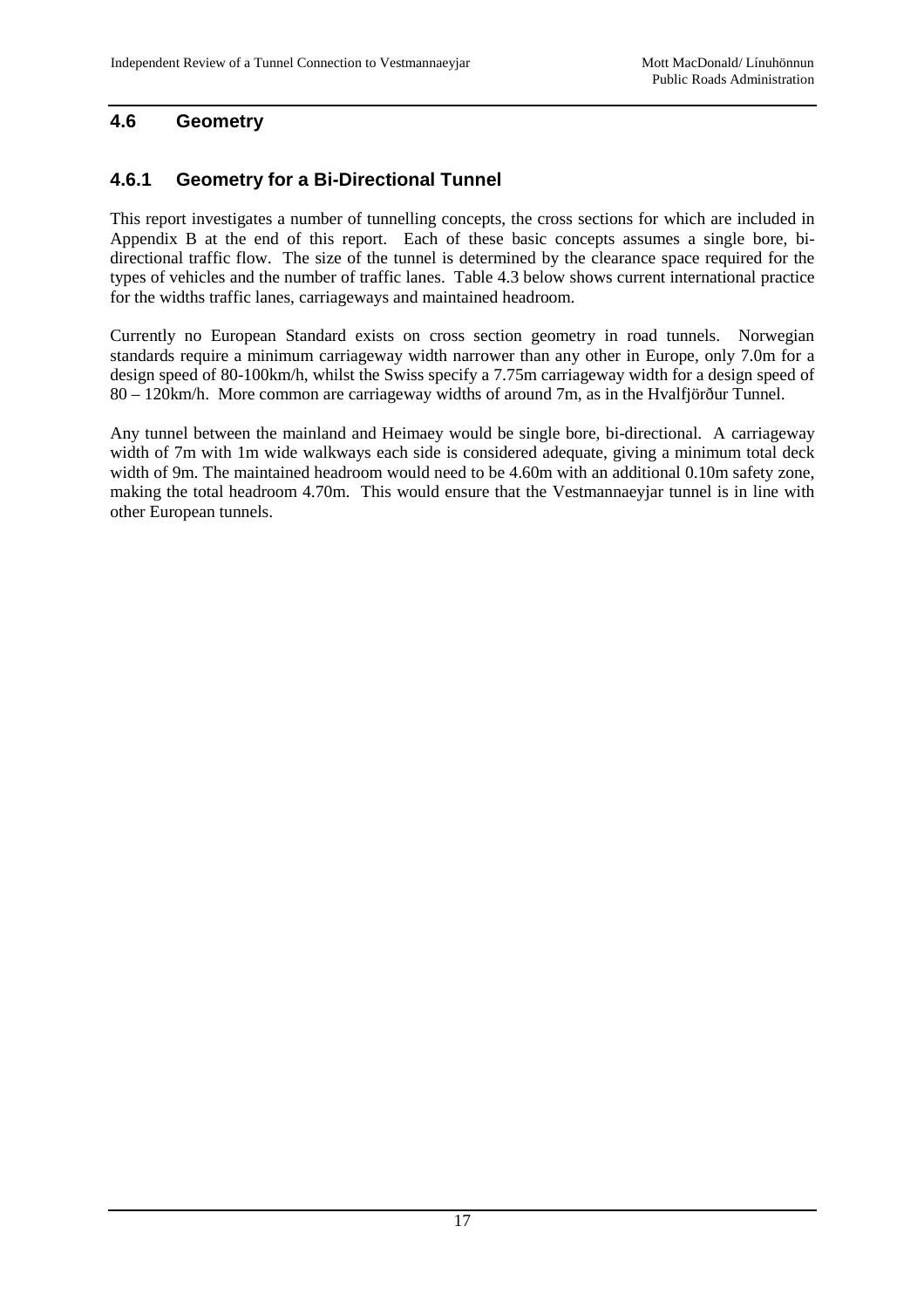## 4.6 Geometry

### 4.6.1 Geometry for a Bi-Directional Tunnel

This report investigates a number of tunnelling concepts, the cross sections for which are included in Appendix B at the end of this report. Each of these basic concepts assumes a single bore, bi-directional traffic flow. The size of the tunnel is determined by the clearance space required for the types of vehicles and the number of traffic lanes. Table 4.3 below shows current international practice for the widths traffic lanes, carriageways and maintained headroom.

Currently no European Standard exists on cross section geometry in road tunnels. Norwegian standards require a minimum carriageway width narrower than any other in Europe, only 7.0m for a design speed of 80-100km/h, whilst the Swiss specify a 7.75m carriageway width for a design speed of 80 – 120km/h. More common are carriageway widths of around 7m, as in the Hvalfjörður Tunnel.

Any tunnel between the mainland and Heimaey would be single bore, bi-directional. A carriageway width of 7m with 1m wide walkways each side is considered adequate, giving a minimum total deck width of 9m. The maintained headroom would need to be 4.60m with an additional 0.10m safety zone, making the total headroom 4.70m. This would ensure that the Vestmannaeyjar tunnel is in line with other European tunnels.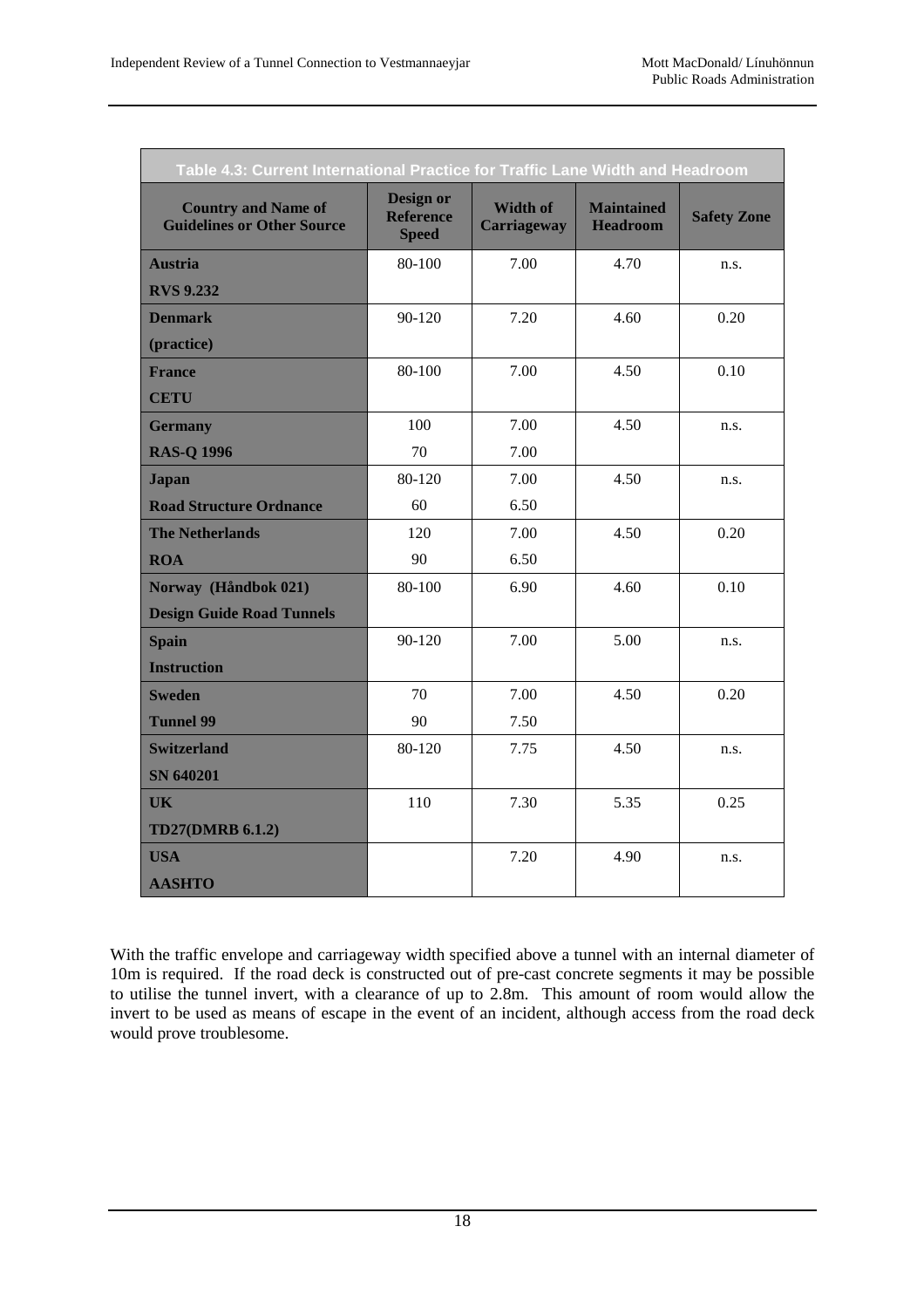**Table 4.3: Current International Practice for Traffic Lane Width and Headroom**

| Country and Name of Guidelines or Other Source | Design or Reference Speed | Width of Carriageway | Maintained Headroom | Safety Zone |
|---|---|---|---|---|
| **Austria** **RVS 9.232** | 80-100 | 7.00 | 4.70 | n.s. |
| **Denmark** **(practice)** | 90-120 | 7.20 | 4.60 | 0.20 |
| **France** **CETU** | 80-100 | 7.00 | 4.50 | 0.10 |
| **Germany** **RAS-Q 1996** | 100 70 | 7.00 7.00 | 4.50 | n.s. |
| **Japan** **Road Structure Ordnance** | 80-120 60 | 7.00 6.50 | 4.50 | n.s. |
| **The Netherlands** **ROA** | 120 90 | 7.00 6.50 | 4.50 | 0.20 |
| **Norway (Håndbok 021)** **Design Guide Road Tunnels** | 80-100 | 6.90 | 4.60 | 0.10 |
| **Spain** **Instruction** | 90-120 | 7.00 | 5.00 | n.s. |
| **Sweden** **Tunnel 99** | 70 90 | 7.00 7.50 | 4.50 | 0.20 |
| **Switzerland** **SN 640201** | 80-120 | 7.75 | 4.50 | n.s. |
| **UK** **TD27(DMRB 6.1.2)** | 110 | 7.30 | 5.35 | 0.25 |
| **USA** **AASHTO** | | 7.20 | 4.90 | n.s. |

With the traffic envelope and carriageway width specified above a tunnel with an internal diameter of 10m is required. If the road deck is constructed out of pre-cast concrete segments it may be possible to utilise the tunnel invert, with a clearance of up to 2.8m. This amount of room would allow the invert to be used as means of escape in the event of an incident, although access from the road deck would prove troublesome.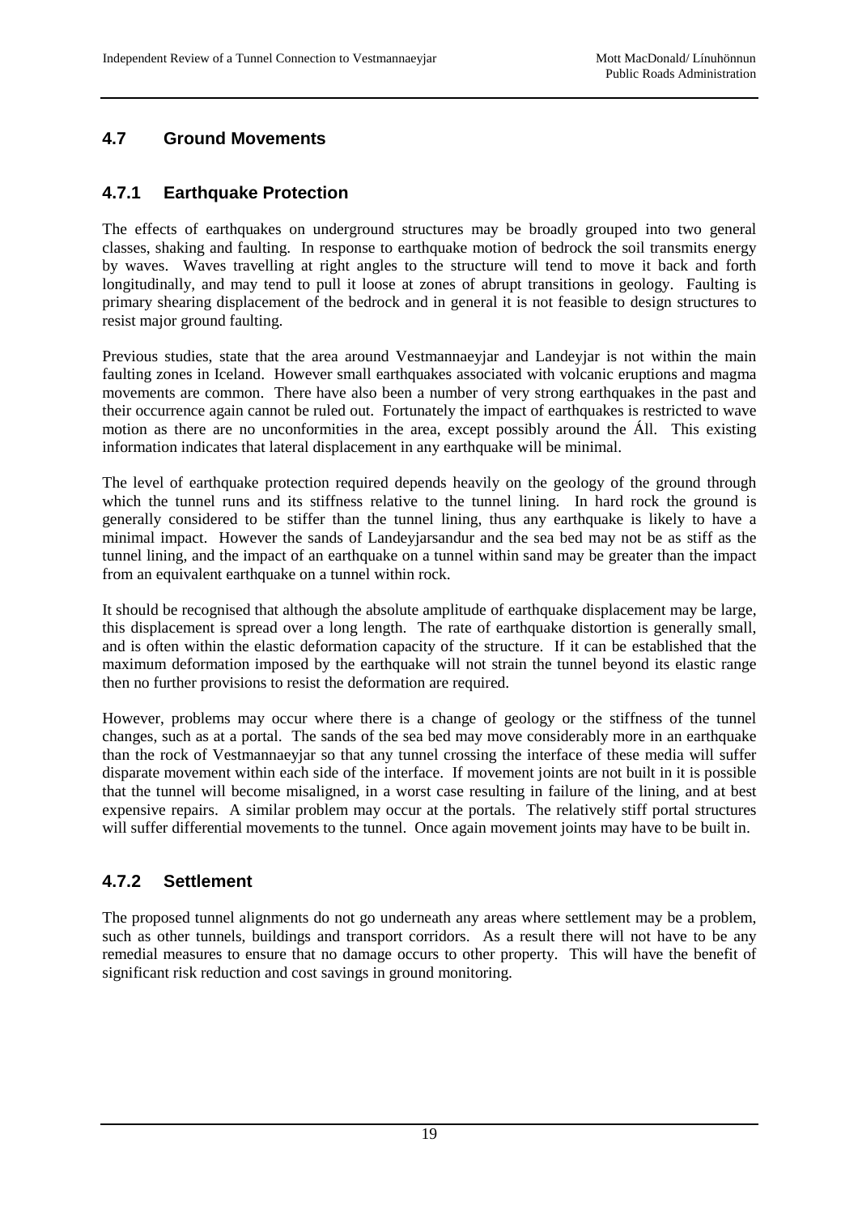## 4.7 Ground Movements

### 4.7.1 Earthquake Protection

The effects of earthquakes on underground structures may be broadly grouped into two general classes, shaking and faulting. In response to earthquake motion of bedrock the soil transmits energy by waves. Waves travelling at right angles to the structure will tend to move it back and forth longitudinally, and may tend to pull it loose at zones of abrupt transitions in geology. Faulting is primary shearing displacement of the bedrock and in general it is not feasible to design structures to resist major ground faulting.

Previous studies, state that the area around Vestmannaeyjar and Landeyjar is not within the main faulting zones in Iceland. However small earthquakes associated with volcanic eruptions and magma movements are common. There have also been a number of very strong earthquakes in the past and their occurrence again cannot be ruled out. Fortunately the impact of earthquakes is restricted to wave motion as there are no unconformities in the area, except possibly around the Áll. This existing information indicates that lateral displacement in any earthquake will be minimal.

The level of earthquake protection required depends heavily on the geology of the ground through which the tunnel runs and its stiffness relative to the tunnel lining. In hard rock the ground is generally considered to be stiffer than the tunnel lining, thus any earthquake is likely to have a minimal impact. However the sands of Landeyjarsandur and the sea bed may not be as stiff as the tunnel lining, and the impact of an earthquake on a tunnel within sand may be greater than the impact from an equivalent earthquake on a tunnel within rock.

It should be recognised that although the absolute amplitude of earthquake displacement may be large, this displacement is spread over a long length. The rate of earthquake distortion is generally small, and is often within the elastic deformation capacity of the structure. If it can be established that the maximum deformation imposed by the earthquake will not strain the tunnel beyond its elastic range then no further provisions to resist the deformation are required.

However, problems may occur where there is a change of geology or the stiffness of the tunnel changes, such as at a portal. The sands of the sea bed may move considerably more in an earthquake than the rock of Vestmannaeyjar so that any tunnel crossing the interface of these media will suffer disparate movement within each side of the interface. If movement joints are not built in it is possible that the tunnel will become misaligned, in a worst case resulting in failure of the lining, and at best expensive repairs. A similar problem may occur at the portals. The relatively stiff portal structures will suffer differential movements to the tunnel. Once again movement joints may have to be built in.

### 4.7.2 Settlement

The proposed tunnel alignments do not go underneath any areas where settlement may be a problem, such as other tunnels, buildings and transport corridors. As a result there will not have to be any remedial measures to ensure that no damage occurs to other property. This will have the benefit of significant risk reduction and cost savings in ground monitoring.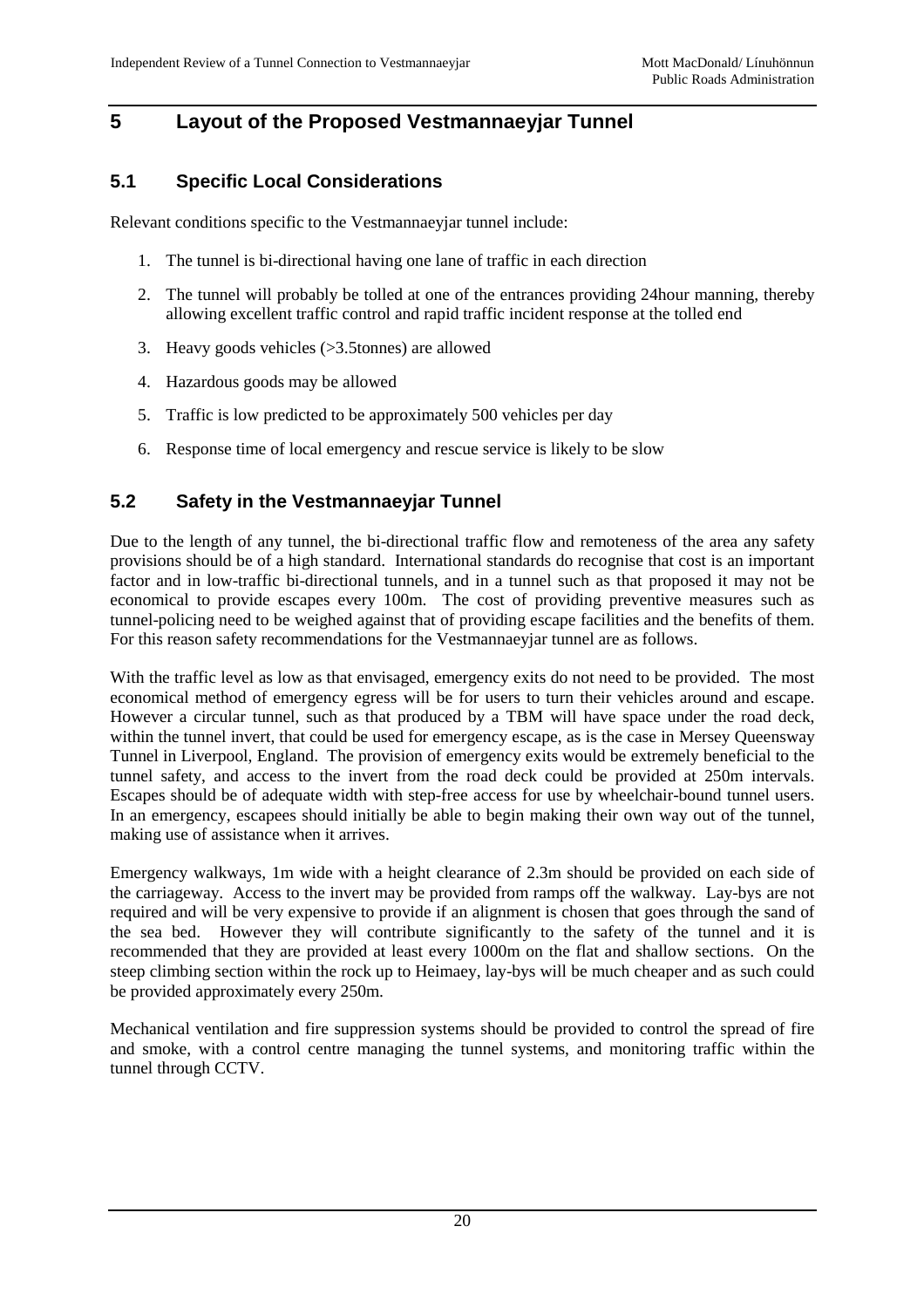# 5 Layout of the Proposed Vestmannaeyjar Tunnel

## 5.1 Specific Local Considerations

Relevant conditions specific to the Vestmannaeyjar tunnel include:

1. The tunnel is bi-directional having one lane of traffic in each direction
2. The tunnel will probably be tolled at one of the entrances providing 24hour manning, thereby allowing excellent traffic control and rapid traffic incident response at the tolled end
3. Heavy goods vehicles (>3.5tonnes) are allowed
4. Hazardous goods may be allowed
5. Traffic is low predicted to be approximately 500 vehicles per day
6. Response time of local emergency and rescue service is likely to be slow

## 5.2 Safety in the Vestmannaeyjar Tunnel

Due to the length of any tunnel, the bi-directional traffic flow and remoteness of the area any safety provisions should be of a high standard. International standards do recognise that cost is an important factor and in low-traffic bi-directional tunnels, and in a tunnel such as that proposed it may not be economical to provide escapes every 100m. The cost of providing preventive measures such as tunnel-policing need to be weighed against that of providing escape facilities and the benefits of them. For this reason safety recommendations for the Vestmannaeyjar tunnel are as follows.

With the traffic level as low as that envisaged, emergency exits do not need to be provided. The most economical method of emergency egress will be for users to turn their vehicles around and escape. However a circular tunnel, such as that produced by a TBM will have space under the road deck, within the tunnel invert, that could be used for emergency escape, as is the case in Mersey Queensway Tunnel in Liverpool, England. The provision of emergency exits would be extremely beneficial to the tunnel safety, and access to the invert from the road deck could be provided at 250m intervals. Escapes should be of adequate width with step-free access for use by wheelchair-bound tunnel users. In an emergency, escapees should initially be able to begin making their own way out of the tunnel, making use of assistance when it arrives.

Emergency walkways, 1m wide with a height clearance of 2.3m should be provided on each side of the carriageway. Access to the invert may be provided from ramps off the walkway. Lay-bys are not required and will be very expensive to provide if an alignment is chosen that goes through the sand of the sea bed. However they will contribute significantly to the safety of the tunnel and it is recommended that they are provided at least every 1000m on the flat and shallow sections. On the steep climbing section within the rock up to Heimaey, lay-bys will be much cheaper and as such could be provided approximately every 250m.

Mechanical ventilation and fire suppression systems should be provided to control the spread of fire and smoke, with a control centre managing the tunnel systems, and monitoring traffic within the tunnel through CCTV.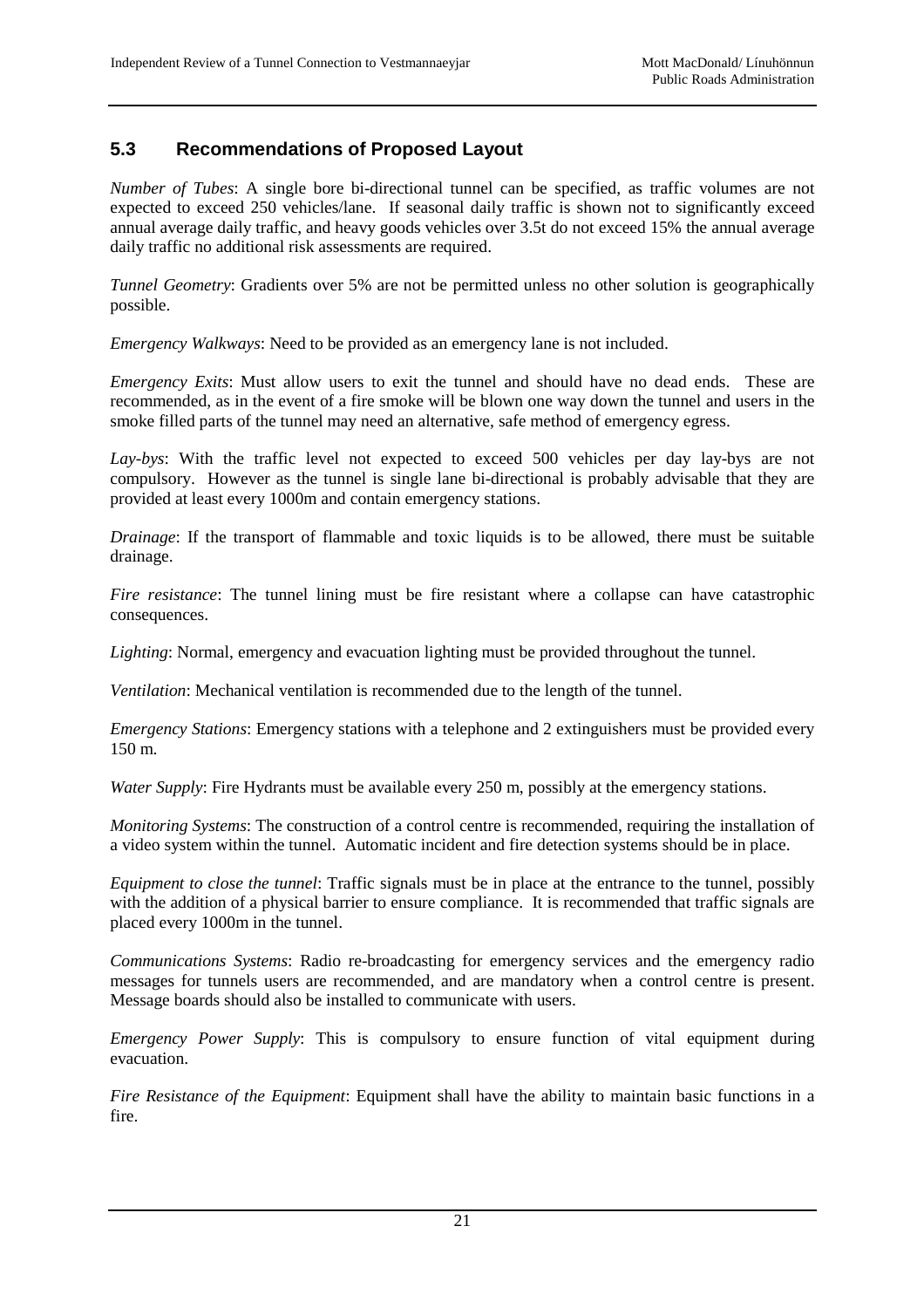## 5.3 Recommendations of Proposed Layout

*Number of Tubes*: A single bore bi-directional tunnel can be specified, as traffic volumes are not expected to exceed 250 vehicles/lane. If seasonal daily traffic is shown not to significantly exceed annual average daily traffic, and heavy goods vehicles over 3.5t do not exceed 15% the annual average daily traffic no additional risk assessments are required.

*Tunnel Geometry*: Gradients over 5% are not be permitted unless no other solution is geographically possible.

*Emergency Walkways*: Need to be provided as an emergency lane is not included.

*Emergency Exits*: Must allow users to exit the tunnel and should have no dead ends. These are recommended, as in the event of a fire smoke will be blown one way down the tunnel and users in the smoke filled parts of the tunnel may need an alternative, safe method of emergency egress.

*Lay-bys*: With the traffic level not expected to exceed 500 vehicles per day lay-bys are not compulsory. However as the tunnel is single lane bi-directional is probably advisable that they are provided at least every 1000m and contain emergency stations.

*Drainage*: If the transport of flammable and toxic liquids is to be allowed, there must be suitable drainage.

*Fire resistance*: The tunnel lining must be fire resistant where a collapse can have catastrophic consequences.

*Lighting*: Normal, emergency and evacuation lighting must be provided throughout the tunnel.

*Ventilation*: Mechanical ventilation is recommended due to the length of the tunnel.

*Emergency Stations*: Emergency stations with a telephone and 2 extinguishers must be provided every 150 m.

*Water Supply*: Fire Hydrants must be available every 250 m, possibly at the emergency stations.

*Monitoring Systems*: The construction of a control centre is recommended, requiring the installation of a video system within the tunnel. Automatic incident and fire detection systems should be in place.

*Equipment to close the tunnel*: Traffic signals must be in place at the entrance to the tunnel, possibly with the addition of a physical barrier to ensure compliance. It is recommended that traffic signals are placed every 1000m in the tunnel.

*Communications Systems*: Radio re-broadcasting for emergency services and the emergency radio messages for tunnels users are recommended, and are mandatory when a control centre is present. Message boards should also be installed to communicate with users.

*Emergency Power Supply*: This is compulsory to ensure function of vital equipment during evacuation.

*Fire Resistance of the Equipment*: Equipment shall have the ability to maintain basic functions in a fire.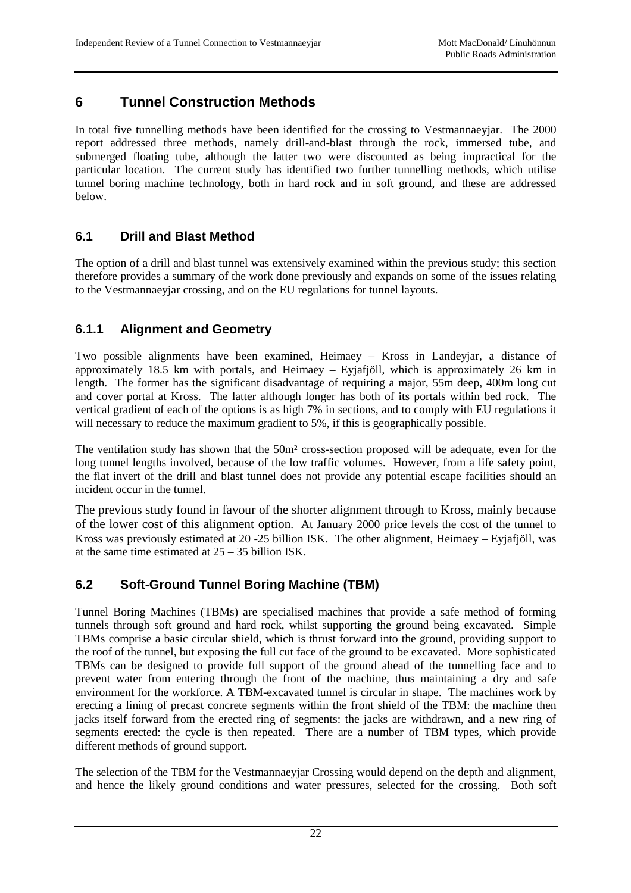# 6 Tunnel Construction Methods

In total five tunnelling methods have been identified for the crossing to Vestmannaeyjar. The 2000 report addressed three methods, namely drill-and-blast through the rock, immersed tube, and submerged floating tube, although the latter two were discounted as being impractical for the particular location. The current study has identified two further tunnelling methods, which utilise tunnel boring machine technology, both in hard rock and in soft ground, and these are addressed below.

## 6.1 Drill and Blast Method

The option of a drill and blast tunnel was extensively examined within the previous study; this section therefore provides a summary of the work done previously and expands on some of the issues relating to the Vestmannaeyjar crossing, and on the EU regulations for tunnel layouts.

### 6.1.1 Alignment and Geometry

Two possible alignments have been examined, Heimaey – Kross in Landeyjar, a distance of approximately 18.5 km with portals, and Heimaey – Eyjafjöll, which is approximately 26 km in length. The former has the significant disadvantage of requiring a major, 55m deep, 400m long cut and cover portal at Kross. The latter although longer has both of its portals within bed rock. The vertical gradient of each of the options is as high 7% in sections, and to comply with EU regulations it will necessary to reduce the maximum gradient to 5%, if this is geographically possible.

The ventilation study has shown that the 50m² cross-section proposed will be adequate, even for the long tunnel lengths involved, because of the low traffic volumes. However, from a life safety point, the flat invert of the drill and blast tunnel does not provide any potential escape facilities should an incident occur in the tunnel.

The previous study found in favour of the shorter alignment through to Kross, mainly because of the lower cost of this alignment option. At January 2000 price levels the cost of the tunnel to Kross was previously estimated at 20 -25 billion ISK. The other alignment, Heimaey – Eyjafjöll, was at the same time estimated at 25 – 35 billion ISK.

## 6.2 Soft-Ground Tunnel Boring Machine (TBM)

Tunnel Boring Machines (TBMs) are specialised machines that provide a safe method of forming tunnels through soft ground and hard rock, whilst supporting the ground being excavated. Simple TBMs comprise a basic circular shield, which is thrust forward into the ground, providing support to the roof of the tunnel, but exposing the full cut face of the ground to be excavated. More sophisticated TBMs can be designed to provide full support of the ground ahead of the tunnelling face and to prevent water from entering through the front of the machine, thus maintaining a dry and safe environment for the workforce. A TBM-excavated tunnel is circular in shape. The machines work by erecting a lining of precast concrete segments within the front shield of the TBM: the machine then jacks itself forward from the erected ring of segments: the jacks are withdrawn, and a new ring of segments erected: the cycle is then repeated. There are a number of TBM types, which provide different methods of ground support.

The selection of the TBM for the Vestmannaeyjar Crossing would depend on the depth and alignment, and hence the likely ground conditions and water pressures, selected for the crossing. Both soft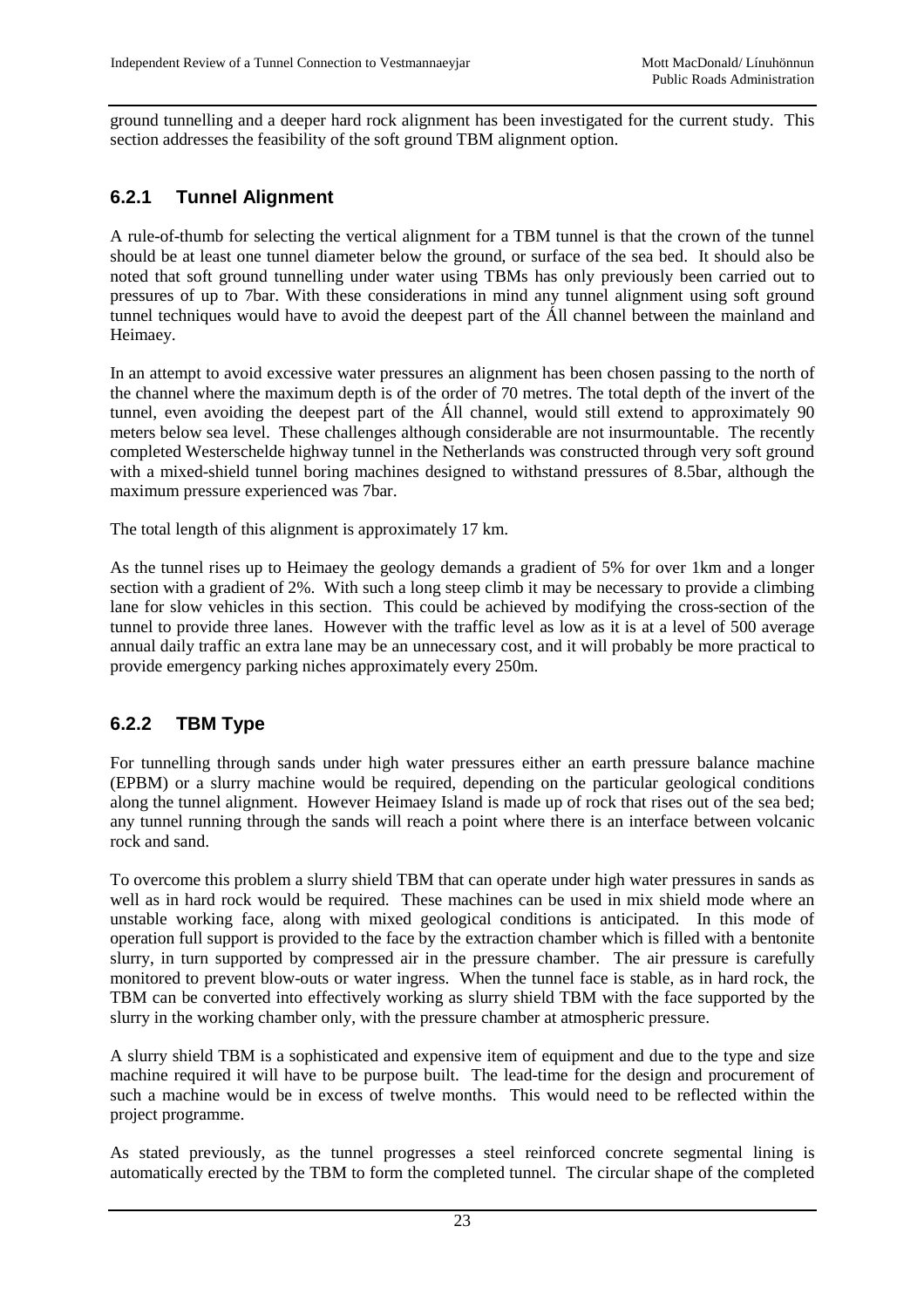ground tunnelling and a deeper hard rock alignment has been investigated for the current study. This section addresses the feasibility of the soft ground TBM alignment option.

### 6.2.1 Tunnel Alignment

A rule-of-thumb for selecting the vertical alignment for a TBM tunnel is that the crown of the tunnel should be at least one tunnel diameter below the ground, or surface of the sea bed. It should also be noted that soft ground tunnelling under water using TBMs has only previously been carried out to pressures of up to 7bar. With these considerations in mind any tunnel alignment using soft ground tunnel techniques would have to avoid the deepest part of the Áll channel between the mainland and Heimaey.

In an attempt to avoid excessive water pressures an alignment has been chosen passing to the north of the channel where the maximum depth is of the order of 70 metres. The total depth of the invert of the tunnel, even avoiding the deepest part of the Áll channel, would still extend to approximately 90 meters below sea level. These challenges although considerable are not insurmountable. The recently completed Westerschelde highway tunnel in the Netherlands was constructed through very soft ground with a mixed-shield tunnel boring machines designed to withstand pressures of 8.5bar, although the maximum pressure experienced was 7bar.

The total length of this alignment is approximately 17 km.

As the tunnel rises up to Heimaey the geology demands a gradient of 5% for over 1km and a longer section with a gradient of 2%. With such a long steep climb it may be necessary to provide a climbing lane for slow vehicles in this section. This could be achieved by modifying the cross-section of the tunnel to provide three lanes. However with the traffic level as low as it is at a level of 500 average annual daily traffic an extra lane may be an unnecessary cost, and it will probably be more practical to provide emergency parking niches approximately every 250m.

### 6.2.2 TBM Type

For tunnelling through sands under high water pressures either an earth pressure balance machine (EPBM) or a slurry machine would be required, depending on the particular geological conditions along the tunnel alignment. However Heimaey Island is made up of rock that rises out of the sea bed; any tunnel running through the sands will reach a point where there is an interface between volcanic rock and sand.

To overcome this problem a slurry shield TBM that can operate under high water pressures in sands as well as in hard rock would be required. These machines can be used in mix shield mode where an unstable working face, along with mixed geological conditions is anticipated. In this mode of operation full support is provided to the face by the extraction chamber which is filled with a bentonite slurry, in turn supported by compressed air in the pressure chamber. The air pressure is carefully monitored to prevent blow-outs or water ingress. When the tunnel face is stable, as in hard rock, the TBM can be converted into effectively working as slurry shield TBM with the face supported by the slurry in the working chamber only, with the pressure chamber at atmospheric pressure.

A slurry shield TBM is a sophisticated and expensive item of equipment and due to the type and size machine required it will have to be purpose built. The lead-time for the design and procurement of such a machine would be in excess of twelve months. This would need to be reflected within the project programme.

As stated previously, as the tunnel progresses a steel reinforced concrete segmental lining is automatically erected by the TBM to form the completed tunnel. The circular shape of the completed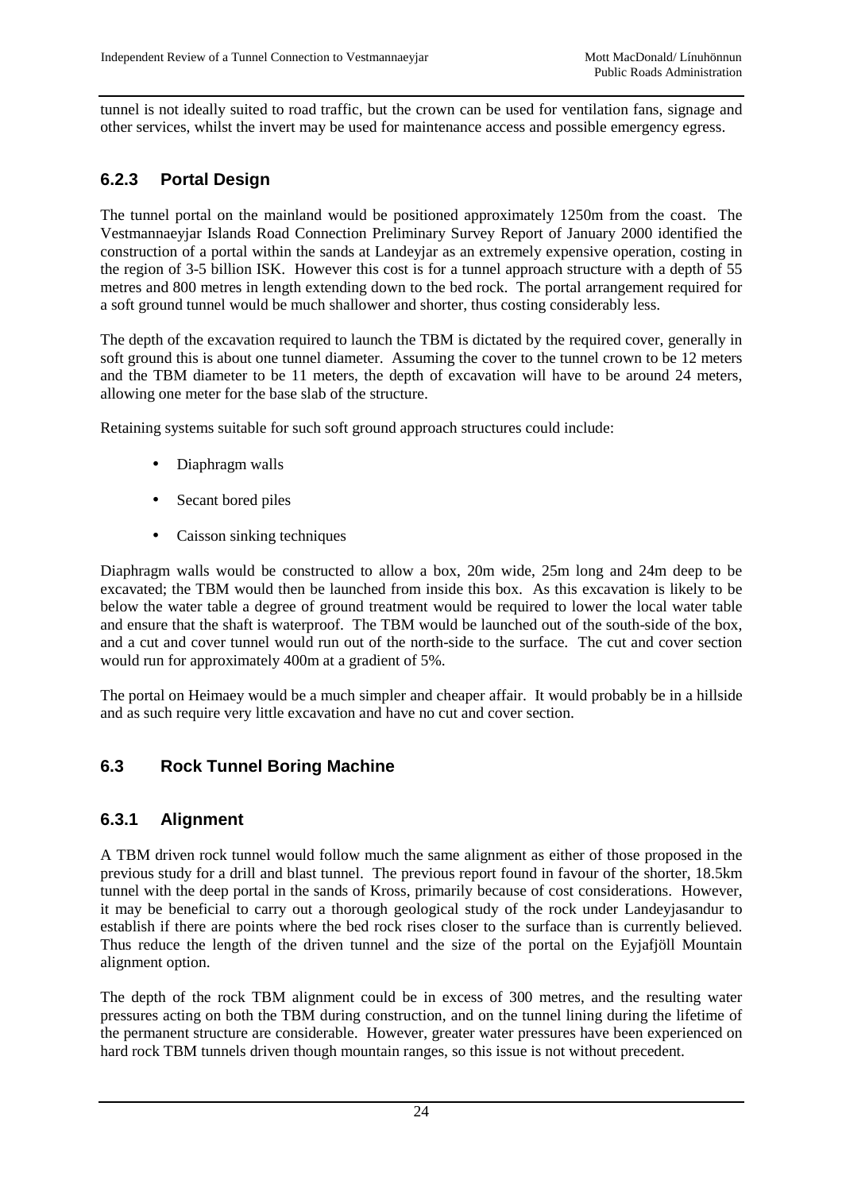tunnel is not ideally suited to road traffic, but the crown can be used for ventilation fans, signage and other services, whilst the invert may be used for maintenance access and possible emergency egress.

### 6.2.3 Portal Design

The tunnel portal on the mainland would be positioned approximately 1250m from the coast. The Vestmannaeyjar Islands Road Connection Preliminary Survey Report of January 2000 identified the construction of a portal within the sands at Landeyjar as an extremely expensive operation, costing in the region of 3-5 billion ISK. However this cost is for a tunnel approach structure with a depth of 55 metres and 800 metres in length extending down to the bed rock. The portal arrangement required for a soft ground tunnel would be much shallower and shorter, thus costing considerably less.

The depth of the excavation required to launch the TBM is dictated by the required cover, generally in soft ground this is about one tunnel diameter. Assuming the cover to the tunnel crown to be 12 meters and the TBM diameter to be 11 meters, the depth of excavation will have to be around 24 meters, allowing one meter for the base slab of the structure.

Retaining systems suitable for such soft ground approach structures could include:

- Diaphragm walls
- Secant bored piles
- Caisson sinking techniques

Diaphragm walls would be constructed to allow a box, 20m wide, 25m long and 24m deep to be excavated; the TBM would then be launched from inside this box. As this excavation is likely to be below the water table a degree of ground treatment would be required to lower the local water table and ensure that the shaft is waterproof. The TBM would be launched out of the south-side of the box, and a cut and cover tunnel would run out of the north-side to the surface. The cut and cover section would run for approximately 400m at a gradient of 5%.

The portal on Heimaey would be a much simpler and cheaper affair. It would probably be in a hillside and as such require very little excavation and have no cut and cover section.

## 6.3 Rock Tunnel Boring Machine

### 6.3.1 Alignment

A TBM driven rock tunnel would follow much the same alignment as either of those proposed in the previous study for a drill and blast tunnel. The previous report found in favour of the shorter, 18.5km tunnel with the deep portal in the sands of Kross, primarily because of cost considerations. However, it may be beneficial to carry out a thorough geological study of the rock under Landeyjasandur to establish if there are points where the bed rock rises closer to the surface than is currently believed. Thus reduce the length of the driven tunnel and the size of the portal on the Eyjafjöll Mountain alignment option.

The depth of the rock TBM alignment could be in excess of 300 metres, and the resulting water pressures acting on both the TBM during construction, and on the tunnel lining during the lifetime of the permanent structure are considerable. However, greater water pressures have been experienced on hard rock TBM tunnels driven though mountain ranges, so this issue is not without precedent.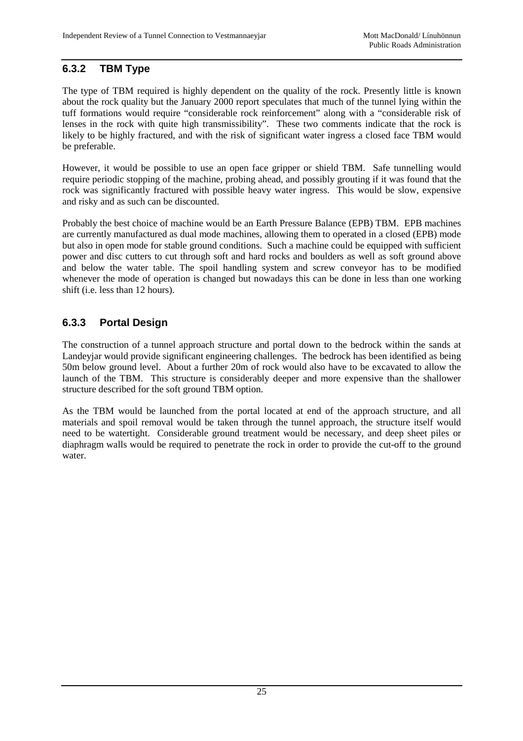### 6.3.2 TBM Type

The type of TBM required is highly dependent on the quality of the rock. Presently little is known about the rock quality but the January 2000 report speculates that much of the tunnel lying within the tuff formations would require "considerable rock reinforcement" along with a "considerable risk of lenses in the rock with quite high transmissibility". These two comments indicate that the rock is likely to be highly fractured, and with the risk of significant water ingress a closed face TBM would be preferable.

However, it would be possible to use an open face gripper or shield TBM. Safe tunnelling would require periodic stopping of the machine, probing ahead, and possibly grouting if it was found that the rock was significantly fractured with possible heavy water ingress. This would be slow, expensive and risky and as such can be discounted.

Probably the best choice of machine would be an Earth Pressure Balance (EPB) TBM. EPB machines are currently manufactured as dual mode machines, allowing them to operated in a closed (EPB) mode but also in open mode for stable ground conditions. Such a machine could be equipped with sufficient power and disc cutters to cut through soft and hard rocks and boulders as well as soft ground above and below the water table. The spoil handling system and screw conveyor has to be modified whenever the mode of operation is changed but nowadays this can be done in less than one working shift (i.e. less than 12 hours).

### 6.3.3 Portal Design

The construction of a tunnel approach structure and portal down to the bedrock within the sands at Landeyjar would provide significant engineering challenges. The bedrock has been identified as being 50m below ground level. About a further 20m of rock would also have to be excavated to allow the launch of the TBM. This structure is considerably deeper and more expensive than the shallower structure described for the soft ground TBM option.

As the TBM would be launched from the portal located at end of the approach structure, and all materials and spoil removal would be taken through the tunnel approach, the structure itself would need to be watertight. Considerable ground treatment would be necessary, and deep sheet piles or diaphragm walls would be required to penetrate the rock in order to provide the cut-off to the ground water.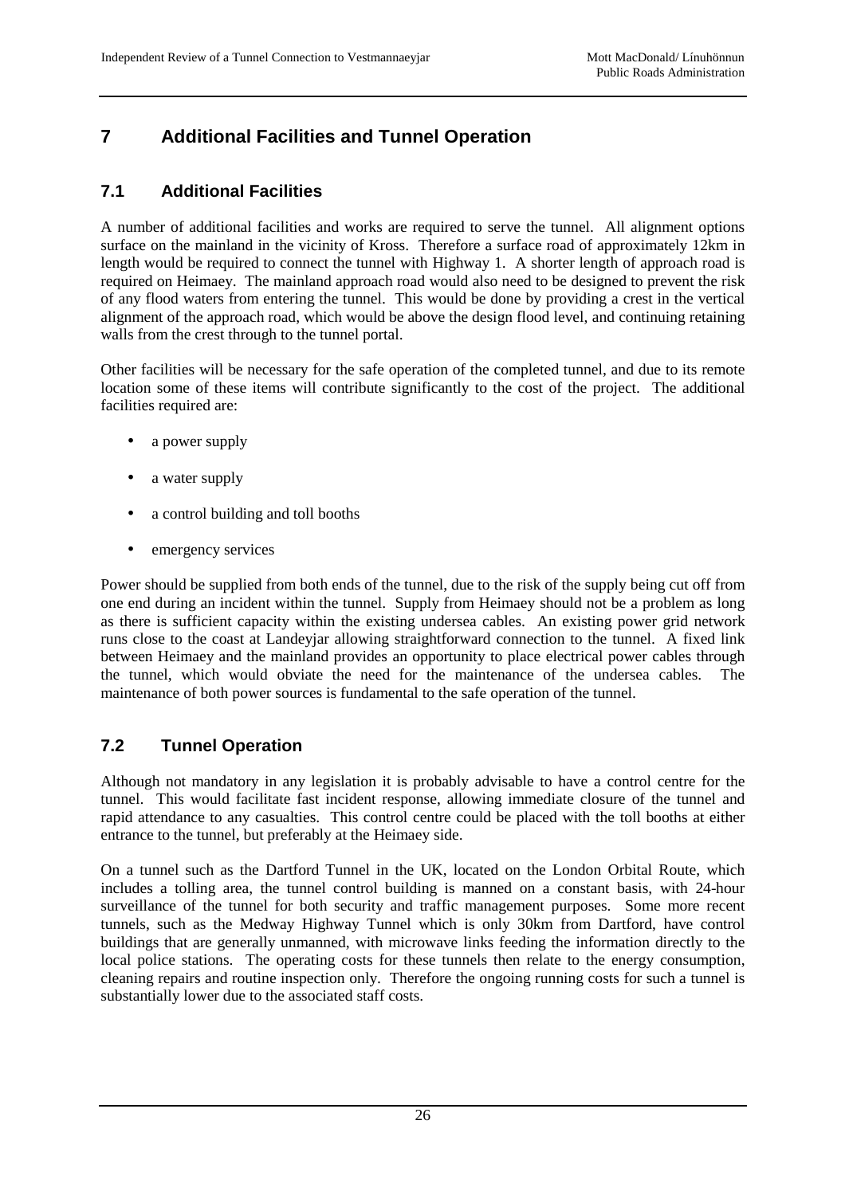# 7 Additional Facilities and Tunnel Operation

## 7.1 Additional Facilities

A number of additional facilities and works are required to serve the tunnel. All alignment options surface on the mainland in the vicinity of Kross. Therefore a surface road of approximately 12km in length would be required to connect the tunnel with Highway 1. A shorter length of approach road is required on Heimaey. The mainland approach road would also need to be designed to prevent the risk of any flood waters from entering the tunnel. This would be done by providing a crest in the vertical alignment of the approach road, which would be above the design flood level, and continuing retaining walls from the crest through to the tunnel portal.

Other facilities will be necessary for the safe operation of the completed tunnel, and due to its remote location some of these items will contribute significantly to the cost of the project. The additional facilities required are:

- a power supply
- a water supply
- a control building and toll booths
- emergency services

Power should be supplied from both ends of the tunnel, due to the risk of the supply being cut off from one end during an incident within the tunnel. Supply from Heimaey should not be a problem as long as there is sufficient capacity within the existing undersea cables. An existing power grid network runs close to the coast at Landeyjar allowing straightforward connection to the tunnel. A fixed link between Heimaey and the mainland provides an opportunity to place electrical power cables through the tunnel, which would obviate the need for the maintenance of the undersea cables. The maintenance of both power sources is fundamental to the safe operation of the tunnel.

## 7.2 Tunnel Operation

Although not mandatory in any legislation it is probably advisable to have a control centre for the tunnel. This would facilitate fast incident response, allowing immediate closure of the tunnel and rapid attendance to any casualties. This control centre could be placed with the toll booths at either entrance to the tunnel, but preferably at the Heimaey side.

On a tunnel such as the Dartford Tunnel in the UK, located on the London Orbital Route, which includes a tolling area, the tunnel control building is manned on a constant basis, with 24-hour surveillance of the tunnel for both security and traffic management purposes. Some more recent tunnels, such as the Medway Highway Tunnel which is only 30km from Dartford, have control buildings that are generally unmanned, with microwave links feeding the information directly to the local police stations. The operating costs for these tunnels then relate to the energy consumption, cleaning repairs and routine inspection only. Therefore the ongoing running costs for such a tunnel is substantially lower due to the associated staff costs.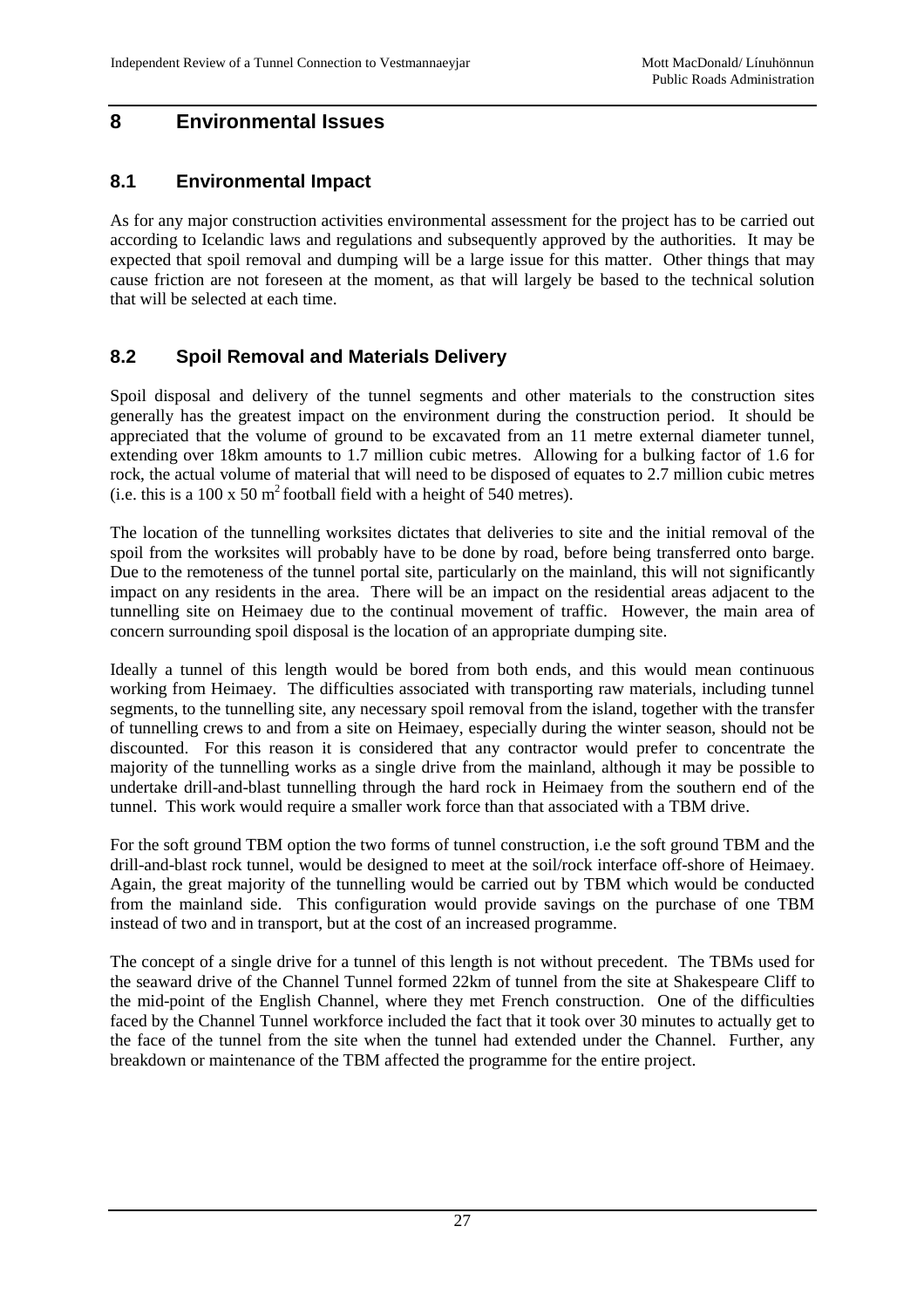# 8 Environmental Issues

## 8.1 Environmental Impact

As for any major construction activities environmental assessment for the project has to be carried out according to Icelandic laws and regulations and subsequently approved by the authorities. It may be expected that spoil removal and dumping will be a large issue for this matter. Other things that may cause friction are not foreseen at the moment, as that will largely be based to the technical solution that will be selected at each time.

## 8.2 Spoil Removal and Materials Delivery

Spoil disposal and delivery of the tunnel segments and other materials to the construction sites generally has the greatest impact on the environment during the construction period. It should be appreciated that the volume of ground to be excavated from an 11 metre external diameter tunnel, extending over 18km amounts to 1.7 million cubic metres. Allowing for a bulking factor of 1.6 for rock, the actual volume of material that will need to be disposed of equates to 2.7 million cubic metres (i.e. this is a 100 x 50 $m^2$ football field with a height of 540 metres).

The location of the tunnelling worksites dictates that deliveries to site and the initial removal of the spoil from the worksites will probably have to be done by road, before being transferred onto barge. Due to the remoteness of the tunnel portal site, particularly on the mainland, this will not significantly impact on any residents in the area. There will be an impact on the residential areas adjacent to the tunnelling site on Heimaey due to the continual movement of traffic. However, the main area of concern surrounding spoil disposal is the location of an appropriate dumping site.

Ideally a tunnel of this length would be bored from both ends, and this would mean continuous working from Heimaey. The difficulties associated with transporting raw materials, including tunnel segments, to the tunnelling site, any necessary spoil removal from the island, together with the transfer of tunnelling crews to and from a site on Heimaey, especially during the winter season, should not be discounted. For this reason it is considered that any contractor would prefer to concentrate the majority of the tunnelling works as a single drive from the mainland, although it may be possible to undertake drill-and-blast tunnelling through the hard rock in Heimaey from the southern end of the tunnel. This work would require a smaller work force than that associated with a TBM drive.

For the soft ground TBM option the two forms of tunnel construction, i.e the soft ground TBM and the drill-and-blast rock tunnel, would be designed to meet at the soil/rock interface off-shore of Heimaey. Again, the great majority of the tunnelling would be carried out by TBM which would be conducted from the mainland side. This configuration would provide savings on the purchase of one TBM instead of two and in transport, but at the cost of an increased programme.

The concept of a single drive for a tunnel of this length is not without precedent. The TBMs used for the seaward drive of the Channel Tunnel formed 22km of tunnel from the site at Shakespeare Cliff to the mid-point of the English Channel, where they met French construction. One of the difficulties faced by the Channel Tunnel workforce included the fact that it took over 30 minutes to actually get to the face of the tunnel from the site when the tunnel had extended under the Channel. Further, any breakdown or maintenance of the TBM affected the programme for the entire project.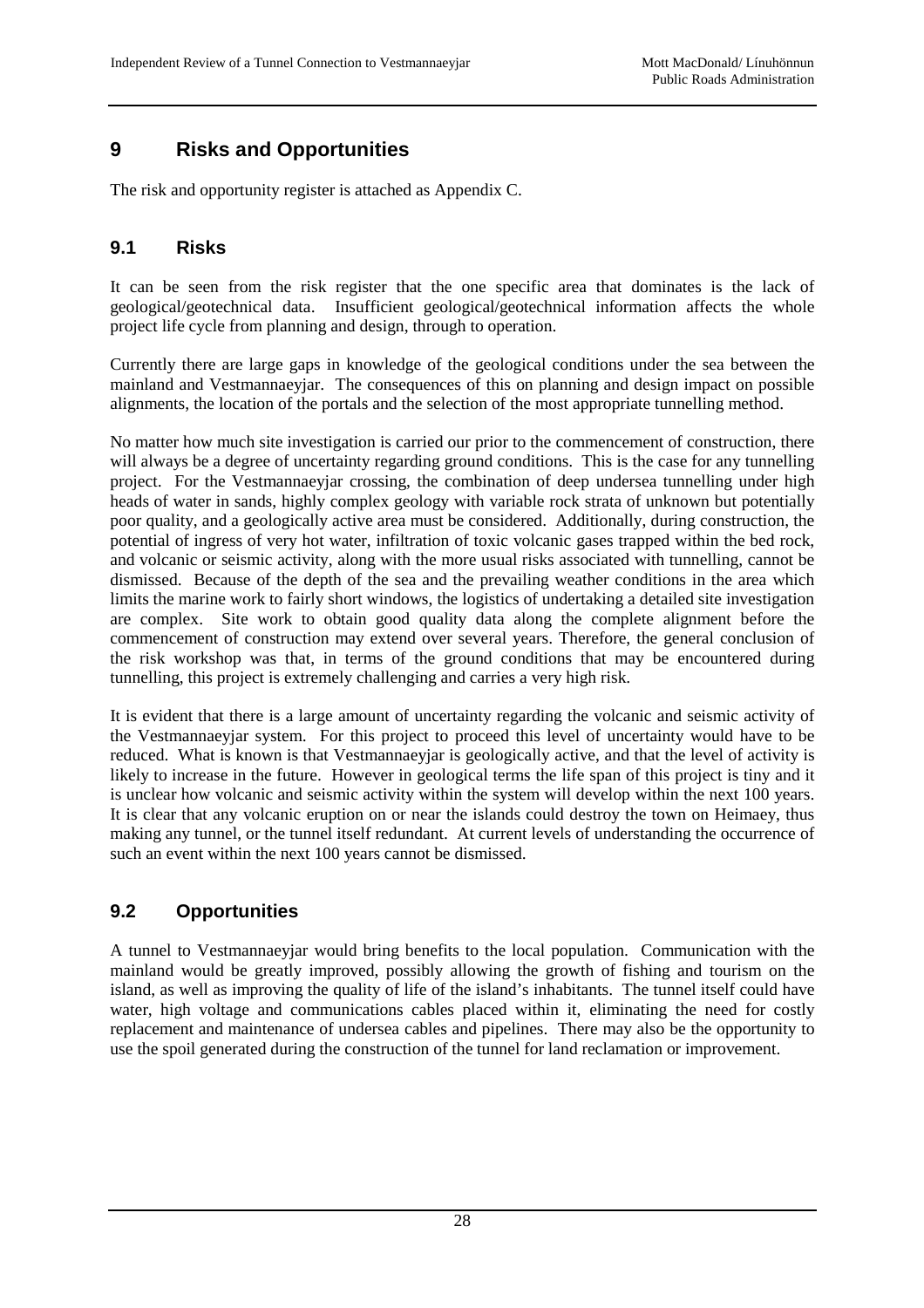# 9 Risks and Opportunities

The risk and opportunity register is attached as Appendix C.

## 9.1 Risks

It can be seen from the risk register that the one specific area that dominates is the lack of geological/geotechnical data. Insufficient geological/geotechnical information affects the whole project life cycle from planning and design, through to operation.

Currently there are large gaps in knowledge of the geological conditions under the sea between the mainland and Vestmannaeyjar. The consequences of this on planning and design impact on possible alignments, the location of the portals and the selection of the most appropriate tunnelling method.

No matter how much site investigation is carried our prior to the commencement of construction, there will always be a degree of uncertainty regarding ground conditions. This is the case for any tunnelling project. For the Vestmannaeyjar crossing, the combination of deep undersea tunnelling under high heads of water in sands, highly complex geology with variable rock strata of unknown but potentially poor quality, and a geologically active area must be considered. Additionally, during construction, the potential of ingress of very hot water, infiltration of toxic volcanic gases trapped within the bed rock, and volcanic or seismic activity, along with the more usual risks associated with tunnelling, cannot be dismissed. Because of the depth of the sea and the prevailing weather conditions in the area which limits the marine work to fairly short windows, the logistics of undertaking a detailed site investigation are complex. Site work to obtain good quality data along the complete alignment before the commencement of construction may extend over several years. Therefore, the general conclusion of the risk workshop was that, in terms of the ground conditions that may be encountered during tunnelling, this project is extremely challenging and carries a very high risk.

It is evident that there is a large amount of uncertainty regarding the volcanic and seismic activity of the Vestmannaeyjar system. For this project to proceed this level of uncertainty would have to be reduced. What is known is that Vestmannaeyjar is geologically active, and that the level of activity is likely to increase in the future. However in geological terms the life span of this project is tiny and it is unclear how volcanic and seismic activity within the system will develop within the next 100 years. It is clear that any volcanic eruption on or near the islands could destroy the town on Heimaey, thus making any tunnel, or the tunnel itself redundant. At current levels of understanding the occurrence of such an event within the next 100 years cannot be dismissed.

## 9.2 Opportunities

A tunnel to Vestmannaeyjar would bring benefits to the local population. Communication with the mainland would be greatly improved, possibly allowing the growth of fishing and tourism on the island, as well as improving the quality of life of the island's inhabitants. The tunnel itself could have water, high voltage and communications cables placed within it, eliminating the need for costly replacement and maintenance of undersea cables and pipelines. There may also be the opportunity to use the spoil generated during the construction of the tunnel for land reclamation or improvement.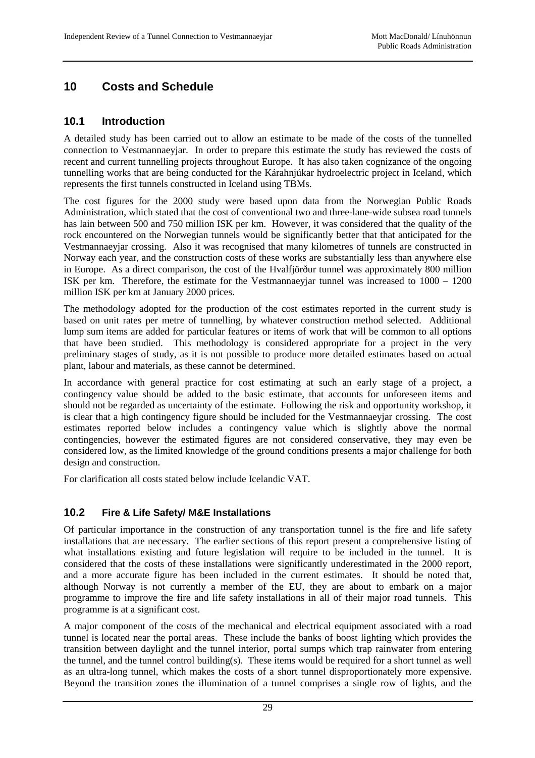## 10 Costs and Schedule

### 10.1 Introduction

A detailed study has been carried out to allow an estimate to be made of the costs of the tunnelled connection to Vestmannaeyjar. In order to prepare this estimate the study has reviewed the costs of recent and current tunnelling projects throughout Europe. It has also taken cognizance of the ongoing tunnelling works that are being conducted for the Kárahnjúkar hydroelectric project in Iceland, which represents the first tunnels constructed in Iceland using TBMs.

The cost figures for the 2000 study were based upon data from the Norwegian Public Roads Administration, which stated that the cost of conventional two and three-lane-wide subsea road tunnels has lain between 500 and 750 million ISK per km. However, it was considered that the quality of the rock encountered on the Norwegian tunnels would be significantly better that that anticipated for the Vestmannaeyjar crossing. Also it was recognised that many kilometres of tunnels are constructed in Norway each year, and the construction costs of these works are substantially less than anywhere else in Europe. As a direct comparison, the cost of the Hvalfjörður tunnel was approximately 800 million ISK per km. Therefore, the estimate for the Vestmannaeyjar tunnel was increased to 1000 – 1200 million ISK per km at January 2000 prices.

The methodology adopted for the production of the cost estimates reported in the current study is based on unit rates per metre of tunnelling, by whatever construction method selected. Additional lump sum items are added for particular features or items of work that will be common to all options that have been studied. This methodology is considered appropriate for a project in the very preliminary stages of study, as it is not possible to produce more detailed estimates based on actual plant, labour and materials, as these cannot be determined.

In accordance with general practice for cost estimating at such an early stage of a project, a contingency value should be added to the basic estimate, that accounts for unforeseen items and should not be regarded as uncertainty of the estimate. Following the risk and opportunity workshop, it is clear that a high contingency figure should be included for the Vestmannaeyjar crossing. The cost estimates reported below includes a contingency value which is slightly above the normal contingencies, however the estimated figures are not considered conservative, they may even be considered low, as the limited knowledge of the ground conditions presents a major challenge for both design and construction.

For clarification all costs stated below include Icelandic VAT.

### 10.2 Fire & Life Safety/ M&E Installations

Of particular importance in the construction of any transportation tunnel is the fire and life safety installations that are necessary. The earlier sections of this report present a comprehensive listing of what installations existing and future legislation will require to be included in the tunnel. It is considered that the costs of these installations were significantly underestimated in the 2000 report, and a more accurate figure has been included in the current estimates. It should be noted that, although Norway is not currently a member of the EU, they are about to embark on a major programme to improve the fire and life safety installations in all of their major road tunnels. This programme is at a significant cost.

A major component of the costs of the mechanical and electrical equipment associated with a road tunnel is located near the portal areas. These include the banks of boost lighting which provides the transition between daylight and the tunnel interior, portal sumps which trap rainwater from entering the tunnel, and the tunnel control building(s). These items would be required for a short tunnel as well as an ultra-long tunnel, which makes the costs of a short tunnel disproportionately more expensive. Beyond the transition zones the illumination of a tunnel comprises a single row of lights, and the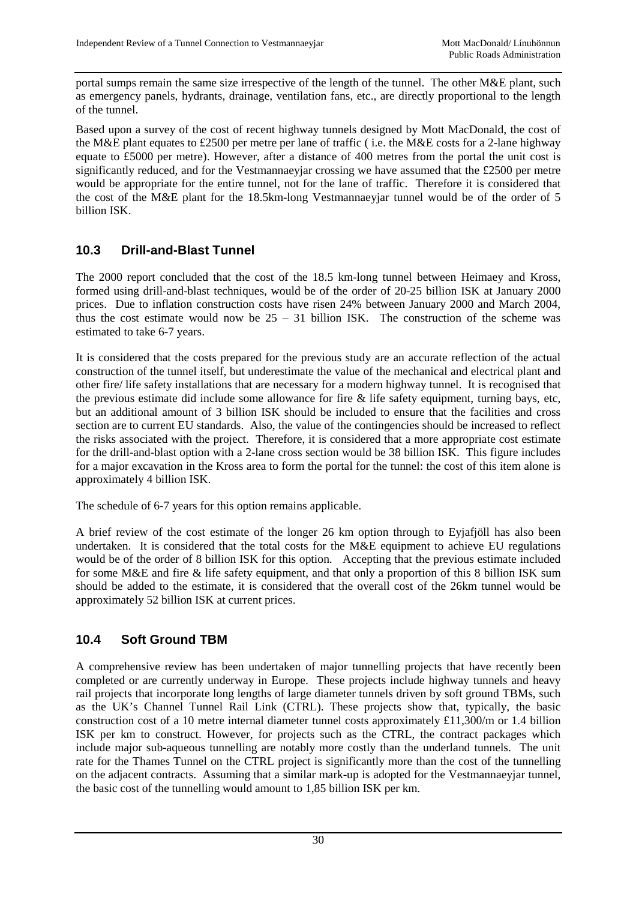portal sumps remain the same size irrespective of the length of the tunnel. The other M&E plant, such as emergency panels, hydrants, drainage, ventilation fans, etc., are directly proportional to the length of the tunnel.

Based upon a survey of the cost of recent highway tunnels designed by Mott MacDonald, the cost of the M&E plant equates to £2500 per metre per lane of traffic ( i.e. the M&E costs for a 2-lane highway equate to £5000 per metre). However, after a distance of 400 metres from the portal the unit cost is significantly reduced, and for the Vestmannaeyjar crossing we have assumed that the £2500 per metre would be appropriate for the entire tunnel, not for the lane of traffic. Therefore it is considered that the cost of the M&E plant for the 18.5km-long Vestmannaeyjar tunnel would be of the order of 5 billion ISK.

## 10.3 Drill-and-Blast Tunnel

The 2000 report concluded that the cost of the 18.5 km-long tunnel between Heimaey and Kross, formed using drill-and-blast techniques, would be of the order of 20-25 billion ISK at January 2000 prices. Due to inflation construction costs have risen 24% between January 2000 and March 2004, thus the cost estimate would now be 25 – 31 billion ISK. The construction of the scheme was estimated to take 6-7 years.

It is considered that the costs prepared for the previous study are an accurate reflection of the actual construction of the tunnel itself, but underestimate the value of the mechanical and electrical plant and other fire/ life safety installations that are necessary for a modern highway tunnel. It is recognised that the previous estimate did include some allowance for fire & life safety equipment, turning bays, etc, but an additional amount of 3 billion ISK should be included to ensure that the facilities and cross section are to current EU standards. Also, the value of the contingencies should be increased to reflect the risks associated with the project. Therefore, it is considered that a more appropriate cost estimate for the drill-and-blast option with a 2-lane cross section would be 38 billion ISK. This figure includes for a major excavation in the Kross area to form the portal for the tunnel: the cost of this item alone is approximately 4 billion ISK.

The schedule of 6-7 years for this option remains applicable.

A brief review of the cost estimate of the longer 26 km option through to Eyjafjöll has also been undertaken. It is considered that the total costs for the M&E equipment to achieve EU regulations would be of the order of 8 billion ISK for this option. Accepting that the previous estimate included for some M&E and fire & life safety equipment, and that only a proportion of this 8 billion ISK sum should be added to the estimate, it is considered that the overall cost of the 26km tunnel would be approximately 52 billion ISK at current prices.

## 10.4 Soft Ground TBM

A comprehensive review has been undertaken of major tunnelling projects that have recently been completed or are currently underway in Europe. These projects include highway tunnels and heavy rail projects that incorporate long lengths of large diameter tunnels driven by soft ground TBMs, such as the UK's Channel Tunnel Rail Link (CTRL). These projects show that, typically, the basic construction cost of a 10 metre internal diameter tunnel costs approximately £11,300/m or 1.4 billion ISK per km to construct. However, for projects such as the CTRL, the contract packages which include major sub-aqueous tunnelling are notably more costly than the underland tunnels. The unit rate for the Thames Tunnel on the CTRL project is significantly more than the cost of the tunnelling on the adjacent contracts. Assuming that a similar mark-up is adopted for the Vestmannaeyjar tunnel, the basic cost of the tunnelling would amount to 1,85 billion ISK per km.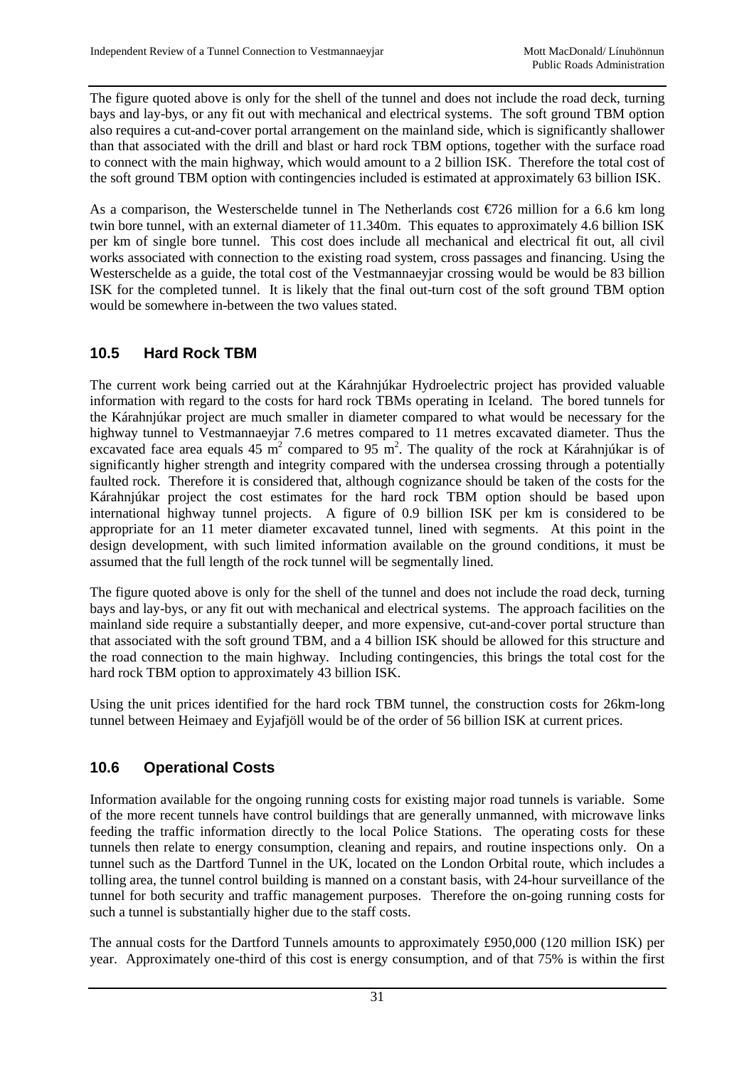The figure quoted above is only for the shell of the tunnel and does not include the road deck, turning bays and lay-bys, or any fit out with mechanical and electrical systems. The soft ground TBM option also requires a cut-and-cover portal arrangement on the mainland side, which is significantly shallower than that associated with the drill and blast or hard rock TBM options, together with the surface road to connect with the main highway, which would amount to a 2 billion ISK. Therefore the total cost of the soft ground TBM option with contingencies included is estimated at approximately 63 billion ISK.

As a comparison, the Westerschelde tunnel in The Netherlands cost €726 million for a 6.6 km long twin bore tunnel, with an external diameter of 11.340m. This equates to approximately 4.6 billion ISK per km of single bore tunnel. This cost does include all mechanical and electrical fit out, all civil works associated with connection to the existing road system, cross passages and financing. Using the Westerschelde as a guide, the total cost of the Vestmannaeyjar crossing would be would be 83 billion ISK for the completed tunnel. It is likely that the final out-turn cost of the soft ground TBM option would be somewhere in-between the two values stated.

## 10.5 Hard Rock TBM

The current work being carried out at the Kárahnjúkar Hydroelectric project has provided valuable information with regard to the costs for hard rock TBMs operating in Iceland. The bored tunnels for the Kárahnjúkar project are much smaller in diameter compared to what would be necessary for the highway tunnel to Vestmannaeyjar 7.6 metres compared to 11 metres excavated diameter. Thus the excavated face area equals 45 m$^2$ compared to 95 m$^2$. The quality of the rock at Kárahnjúkar is of significantly higher strength and integrity compared with the undersea crossing through a potentially faulted rock. Therefore it is considered that, although cognizance should be taken of the costs for the Kárahnjúkar project the cost estimates for the hard rock TBM option should be based upon international highway tunnel projects. A figure of 0.9 billion ISK per km is considered to be appropriate for an 11 meter diameter excavated tunnel, lined with segments. At this point in the design development, with such limited information available on the ground conditions, it must be assumed that the full length of the rock tunnel will be segmentally lined.

The figure quoted above is only for the shell of the tunnel and does not include the road deck, turning bays and lay-bys, or any fit out with mechanical and electrical systems. The approach facilities on the mainland side require a substantially deeper, and more expensive, cut-and-cover portal structure than that associated with the soft ground TBM, and a 4 billion ISK should be allowed for this structure and the road connection to the main highway. Including contingencies, this brings the total cost for the hard rock TBM option to approximately 43 billion ISK.

Using the unit prices identified for the hard rock TBM tunnel, the construction costs for 26km-long tunnel between Heimaey and Eyjafjöll would be of the order of 56 billion ISK at current prices.

## 10.6 Operational Costs

Information available for the ongoing running costs for existing major road tunnels is variable. Some of the more recent tunnels have control buildings that are generally unmanned, with microwave links feeding the traffic information directly to the local Police Stations. The operating costs for these tunnels then relate to energy consumption, cleaning and repairs, and routine inspections only. On a tunnel such as the Dartford Tunnel in the UK, located on the London Orbital route, which includes a tolling area, the tunnel control building is manned on a constant basis, with 24-hour surveillance of the tunnel for both security and traffic management purposes. Therefore the on-going running costs for such a tunnel is substantially higher due to the staff costs.

The annual costs for the Dartford Tunnels amounts to approximately £950,000 (120 million ISK) per year. Approximately one-third of this cost is energy consumption, and of that 75% is within the first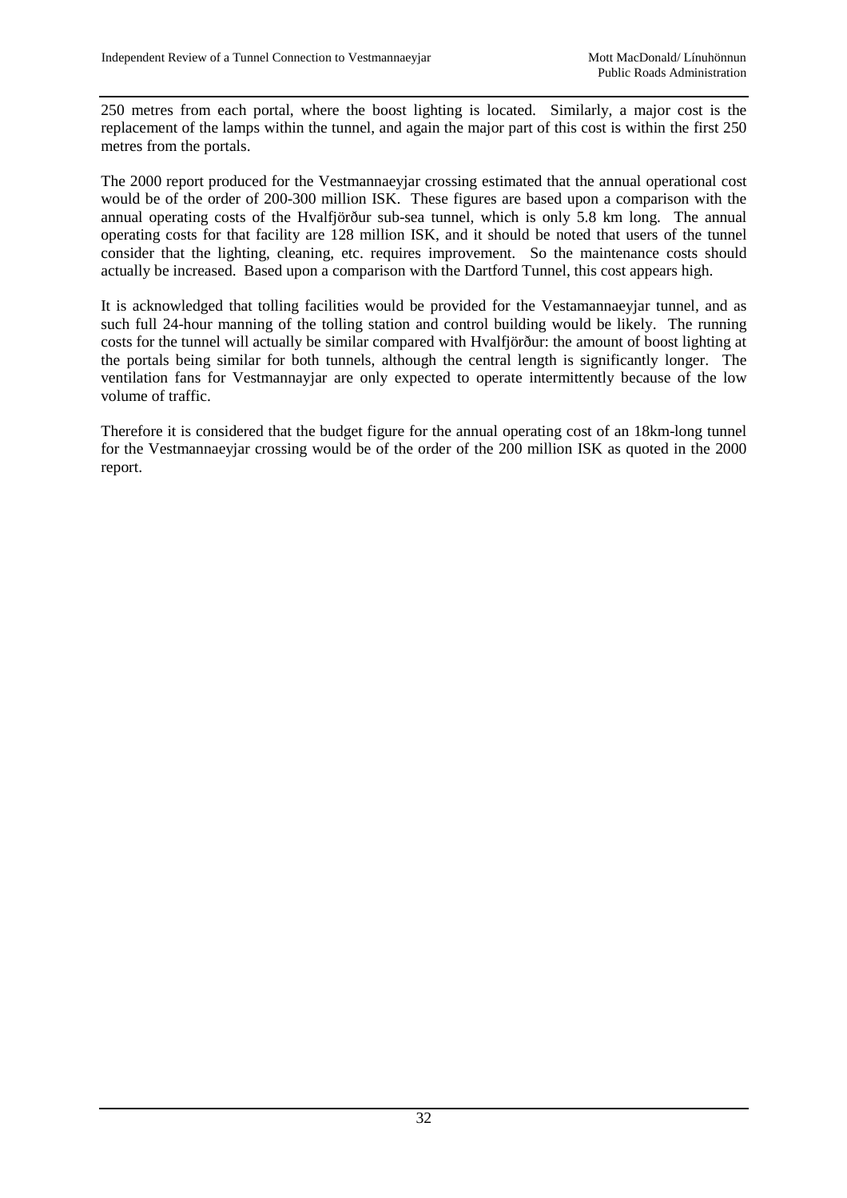250 metres from each portal, where the boost lighting is located. Similarly, a major cost is the replacement of the lamps within the tunnel, and again the major part of this cost is within the first 250 metres from the portals.

The 2000 report produced for the Vestmannaeyjar crossing estimated that the annual operational cost would be of the order of 200-300 million ISK. These figures are based upon a comparison with the annual operating costs of the Hvalfjörður sub-sea tunnel, which is only 5.8 km long. The annual operating costs for that facility are 128 million ISK, and it should be noted that users of the tunnel consider that the lighting, cleaning, etc. requires improvement. So the maintenance costs should actually be increased. Based upon a comparison with the Dartford Tunnel, this cost appears high.

It is acknowledged that tolling facilities would be provided for the Vestamannaeyjar tunnel, and as such full 24-hour manning of the tolling station and control building would be likely. The running costs for the tunnel will actually be similar compared with Hvalfjörður: the amount of boost lighting at the portals being similar for both tunnels, although the central length is significantly longer. The ventilation fans for Vestmannayjar are only expected to operate intermittently because of the low volume of traffic.

Therefore it is considered that the budget figure for the annual operating cost of an 18km-long tunnel for the Vestmannaeyjar crossing would be of the order of the 200 million ISK as quoted in the 2000 report.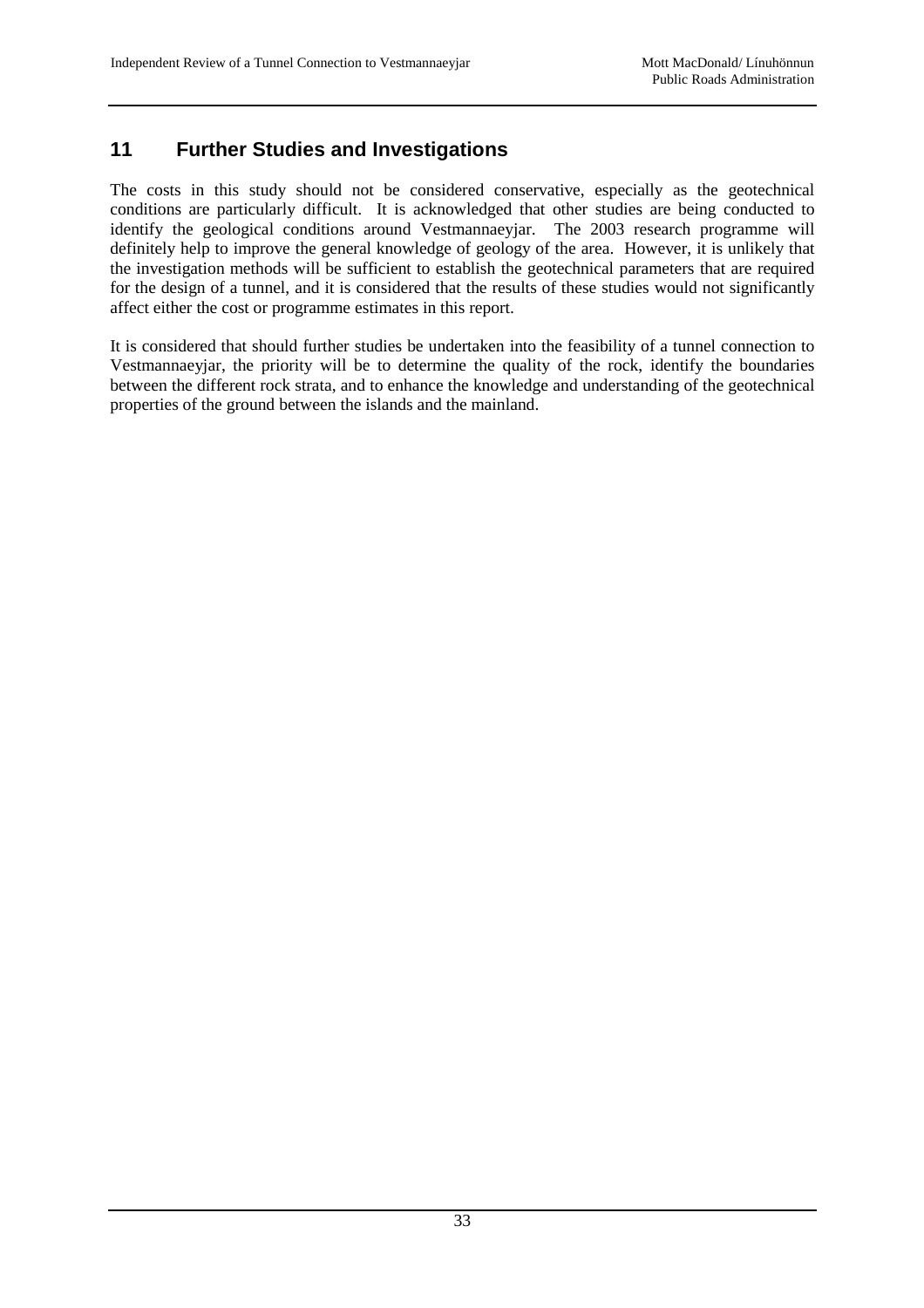## 11 Further Studies and Investigations

The costs in this study should not be considered conservative, especially as the geotechnical conditions are particularly difficult. It is acknowledged that other studies are being conducted to identify the geological conditions around Vestmannaeyjar. The 2003 research programme will definitely help to improve the general knowledge of geology of the area. However, it is unlikely that the investigation methods will be sufficient to establish the geotechnical parameters that are required for the design of a tunnel, and it is considered that the results of these studies would not significantly affect either the cost or programme estimates in this report.

It is considered that should further studies be undertaken into the feasibility of a tunnel connection to Vestmannaeyjar, the priority will be to determine the quality of the rock, identify the boundaries between the different rock strata, and to enhance the knowledge and understanding of the geotechnical properties of the ground between the islands and the mainland.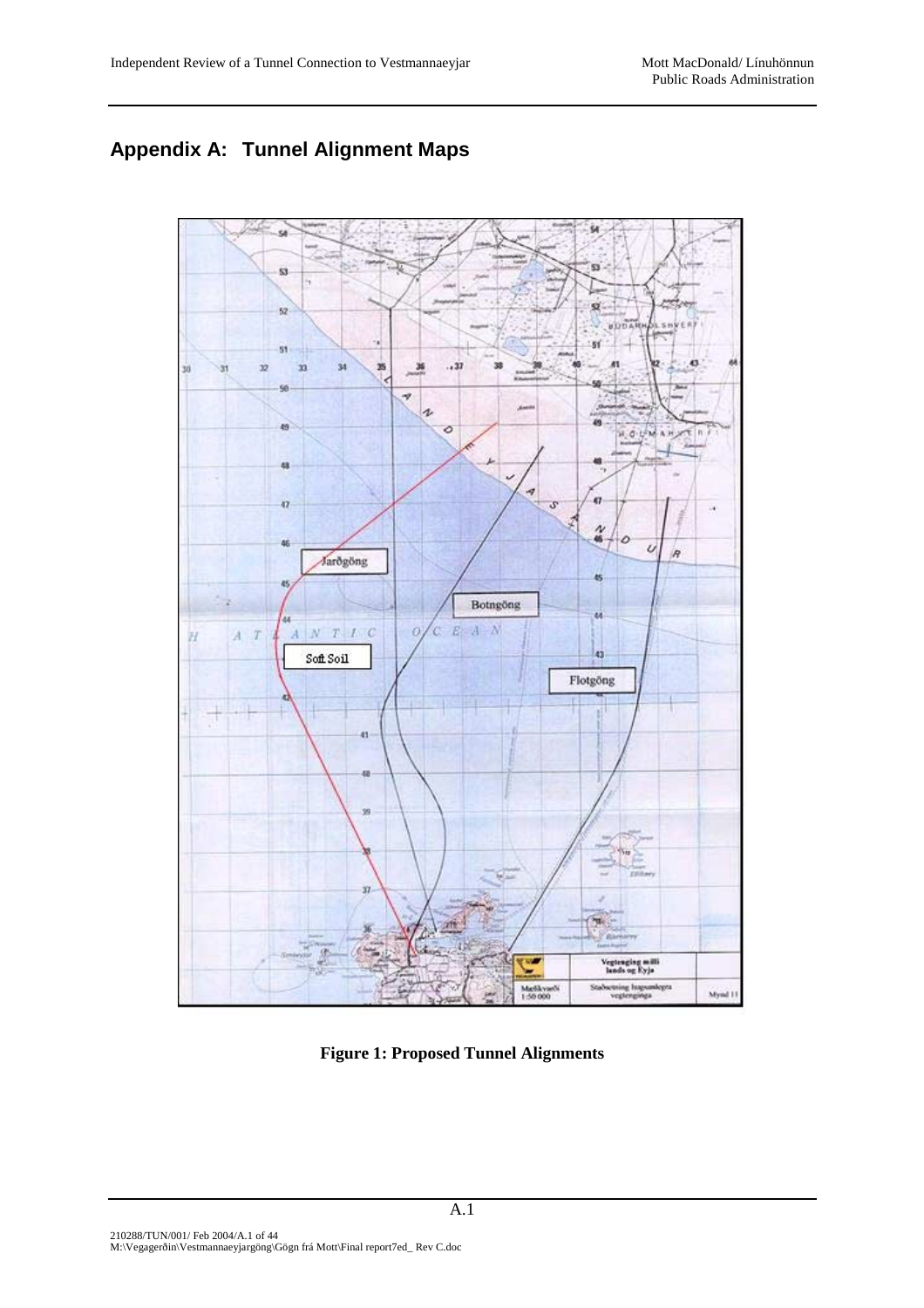## Appendix A: Tunnel Alignment Maps

**Figure 1: Proposed Tunnel Alignments**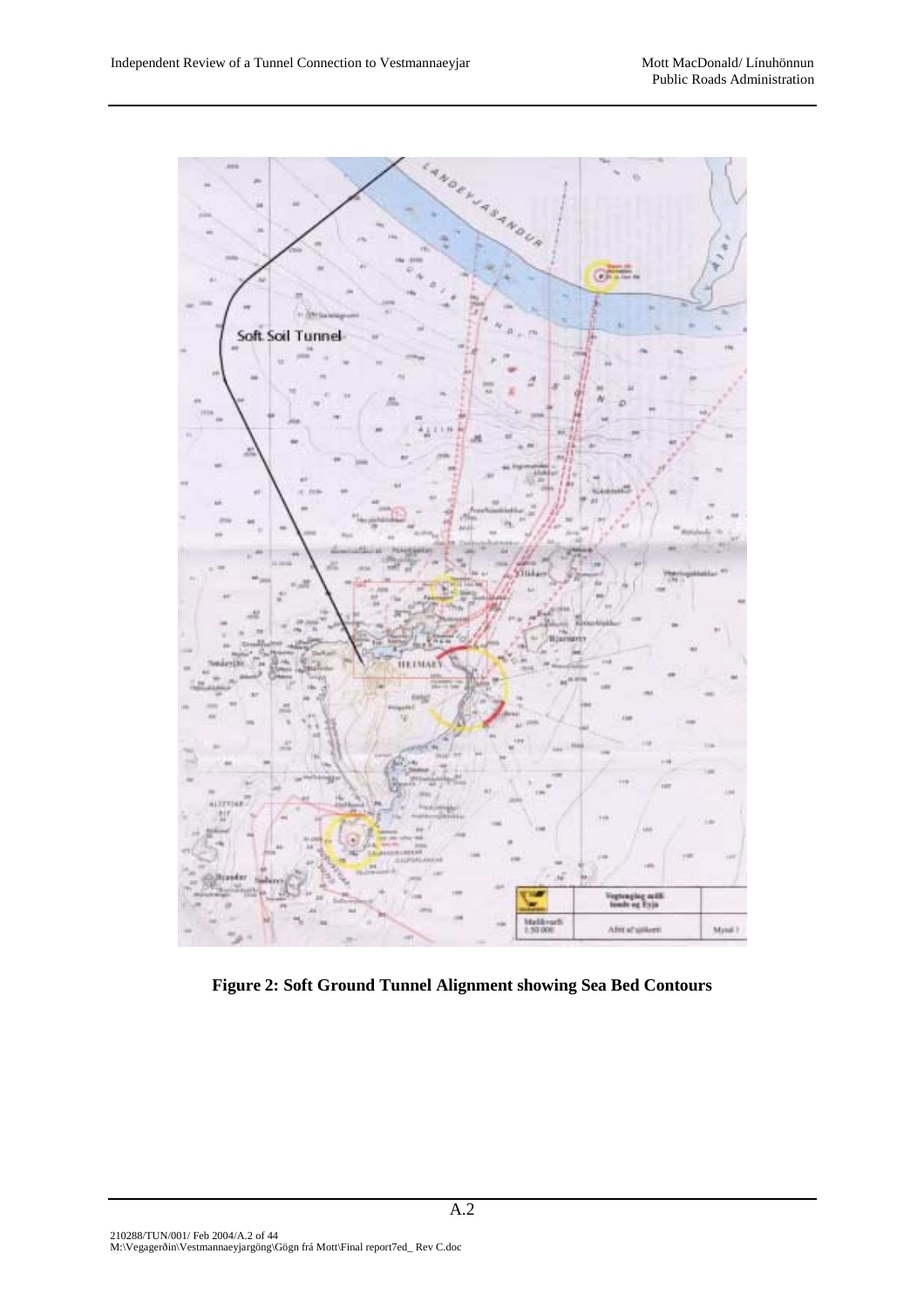**Figure 2: Soft Ground Tunnel Alignment showing Sea Bed Contours**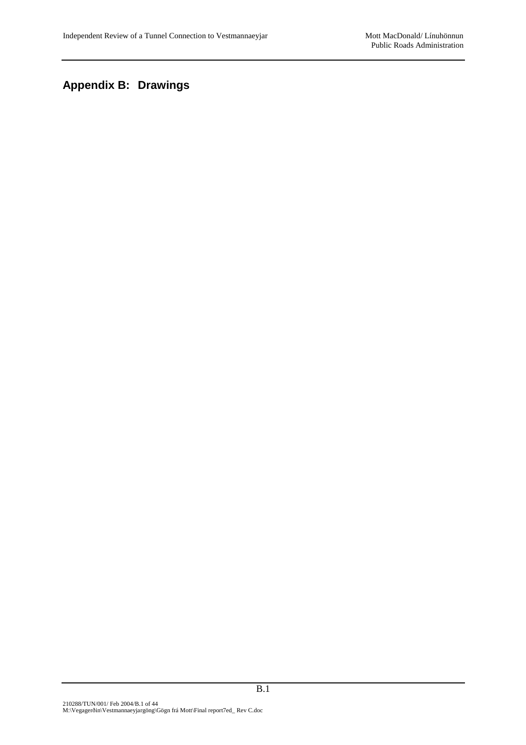# Appendix B: Drawings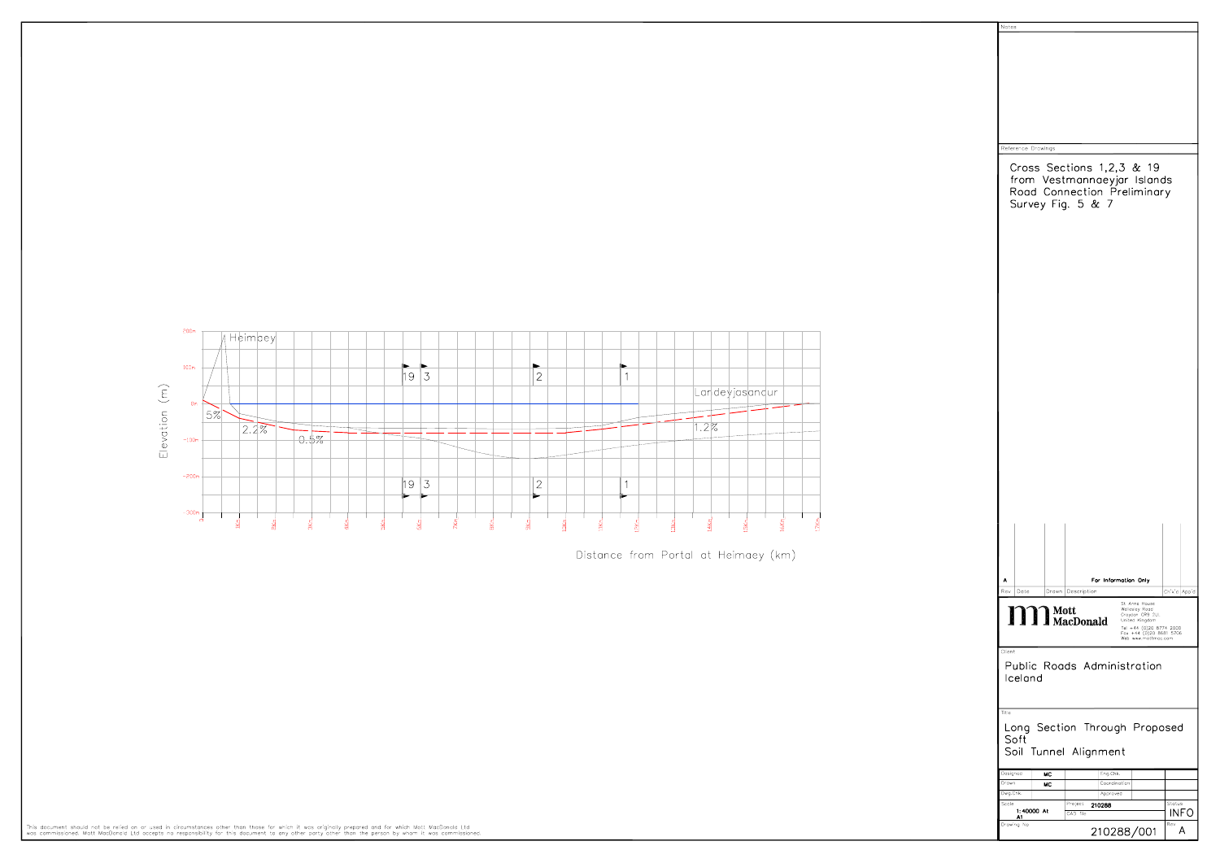Heimaey

Landeyjasandur

Elevation (m)

200m

100m

0m

-100m

-200m

-300m

5%

2.2%

0.5%

1.2%

19 3 2 1

Distance from Portal at Heimaey (km)

Notes

Reference Drawings

Cross Sections 1,2,3 & 19 from Vestmannaeyjar Islands Road Connection Preliminary Survey Fig. 5 & 7

| Rev | Date | Drawn | Description | Ch'k'd | App'd |
|---|---|---|---|---|---|
| A | | | For Information Only | | |

Mott MacDonald

St Anne House
Wellesley Road
Croydon CR9 2UL
United Kingdom

Tel +44 (0)20 8774 2000
Fax +44 (0)20 8681 5706
Web www.mottmac.com

Client

Public Roads Administration Iceland

Title

Long Section Through Proposed Soft Soil Tunnel Alignment

| | | | |
|---|---|---|---|
| Designed | MC | Eng Chk | |
| Drawn | MC | Coordination | |
| Dwg Chk | | Approved | |
| Scale | 1:40000 At A1 | Project 210288 | Status INFO |
| | | CAD file | |
| Drawing No | 210288/001 | | Rev A |

This document should not be relied on or used in circumstances other than those for which it was originally prepared and for which Mott MacDonald Ltd was commissioned. Mott MacDonald Ltd accepts no responsibility for this document to any other party other than the person by whom it was commissioned.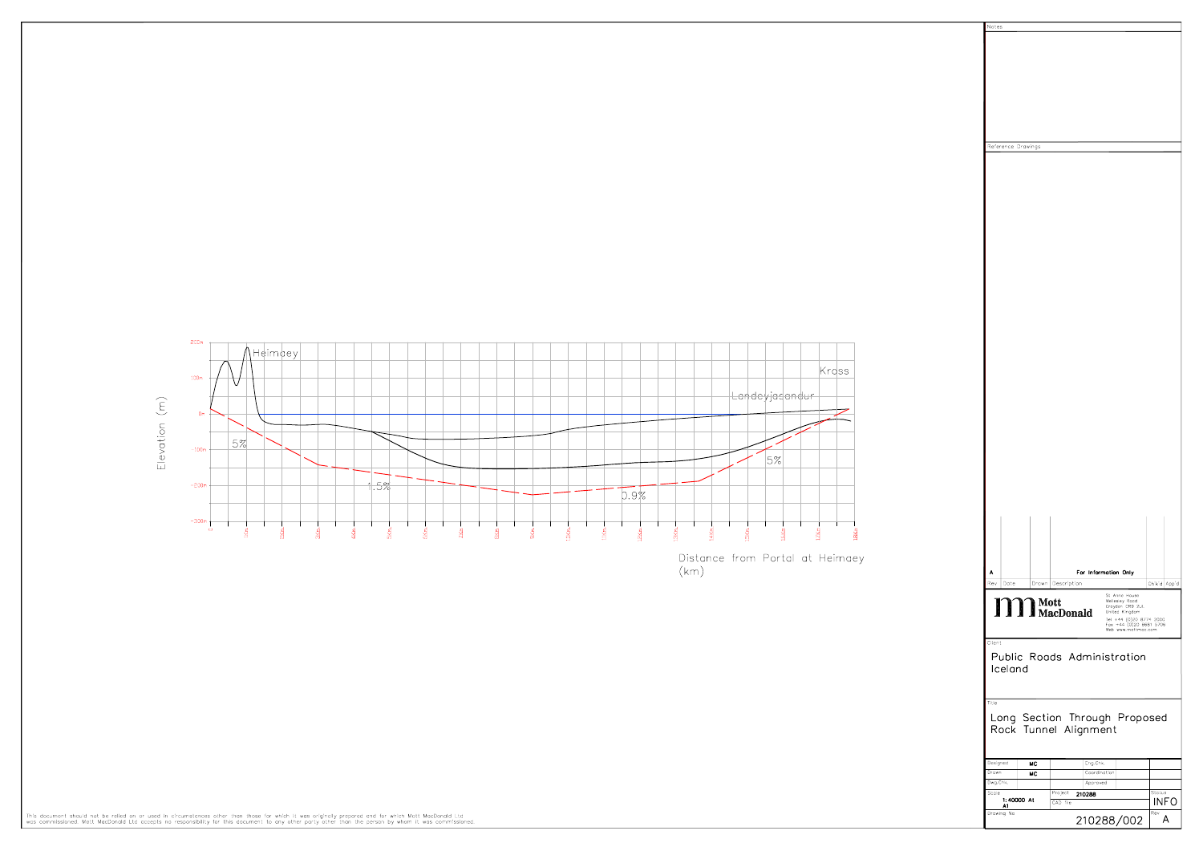Elevation (m)

Heimaey

Kross

Landeyjasandur

5%

1.5%

0.9%

5%

Distance from Portal at Heimaey (km)

Notes

Reference Drawings

| Rev | Date | Drawn | Description | Ch'k'd | App'd |
|---|---|---|---|---|---|
| A | | | For Information Only | | |

**Mott MacDonald**

St Anne House
Wellesley Road
Croydon CR9 2UL
United Kingdom

Tel +44 (0)20 8774 2000
Fax +44 (0)20 8681 5706
Web www.mottmac.com

Client

Public Roads Administration Iceland

Title

Long Section Through Proposed Rock Tunnel Alignment

| | | | |
|---|---|---|---|
| Designed | MC | Eng Chk | |
| Drawn | MC | Coordination | |
| Dwg Chk | | Approved | |
| Scale | 1:40000 At A1 | Project 210288 | Status INFO |
| | | CAD file | |
| Drawing No | 210288/002 | | Rev A |

This document should not be relied on or used in circumstances other than those for which it was originally prepared and for which Mott MacDonald Ltd was commissioned. Mott MacDonald Ltd accepts no responsibility for this document to any other party other than the person by whom it was commissioned.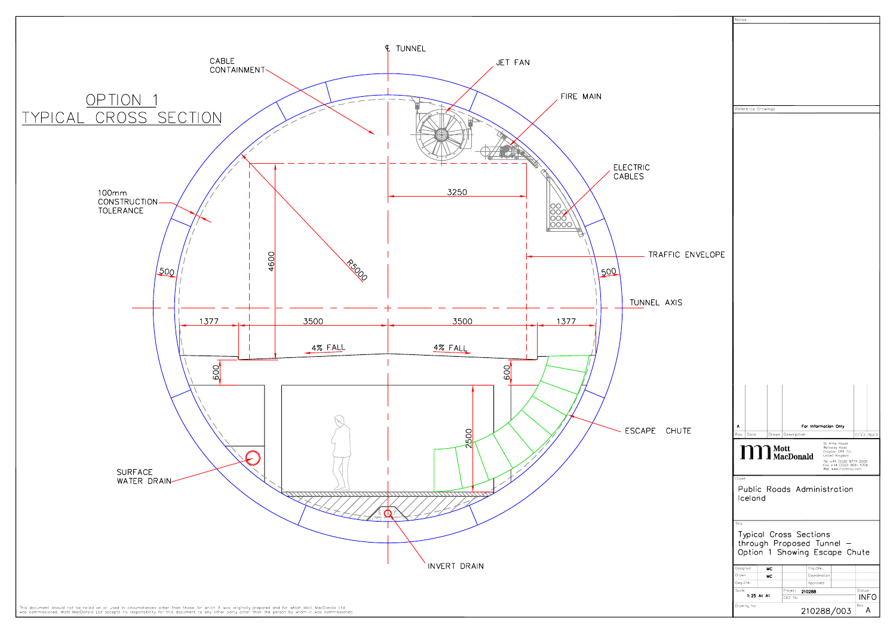# OPTION 1 TYPICAL CROSS SECTION

℄ TUNNEL

CABLE CONTAINMENT

JET FAN

FIRE MAIN

ELECTRIC CABLES

100mm CONSTRUCTION TOLERANCE

TRAFFIC ENVELOPE

TUNNEL AXIS

R5000

3250

4600

500

500

1377 | 3500 | 3500 | 1377

4% FALL

4% FALL

600

600

2500

ESCAPE CHUTE

SURFACE WATER DRAIN

INVERT DRAIN

This document should not be relied on or used in circumstances other than those for which it was originally prepared and for which Mott MacDonald Ltd was commissioned. Mott MacDonald Ltd accepts no responsibility for this document to any other party other than the person by whom it was commissioned.

Notes

Reference Drawings

| Rev | Date | Drawn | Description | Ch'k'd | App'd |
|---|---|---|---|---|---|
| A | | | For Information Only | | |

Mott MacDonald

St Anne House
Wellesley Road
Croydon CR9 2UL
United Kingdom

Tel +44 (0)20 8774 2000
Fax +44 (0)20 8681 5706
Web www.mottmac.com

Client

Public Roads Administration Iceland

Title

Typical Cross Sections through Proposed Tunnel – Option 1 Showing Escape Chute

| Designed | MC | Eng.Chk. | |
|---|---|---|---|
| Drawn | MC | Coordination | |
| Dwg.Chk. | | Approved | |

| Scale | Project | Status |
|---|---|---|
| 1:25 At A1 | 210288 | INFO |
| | CAD file | |

| Drawing No | Rev |
|---|---|
| 210288/003 | A |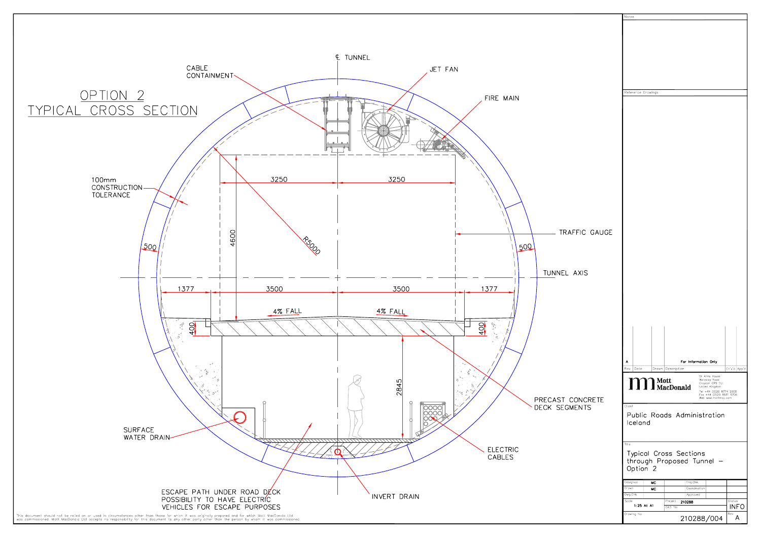# OPTION 2
## TYPICAL CROSS SECTION

℄ TUNNEL

CABLE CONTAINMENT

JET FAN

FIRE MAIN

100mm CONSTRUCTION TOLERANCE

3250 | 3250

4600

R5000

TRAFFIC GAUGE

500 | 500

TUNNEL AXIS

1377 | 3500 | 3500 | 1377

4% FALL | 4% FALL

400 | 400

2845

PRECAST CONCRETE DECK SEGMENTS

SURFACE WATER DRAIN

ELECTRIC CABLES

ESCAPE PATH UNDER ROAD DECK
POSSIBILITY TO HAVE ELECTRIC
VEHICLES FOR ESCAPE PURPOSES

INVERT DRAIN

This document should not be relied on or used in circumstances other than those for which it was originally prepared and for which Mott MacDonald Ltd was commissioned. Mott MacDonald Ltd accepts no responsibility for this document to any other party other than the person by whom it was commissioned.

Notes

Reference Drawings

| Rev | Date | Drawn | Description | Ch'k'd | App'd |
|---|---|---|---|---|---|
| A | | | For Information Only | | |

Mott MacDonald
St Anne House
Wellesley Road
Croydon CR9 2UL
United Kingdom
Tel +44 (0)20 8774 2000
Fax +44 (0)20 8681 5706
Web www.mottmac.com

Client
Public Roads Administration Iceland

Title
Typical Cross Sections through Proposed Tunnel – Option 2

| Designed | MC | Eng.Chk. | |
|---|---|---|---|
| Drawn | MC | Coordination | |
| Dwg.Chk. | | Approved | |

Scale: 1:25 At A1
Project: 210288
Status: INFO
Drawing No: 210288/004
Rev: A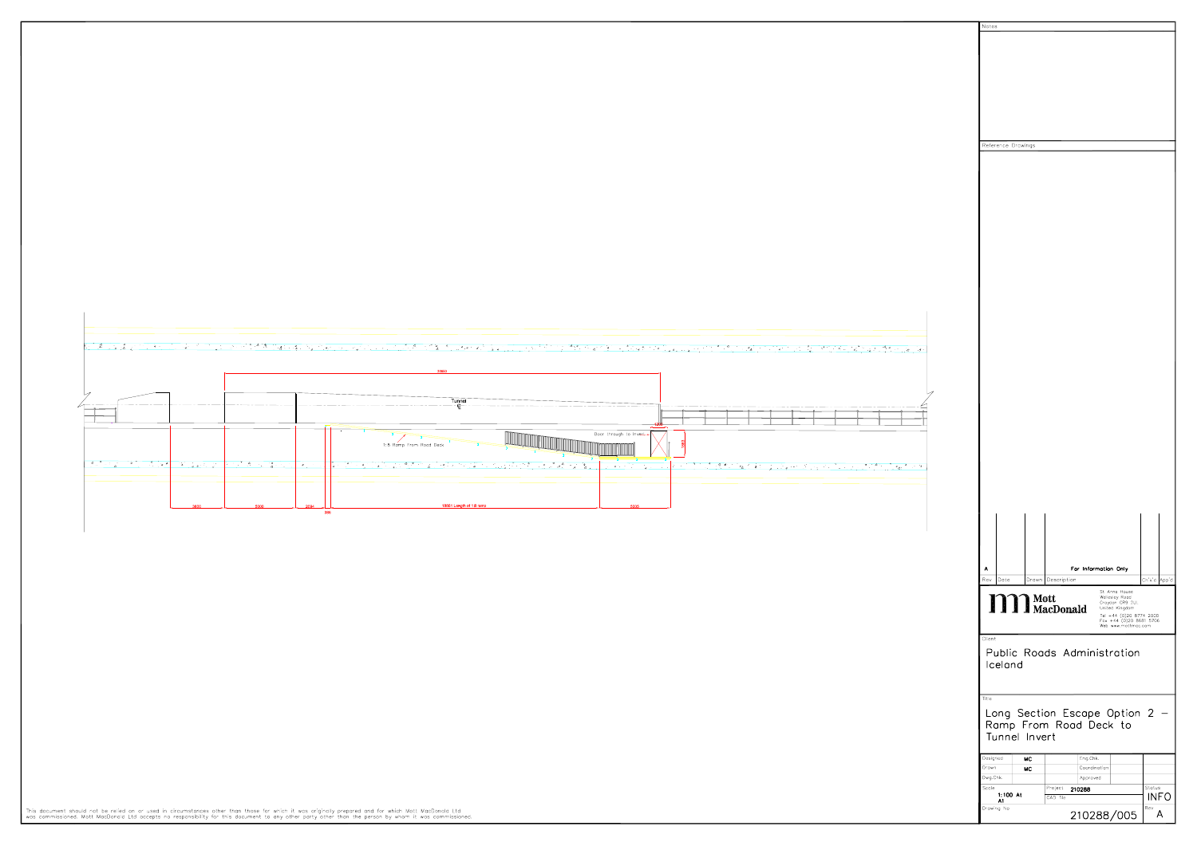30650

Tunnel
℄

1:8 Ramp From Road Deck

Door through to invert

1200

2821

3600 | 5000 | 2094 | 300 | 18801 Length of 1:8 ramp | 5000

Notes

Reference Drawings

| Rev | Date | Drawn | Description | Ch'k'd | App'd |
|---|---|---|---|---|---|
| A | | | For Information Only | | |

**Mott MacDonald**

St Anne House
Wellesley Road
Croydon CR9 2UL
United Kingdom

Tel +44 (0)20 8774 2000
Fax +44 (0)20 8681 5706
Web www.mottmac.com

Client

Public Roads Administration Iceland

Title

Long Section Escape Option 2 – Ramp From Road Deck to Tunnel Invert

| Designed | MC | Eng Chk | |
|---|---|---|---|
| Drawn | MC | Coordination | |
| Dwg Chk | | Approved | |

| Scale | 1:100 At A1 | Project | 210288 | Status | INFO |
|---|---|---|---|---|---|
| | | CAD file | | | |
| Drawing No | | 210288/005 | | Rev | A |

This document should not be relied on or used in circumstances other than those for which it was originally prepared and for which Mott MacDonald Ltd was commissioned. Mott MacDonald Ltd accepts no responsibility for this document to any other party other than the person by whom it was commissioned.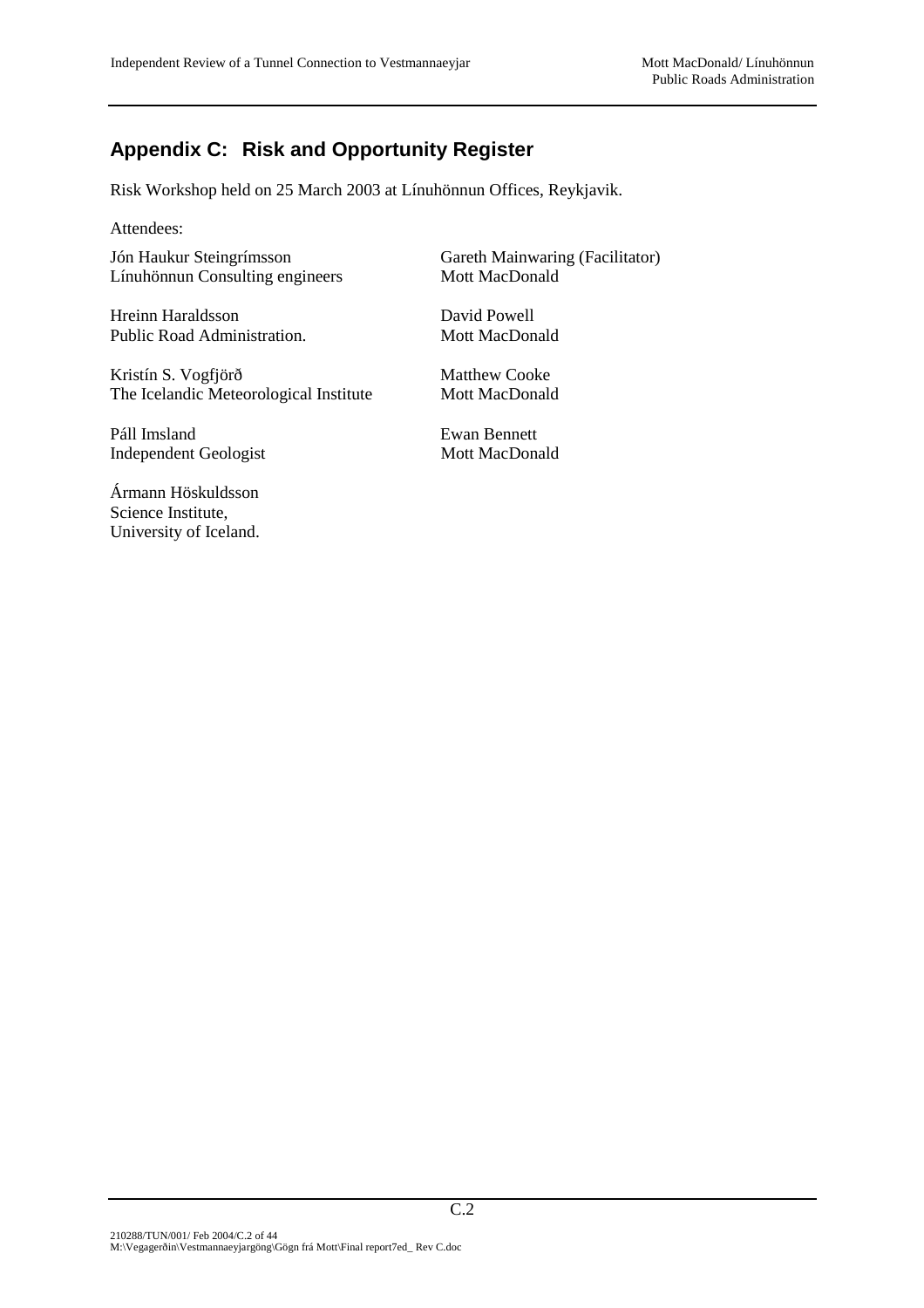## Appendix C: Risk and Opportunity Register

Risk Workshop held on 25 March 2003 at Línuhönnun Offices, Reykjavik.

Attendees:

Jón Haukur Steingrímsson
Línuhönnun Consulting engineers

Hreinn Haraldsson
Public Road Administration.

Kristín S. Vogfjörð
The Icelandic Meteorological Institute

Páll Imsland
Independent Geologist

Ármann Höskuldsson
Science Institute,
University of Iceland.

Gareth Mainwaring (Facilitator)
Mott MacDonald

David Powell
Mott MacDonald

Matthew Cooke
Mott MacDonald

Ewan Bennett
Mott MacDonald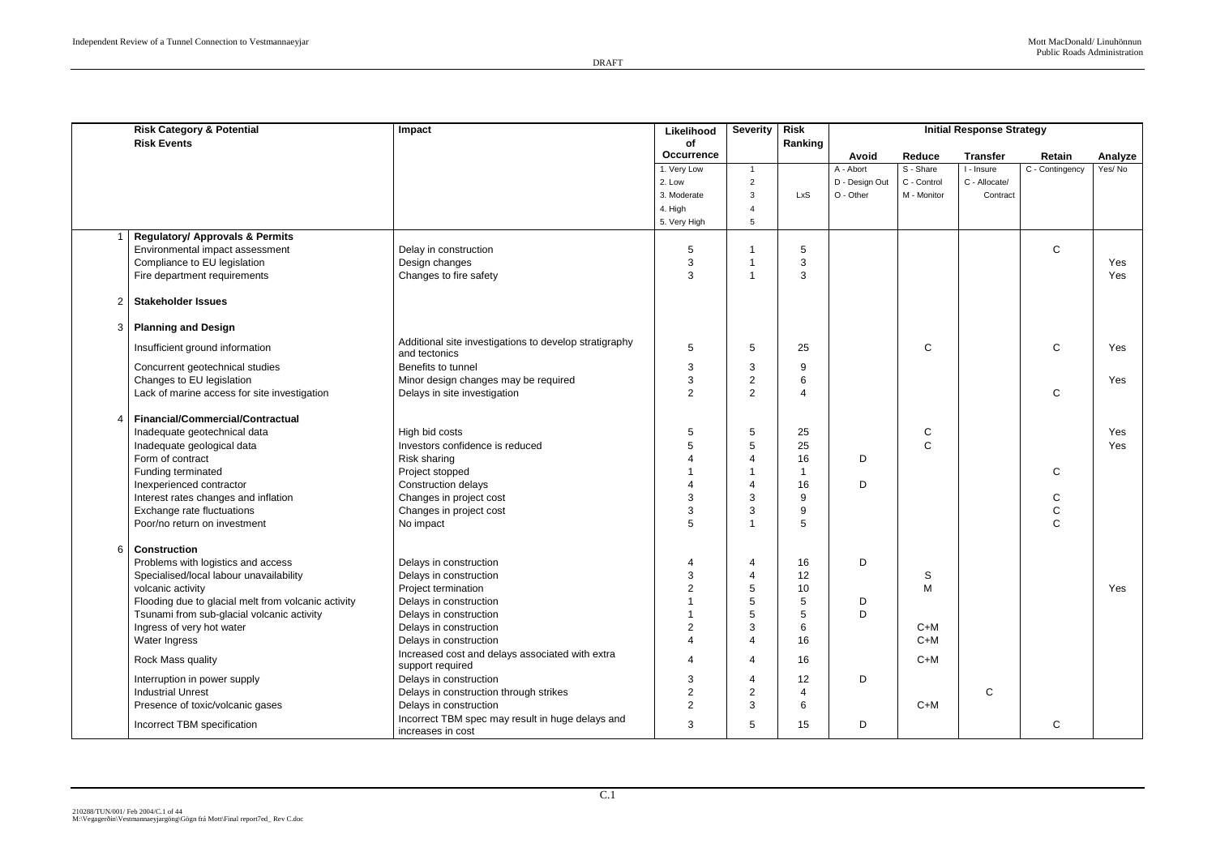DRAFT

| | Risk Category & Potential Risk Events | Impact | Likelihood of Occurrence | Severity | Risk Ranking | Initial Response Strategy | | | | |
|---|---|---|---|---|---|---|---|---|---|---|
| | | | | | | Avoid | Reduce | Transfer | Retain | Analyze |
| | | | 1. Very Low | 1 | | A - Abort | S - Share | I - Insure | C - Contingency | Yes/ No |
| | | | 2. Low | 2 | | D - Design Out | C - Control | C - Allocate/ | | |
| | | | 3. Moderate | 3 | LxS | O - Other | M - Monitor | Contract | | |
| | | | 4. High | 4 | | | | | | |
| | | | 5. Very High | 5 | | | | | | |
| 1 | **Regulatory/ Approvals & Permits** | | | | | | | | | |
| | Environmental impact assessment | Delay in construction | 5 | 1 | 5 | | | | C | |
| | Compliance to EU legislation | Design changes | 3 | 1 | 3 | | | | | Yes |
| | Fire department requirements | Changes to fire safety | 3 | 1 | 3 | | | | | Yes |
| 2 | **Stakeholder Issues** | | | | | | | | | |
| 3 | **Planning and Design** | | | | | | | | | |
| | Insufficient ground information | Additional site investigations to develop stratigraphy and tectonics | 5 | 5 | 25 | | C | | C | Yes |
| | Concurrent geotechnical studies | Benefits to tunnel | 3 | 3 | 9 | | | | | |
| | Changes to EU legislation | Minor design changes may be required | 3 | 2 | 6 | | | | | Yes |
| | Lack of marine access for site investigation | Delays in site investigation | 2 | 2 | 4 | | | | C | |
| 4 | **Financial/Commercial/Contractual** | | | | | | | | | |
| | Inadequate geotechnical data | High bid costs | 5 | 5 | 25 | | C | | | Yes |
| | Inadequate geological data | Investors confidence is reduced | 5 | 5 | 25 | | C | | | Yes |
| | Form of contract | Risk sharing | 4 | 4 | 16 | D | | | | |
| | Funding terminated | Project stopped | 1 | 1 | 1 | | | | C | |
| | Inexperienced contractor | Construction delays | 4 | 4 | 16 | D | | | | |
| | Interest rates changes and inflation | Changes in project cost | 3 | 3 | 9 | | | | C | |
| | Exchange rate fluctuations | Changes in project cost | 3 | 3 | 9 | | | | C | |
| | Poor/no return on investment | No impact | 5 | 1 | 5 | | | | C | |
| 6 | **Construction** | | | | | | | | | |
| | Problems with logistics and access | Delays in construction | 4 | 4 | 16 | D | | | | |
| | Specialised/local labour unavailability | Delays in construction | 3 | 4 | 12 | | S | | | |
| | volcanic activity | Project termination | 2 | 5 | 10 | | M | | | Yes |
| | Flooding due to glacial melt from volcanic activity | Delays in construction | 1 | 5 | 5 | D | | | | |
| | Tsunami from sub-glacial volcanic activity | Delays in construction | 1 | 5 | 5 | D | | | | |
| | Ingress of very hot water | Delays in construction | 2 | 3 | 6 | | C+M | | | |
| | Water Ingress | Delays in construction | 4 | 4 | 16 | | C+M | | | |
| | Rock Mass quality | Increased cost and delays associated with extra support required | 4 | 4 | 16 | | C+M | | | |
| | Interruption in power supply | Delays in construction | 3 | 4 | 12 | D | | | | |
| | Industrial Unrest | Delays in construction through strikes | 2 | 2 | 4 | | | C | | |
| | Presence of toxic/volcanic gases | Delays in construction | 2 | 3 | 6 | | C+M | | | |
| | Incorrect TBM specification | Incorrect TBM spec may result in huge delays and increases in cost | 3 | 5 | 15 | D | | | C | |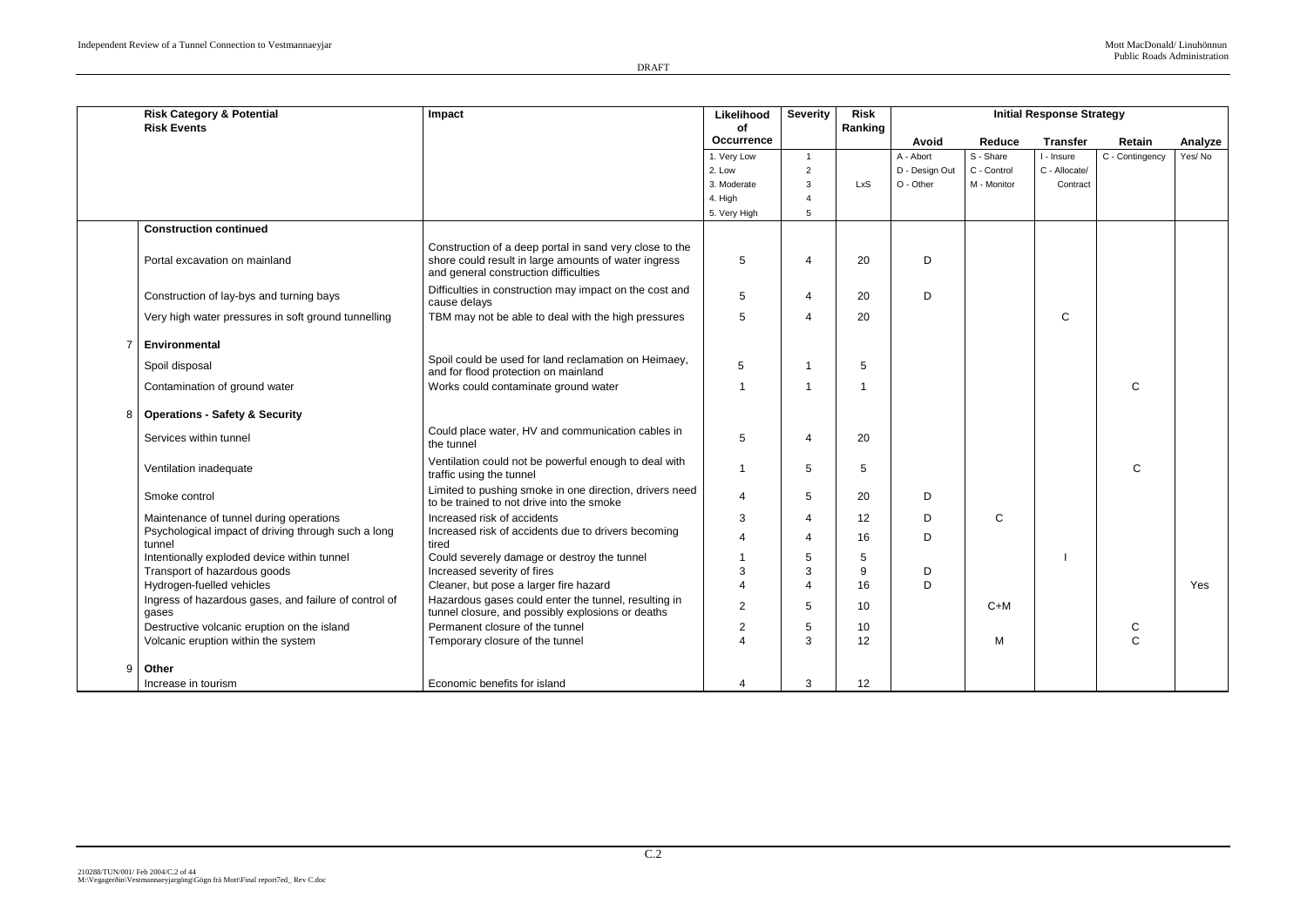DRAFT

| | Risk Category & Potential Risk Events | Impact | Likelihood of Occurrence | Severity | Risk Ranking | Initial Response Strategy | | | | |
|---|---|---|---|---|---|---|---|---|---|---|
| | | | | | | Avoid | Reduce | Transfer | Retain | Analyze |
| | | | 1. Very Low | 1 | | A - Abort | S - Share | I - Insure | C - Contingency | Yes/ No |
| | | | 2. Low | 2 | | D - Design Out | C - Control | C - Allocate/ | | |
| | | | 3. Moderate | 3 | LxS | O - Other | M - Monitor | Contract | | |
| | | | 4. High | 4 | | | | | | |
| | | | 5. Very High | 5 | | | | | | |
| | **Construction continued** | | | | | | | | | |
| | Portal excavation on mainland | Construction of a deep portal in sand very close to the shore could result in large amounts of water ingress and general construction difficulties | 5 | 4 | 20 | D | | | | |
| | Construction of lay-bys and turning bays | Difficulties in construction may impact on the cost and cause delays | 5 | 4 | 20 | D | | | | |
| | Very high water pressures in soft ground tunnelling | TBM may not be able to deal with the high pressures | 5 | 4 | 20 | | | C | | |
| 7 | **Environmental** | | | | | | | | | |
| | Spoil disposal | Spoil could be used for land reclamation on Heimaey, and for flood protection on mainland | 5 | 1 | 5 | | | | | |
| | Contamination of ground water | Works could contaminate ground water | 1 | 1 | 1 | | | | C | |
| 8 | **Operations - Safety & Security** | | | | | | | | | |
| | Services within tunnel | Could place water, HV and communication cables in the tunnel | 5 | 4 | 20 | | | | | |
| | Ventilation inadequate | Ventilation could not be powerful enough to deal with traffic using the tunnel | 1 | 5 | 5 | | | | C | |
| | Smoke control | Limited to pushing smoke in one direction, drivers need to be trained to not drive into the smoke | 4 | 5 | 20 | D | | | | |
| | Maintenance of tunnel during operations | Increased risk of accidents | 3 | 4 | 12 | D | C | | | |
| | Psychological impact of driving through such a long tunnel | Increased risk of accidents due to drivers becoming tired | 4 | 4 | 16 | D | | | | |
| | Intentionally exploded device within tunnel | Could severely damage or destroy the tunnel | 1 | 5 | 5 | | | I | | |
| | Transport of hazardous goods | Increased severity of fires | 3 | 3 | 9 | D | | | | |
| | Hydrogen-fuelled vehicles | Cleaner, but pose a larger fire hazard | 4 | 4 | 16 | D | | | | Yes |
| | Ingress of hazardous gases, and failure of control of gases | Hazardous gases could enter the tunnel, resulting in tunnel closure, and possibly explosions or deaths | 2 | 5 | 10 | | C+M | | | |
| | Destructive volcanic eruption on the island | Permanent closure of the tunnel | 2 | 5 | 10 | | | | C | |
| | Volcanic eruption within the system | Temporary closure of the tunnel | 4 | 3 | 12 | | M | | C | |
| 9 | **Other** | | | | | | | | | |
| | Increase in tourism | Economic benefits for island | 4 | 3 | 12 | | | | | |

C.2